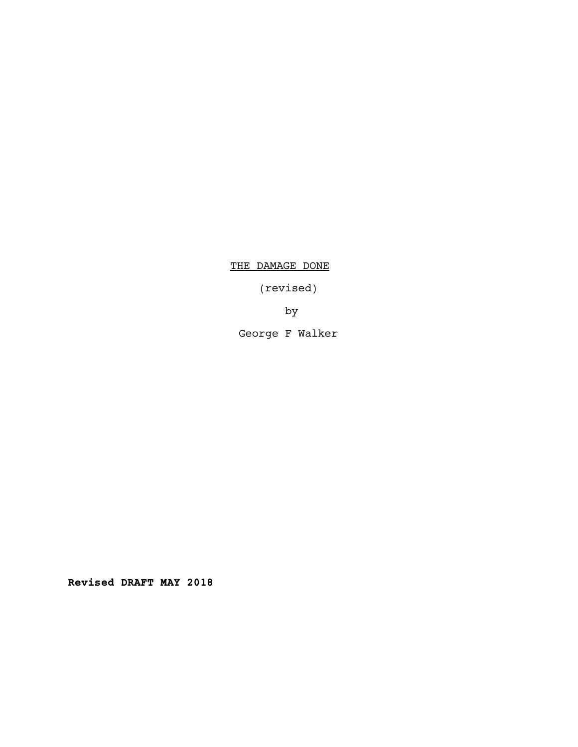# THE DAMAGE DONE

(revised)

by

George F Walker

**Revised DRAFT MAY 2018**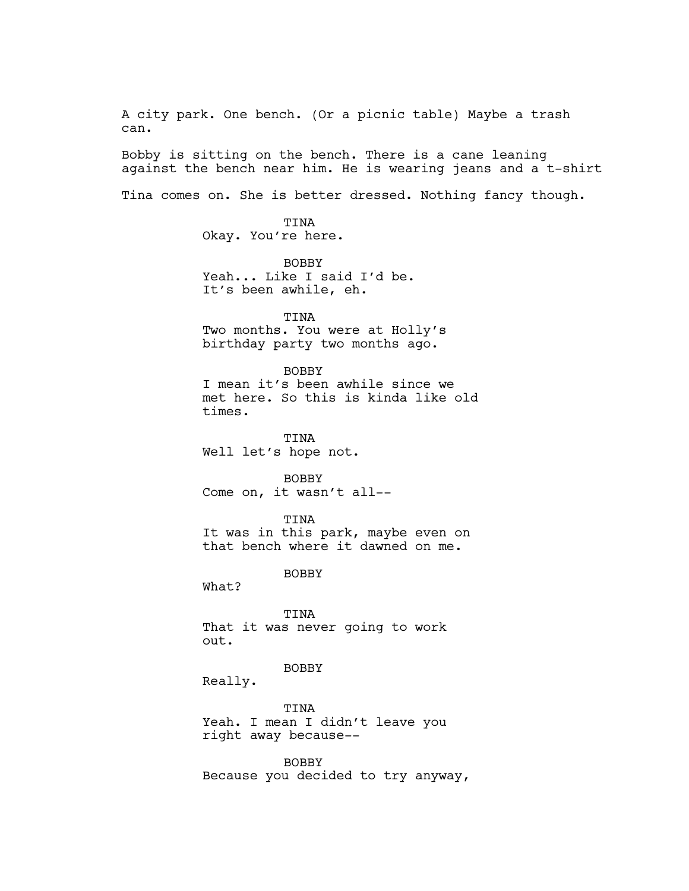A city park. One bench. (Or a picnic table) Maybe a trash can.

Bobby is sitting on the bench. There is a cane leaning against the bench near him. He is wearing jeans and a t-shirt

Tina comes on. She is better dressed. Nothing fancy though.

TINA
Okay. You're here.

BOBBY
Yeah... Like I said I'd be.
It's been awhile, eh.

TINA
Two months. You were at Holly's birthday party two months ago.

BOBBY
I mean it's been awhile since we met here. So this is kinda like old times.

TINA
Well let's hope not.

BOBBY
Come on, it wasn't all--

TINA
It was in this park, maybe even on that bench where it dawned on me.

BOBBY
What?

TINA
That it was never going to work out.

BOBBY
Really.

TINA
Yeah. I mean I didn't leave you right away because--

BOBBY
Because you decided to try anyway,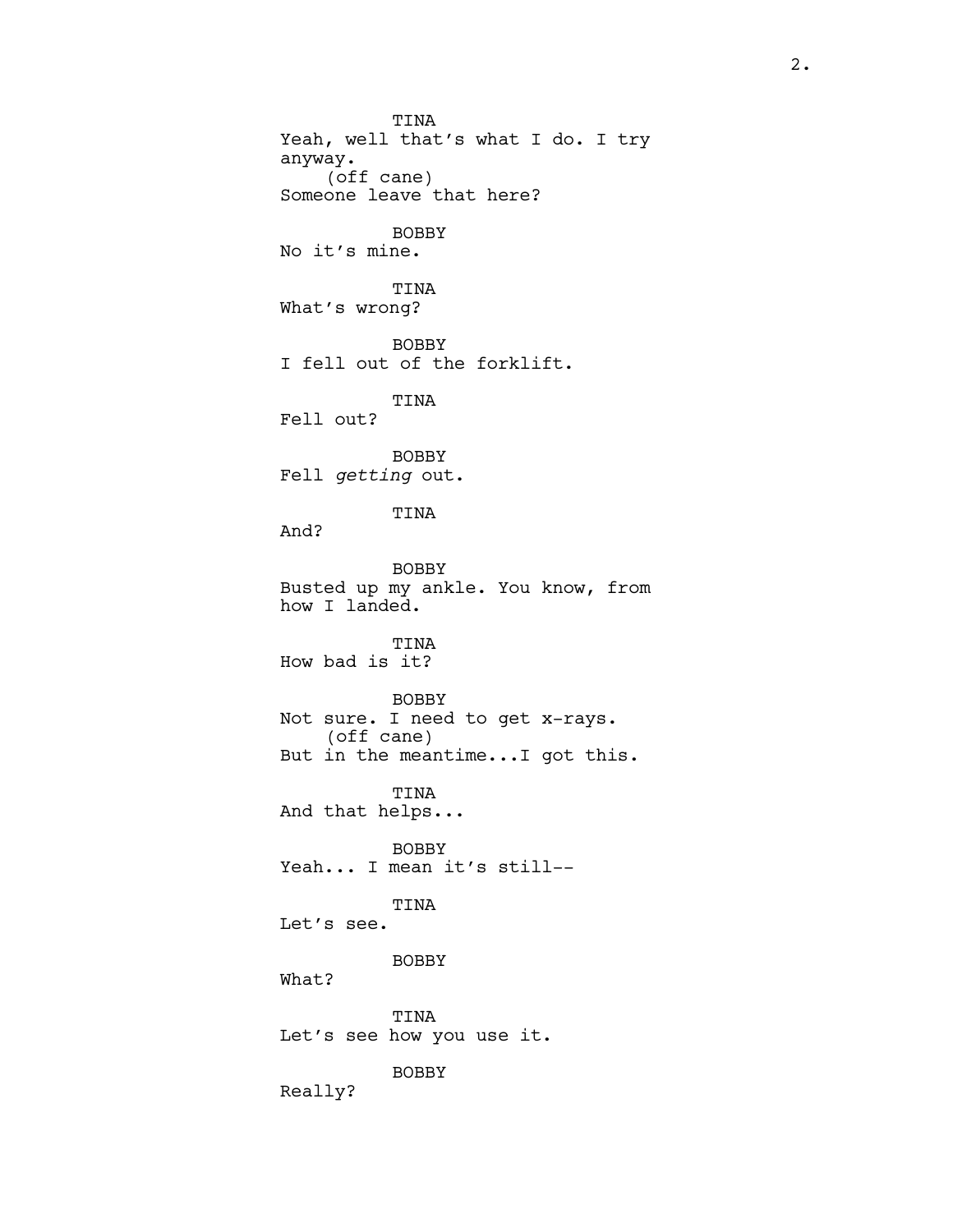TINA
Yeah, well that's what I do. I try anyway.
(off cane)
Someone leave that here?

BOBBY
No it's mine.

TINA
What's wrong?

BOBBY
I fell out of the forklift.

TINA
Fell out?

BOBBY
Fell *getting* out.

TINA
And?

BOBBY
Busted up my ankle. You know, from how I landed.

TINA
How bad is it?

BOBBY
Not sure. I need to get x-rays.
(off cane)
But in the meantime...I got this.

TINA
And that helps...

BOBBY
Yeah... I mean it's still--

TINA
Let's see.

BOBBY
What?

TINA
Let's see how you use it.

BOBBY
Really?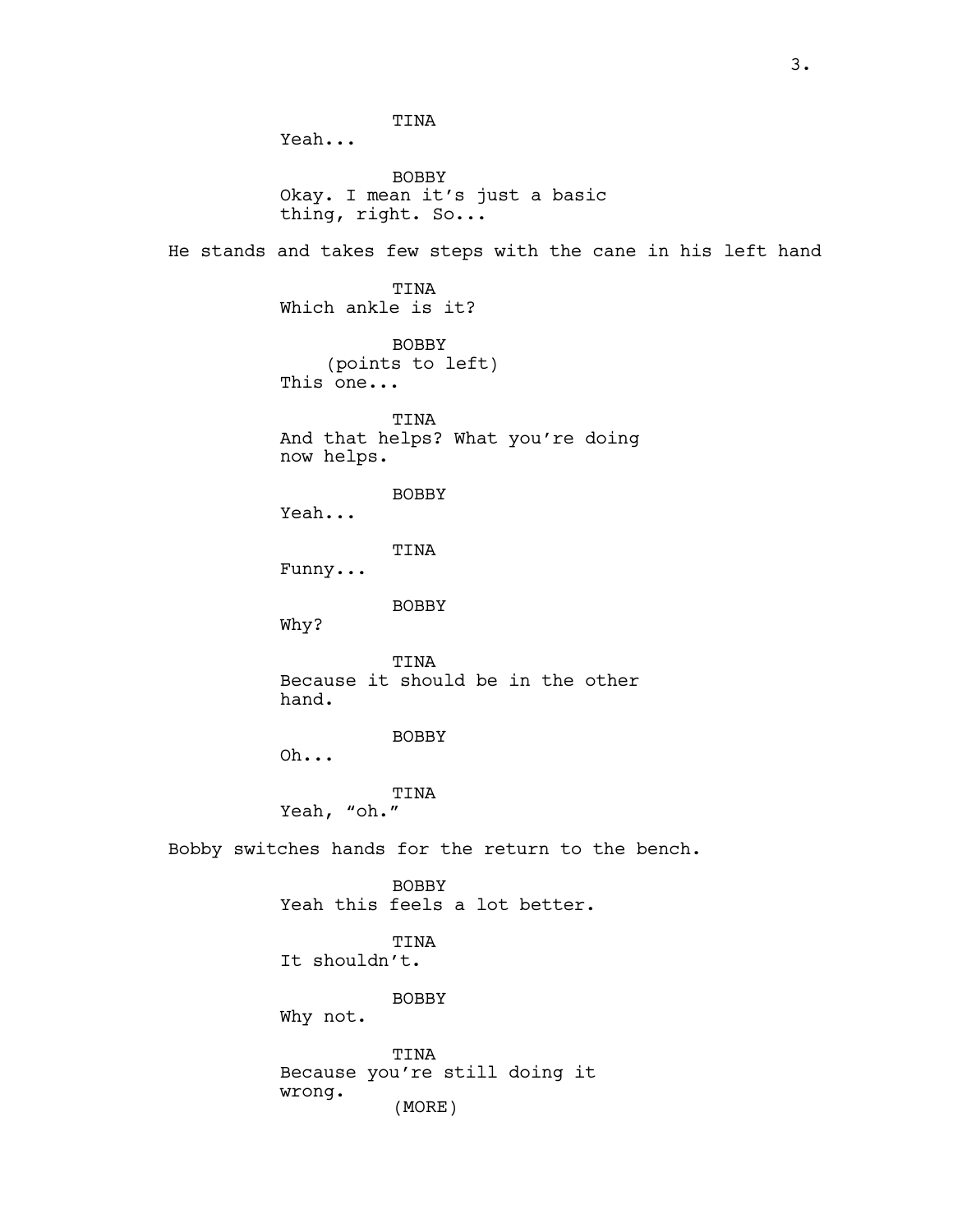TINA
Yeah...

BOBBY
Okay. I mean it's just a basic thing, right. So...

He stands and takes few steps with the cane in his left hand

TINA
Which ankle is it?

BOBBY
(points to left)
This one...

TINA
And that helps? What you're doing now helps.

BOBBY
Yeah...

TINA
Funny...

BOBBY
Why?

TINA
Because it should be in the other hand.

BOBBY
Oh...

TINA
Yeah, "oh."

Bobby switches hands for the return to the bench.

BOBBY
Yeah this feels a lot better.

TINA
It shouldn't.

BOBBY
Why not.

TINA
Because you're still doing it wrong.
(MORE)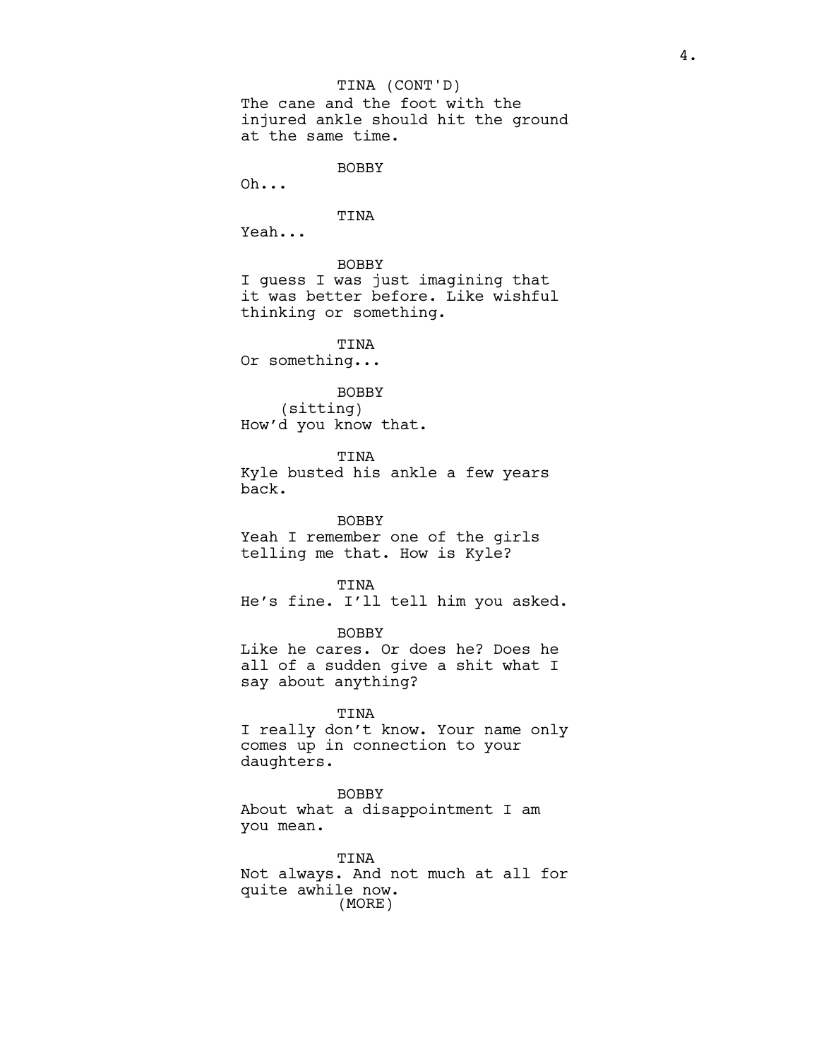TINA (CONT'D)
The cane and the foot with the injured ankle should hit the ground at the same time.

BOBBY
Oh...

TINA
Yeah...

BOBBY
I guess I was just imagining that it was better before. Like wishful thinking or something.

TINA
Or something...

BOBBY
(sitting)
How'd you know that.

TINA
Kyle busted his ankle a few years back.

BOBBY
Yeah I remember one of the girls telling me that. How is Kyle?

TINA
He's fine. I'll tell him you asked.

BOBBY
Like he cares. Or does he? Does he all of a sudden give a shit what I say about anything?

TINA
I really don't know. Your name only comes up in connection to your daughters.

BOBBY
About what a disappointment I am you mean.

TINA
Not always. And not much at all for quite awhile now.
(MORE)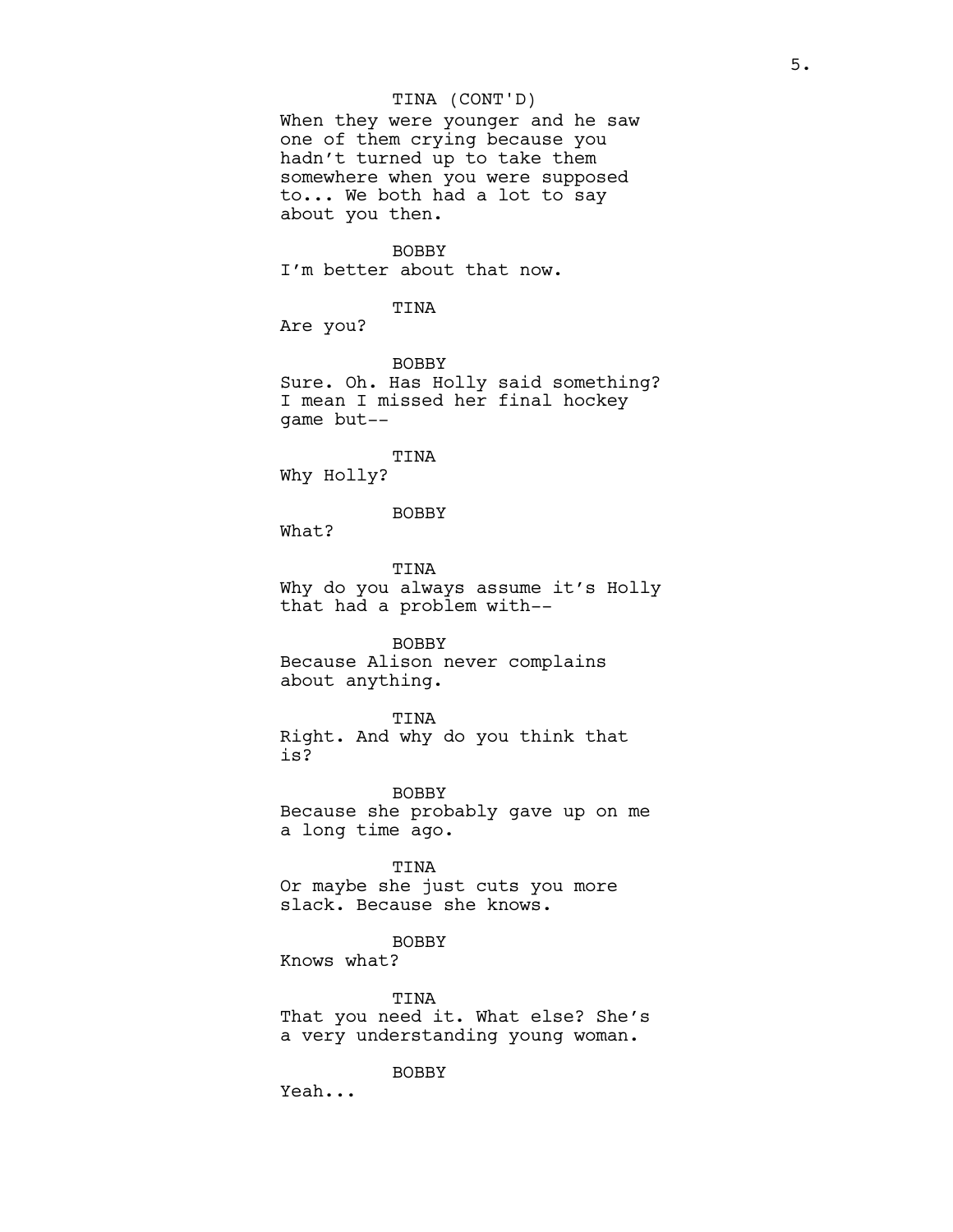TINA (CONT'D)
When they were younger and he saw one of them crying because you hadn't turned up to take them somewhere when you were supposed to... We both had a lot to say about you then.

BOBBY
I'm better about that now.

TINA
Are you?

BOBBY
Sure. Oh. Has Holly said something? I mean I missed her final hockey game but--

TINA
Why Holly?

BOBBY
What?

TINA
Why do you always assume it's Holly that had a problem with--

BOBBY
Because Alison never complains about anything.

TINA
Right. And why do you think that is?

BOBBY
Because she probably gave up on me a long time ago.

TINA
Or maybe she just cuts you more slack. Because she knows.

BOBBY
Knows what?

TINA
That you need it. What else? She's a very understanding young woman.

BOBBY
Yeah...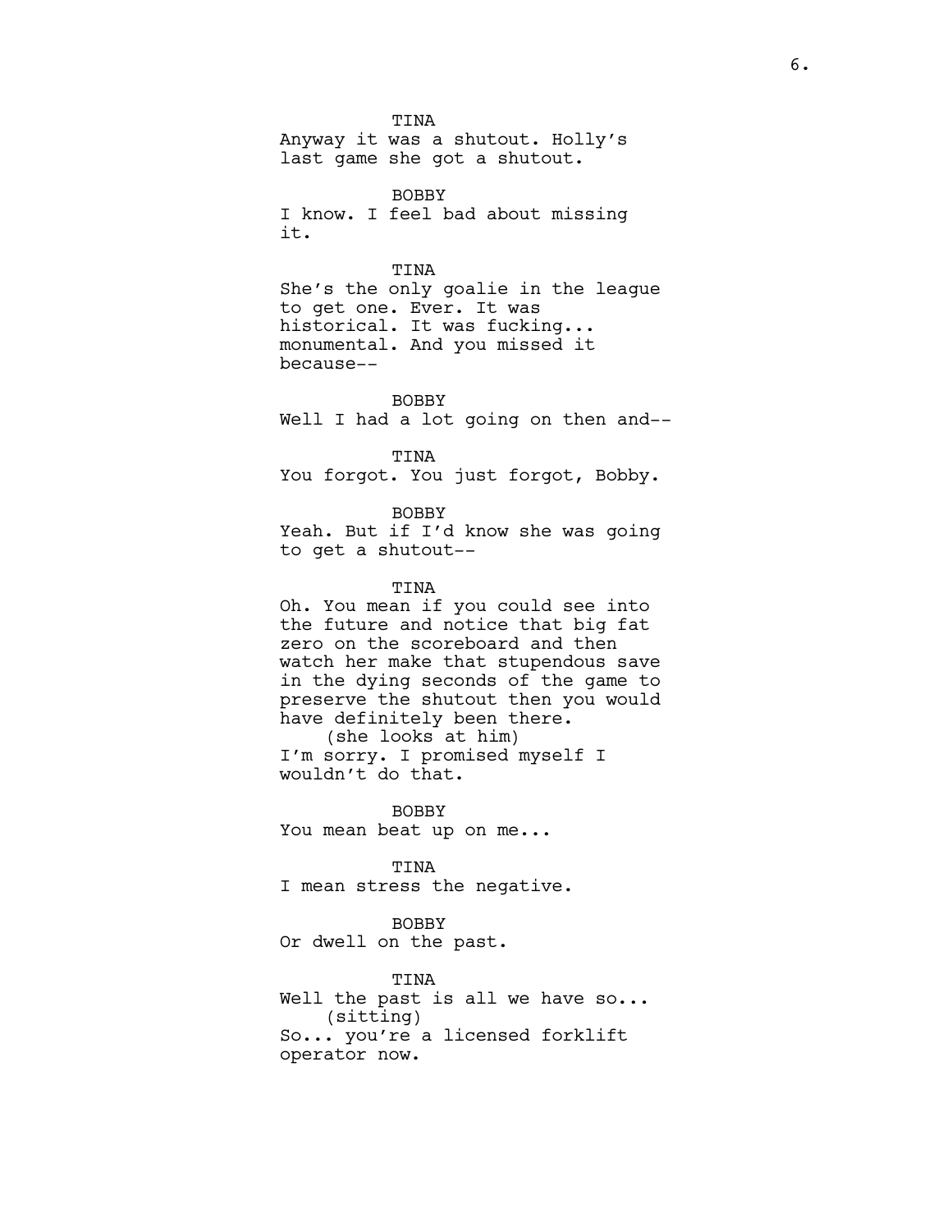TINA
Anyway it was a shutout. Holly's last game she got a shutout.

BOBBY
I know. I feel bad about missing it.

TINA
She's the only goalie in the league to get one. Ever. It was historical. It was fucking... monumental. And you missed it because--

BOBBY
Well I had a lot going on then and--

TINA
You forgot. You just forgot, Bobby.

BOBBY
Yeah. But if I'd know she was going to get a shutout--

TINA
Oh. You mean if you could see into the future and notice that big fat zero on the scoreboard and then watch her make that stupendous save in the dying seconds of the game to preserve the shutout then you would have definitely been there.
(she looks at him)
I'm sorry. I promised myself I wouldn't do that.

BOBBY
You mean beat up on me...

TINA
I mean stress the negative.

BOBBY
Or dwell on the past.

TINA
Well the past is all we have so...
(sitting)
So... you're a licensed forklift operator now.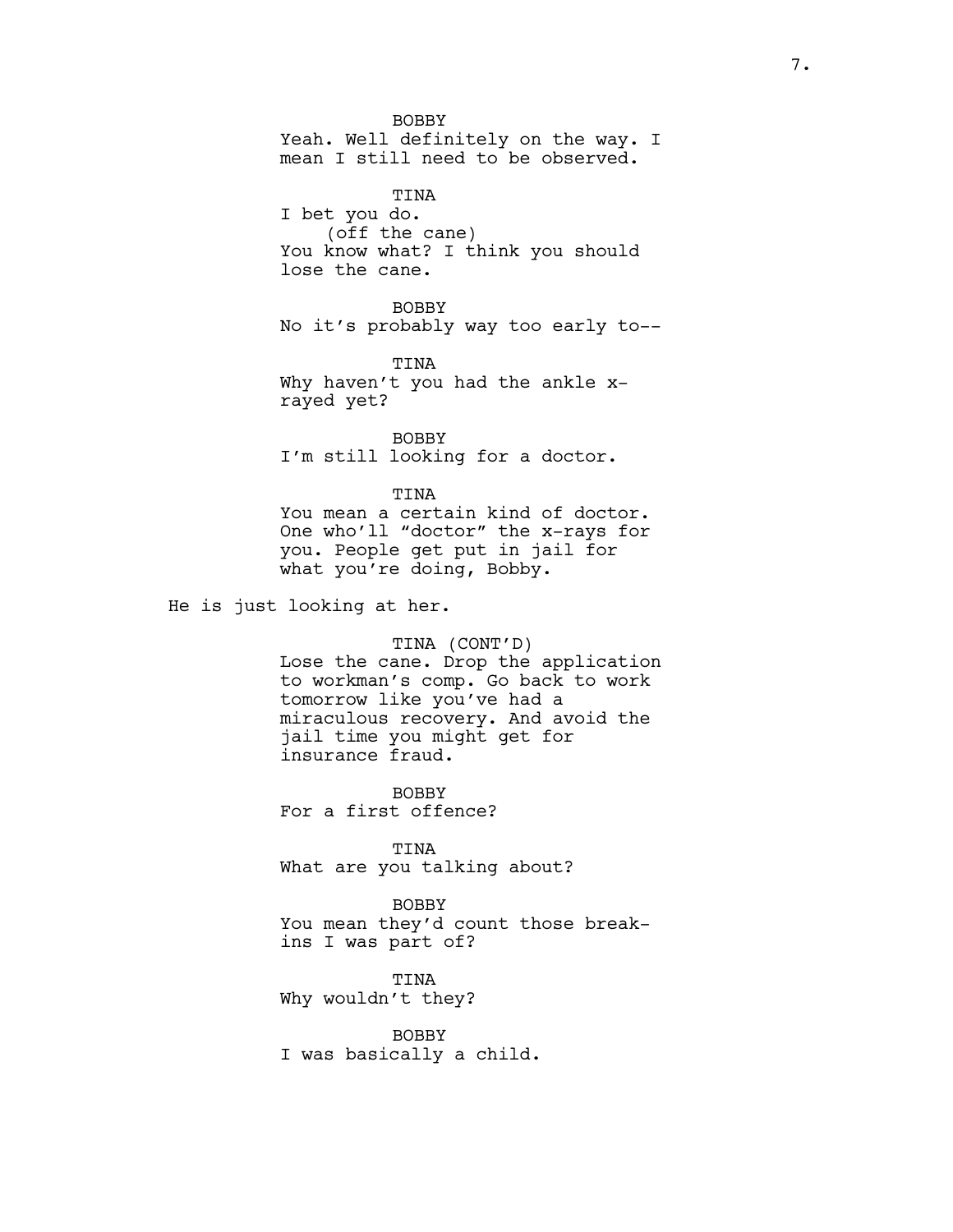BOBBY
Yeah. Well definitely on the way. I mean I still need to be observed.

TINA
I bet you do.
(off the cane)
You know what? I think you should lose the cane.

BOBBY
No it's probably way too early to--

TINA
Why haven't you had the ankle x-rayed yet?

BOBBY
I'm still looking for a doctor.

TINA
You mean a certain kind of doctor. One who'll "doctor" the x-rays for you. People get put in jail for what you're doing, Bobby.

He is just looking at her.

TINA (CONT'D)
Lose the cane. Drop the application to workman's comp. Go back to work tomorrow like you've had a miraculous recovery. And avoid the jail time you might get for insurance fraud.

BOBBY
For a first offence?

TINA
What are you talking about?

BOBBY
You mean they'd count those break-ins I was part of?

TINA
Why wouldn't they?

BOBBY
I was basically a child.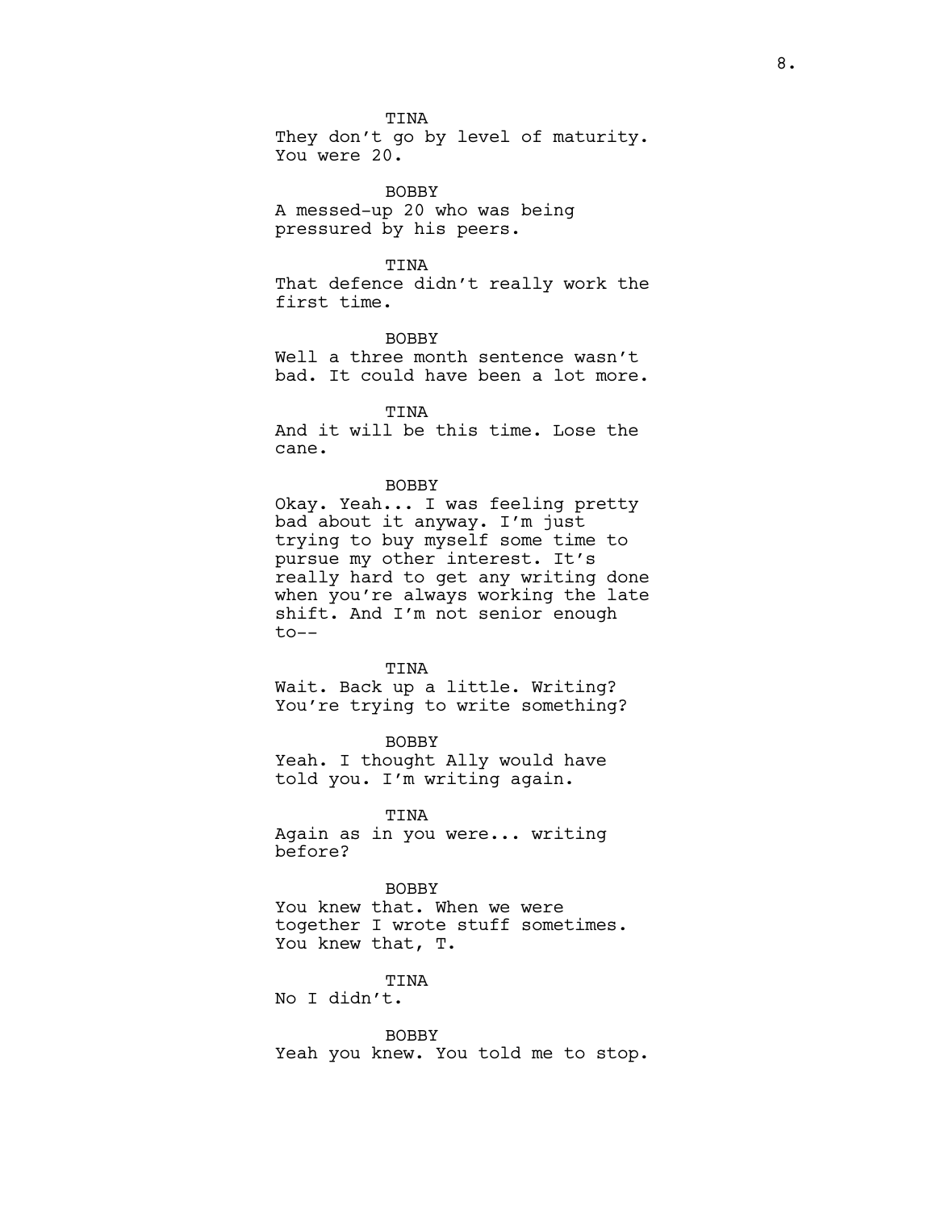TINA
They don't go by level of maturity. You were 20.

BOBBY
A messed-up 20 who was being pressured by his peers.

TINA
That defence didn't really work the first time.

BOBBY
Well a three month sentence wasn't bad. It could have been a lot more.

TINA
And it will be this time. Lose the cane.

BOBBY
Okay. Yeah... I was feeling pretty bad about it anyway. I'm just trying to buy myself some time to pursue my other interest. It's really hard to get any writing done when you're always working the late shift. And I'm not senior enough to--

TINA
Wait. Back up a little. Writing? You're trying to write something?

BOBBY
Yeah. I thought Ally would have told you. I'm writing again.

TINA
Again as in you were... writing before?

BOBBY
You knew that. When we were together I wrote stuff sometimes. You knew that, T.

TINA
No I didn't.

BOBBY
Yeah you knew. You told me to stop.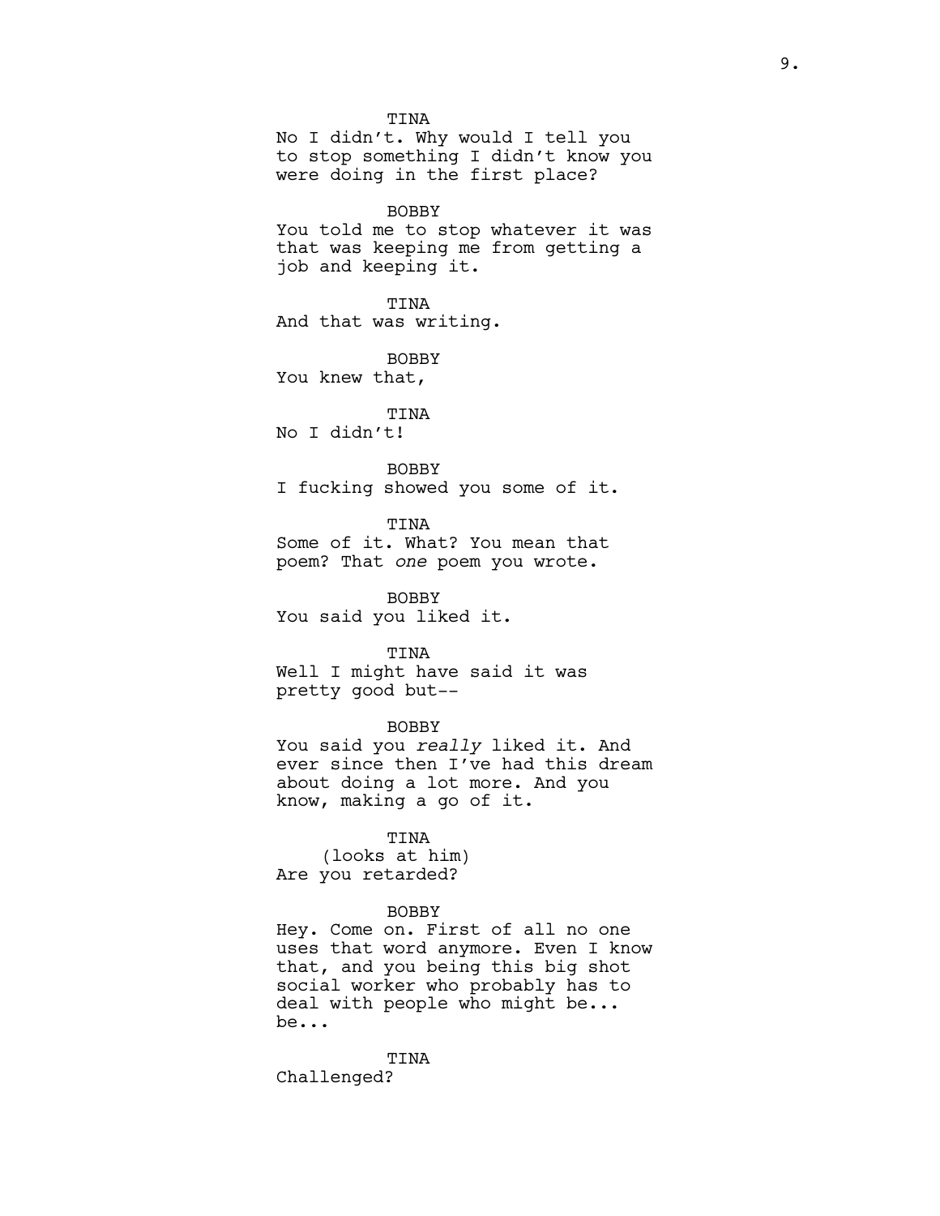TINA
No I didn't. Why would I tell you to stop something I didn't know you were doing in the first place?

BOBBY
You told me to stop whatever it was that was keeping me from getting a job and keeping it.

TINA
And that was writing.

BOBBY
You knew that,

TINA
No I didn't!

BOBBY
I fucking showed you some of it.

TINA
Some of it. What? You mean that poem? That *one* poem you wrote.

BOBBY
You said you liked it.

TINA
Well I might have said it was pretty good but--

BOBBY
You said you *really* liked it. And ever since then I've had this dream about doing a lot more. And you know, making a go of it.

TINA
(looks at him)
Are you retarded?

BOBBY
Hey. Come on. First of all no one uses that word anymore. Even I know that, and you being this big shot social worker who probably has to deal with people who might be... be...

TINA
Challenged?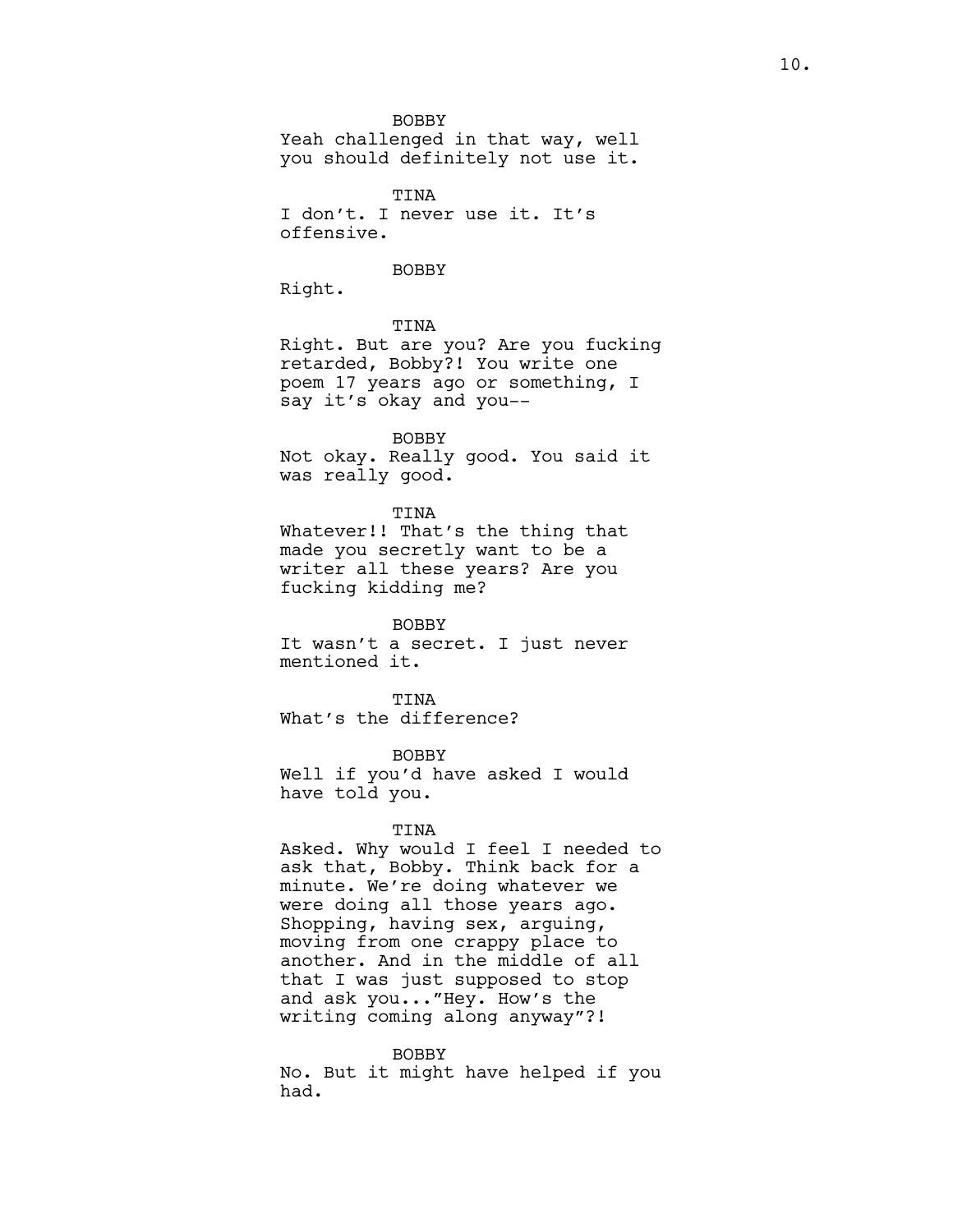BOBBY
Yeah challenged in that way, well you should definitely not use it.

TINA
I don't. I never use it. It's offensive.

BOBBY
Right.

TINA
Right. But are you? Are you fucking retarded, Bobby?! You write one poem 17 years ago or something, I say it's okay and you--

BOBBY
Not okay. Really good. You said it was really good.

TINA
Whatever!! That's the thing that made you secretly want to be a writer all these years? Are you fucking kidding me?

BOBBY
It wasn't a secret. I just never mentioned it.

TINA
What's the difference?

BOBBY
Well if you'd have asked I would have told you.

TINA
Asked. Why would I feel I needed to ask that, Bobby. Think back for a minute. We're doing whatever we were doing all those years ago. Shopping, having sex, arguing, moving from one crappy place to another. And in the middle of all that I was just supposed to stop and ask you..."Hey. How's the writing coming along anyway"?!

BOBBY
No. But it might have helped if you had.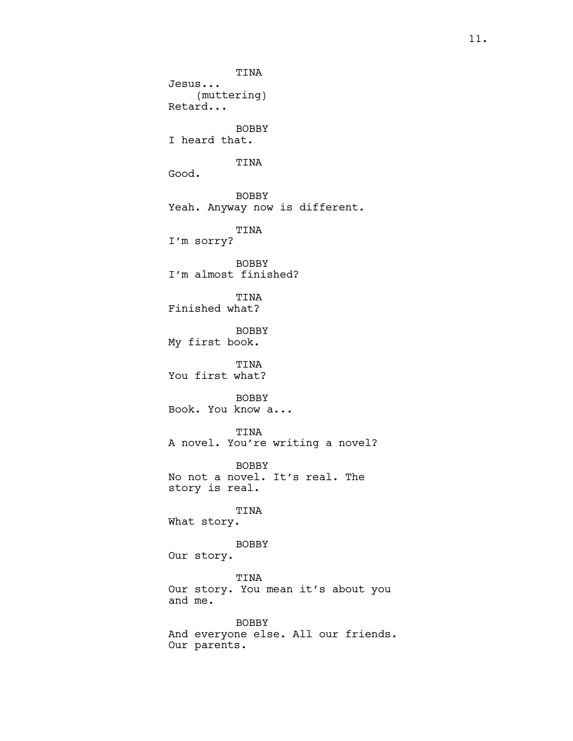TINA
Jesus...
(muttering)
Retard...

BOBBY
I heard that.

TINA
Good.

BOBBY
Yeah. Anyway now is different.

TINA
I'm sorry?

BOBBY
I'm almost finished?

TINA
Finished what?

BOBBY
My first book.

TINA
You first what?

BOBBY
Book. You know a...

TINA
A novel. You're writing a novel?

BOBBY
No not a novel. It's real. The story is real.

TINA
What story.

BOBBY
Our story.

TINA
Our story. You mean it's about you and me.

BOBBY
And everyone else. All our friends. Our parents.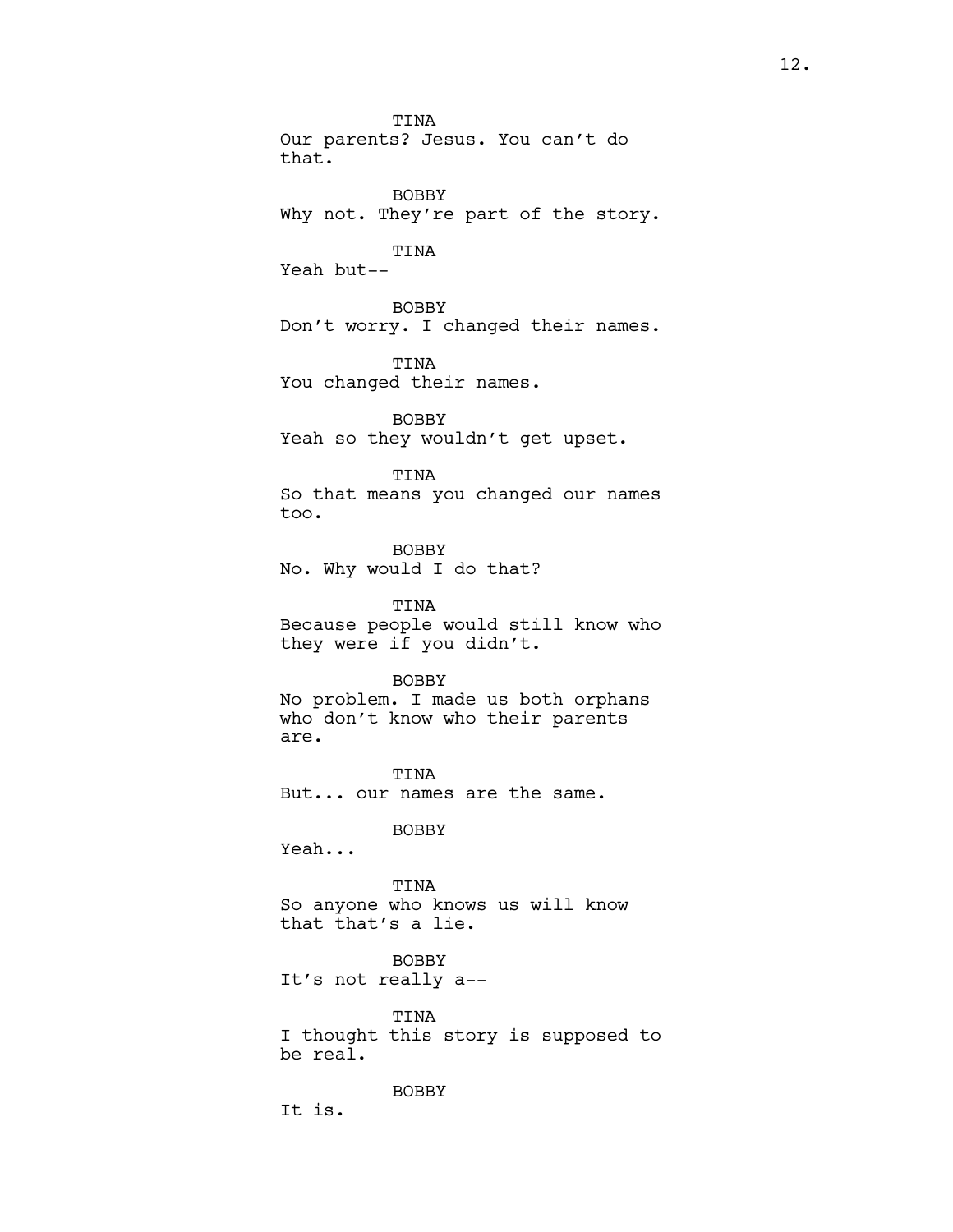TINA
Our parents? Jesus. You can't do that.

BOBBY
Why not. They're part of the story.

TINA
Yeah but--

BOBBY
Don't worry. I changed their names.

TINA
You changed their names.

BOBBY
Yeah so they wouldn't get upset.

TINA
So that means you changed our names too.

BOBBY
No. Why would I do that?

TINA
Because people would still know who they were if you didn't.

BOBBY
No problem. I made us both orphans who don't know who their parents are.

TINA
But... our names are the same.

BOBBY
Yeah...

TINA
So anyone who knows us will know that that's a lie.

BOBBY
It's not really a--

TINA
I thought this story is supposed to be real.

BOBBY
It is.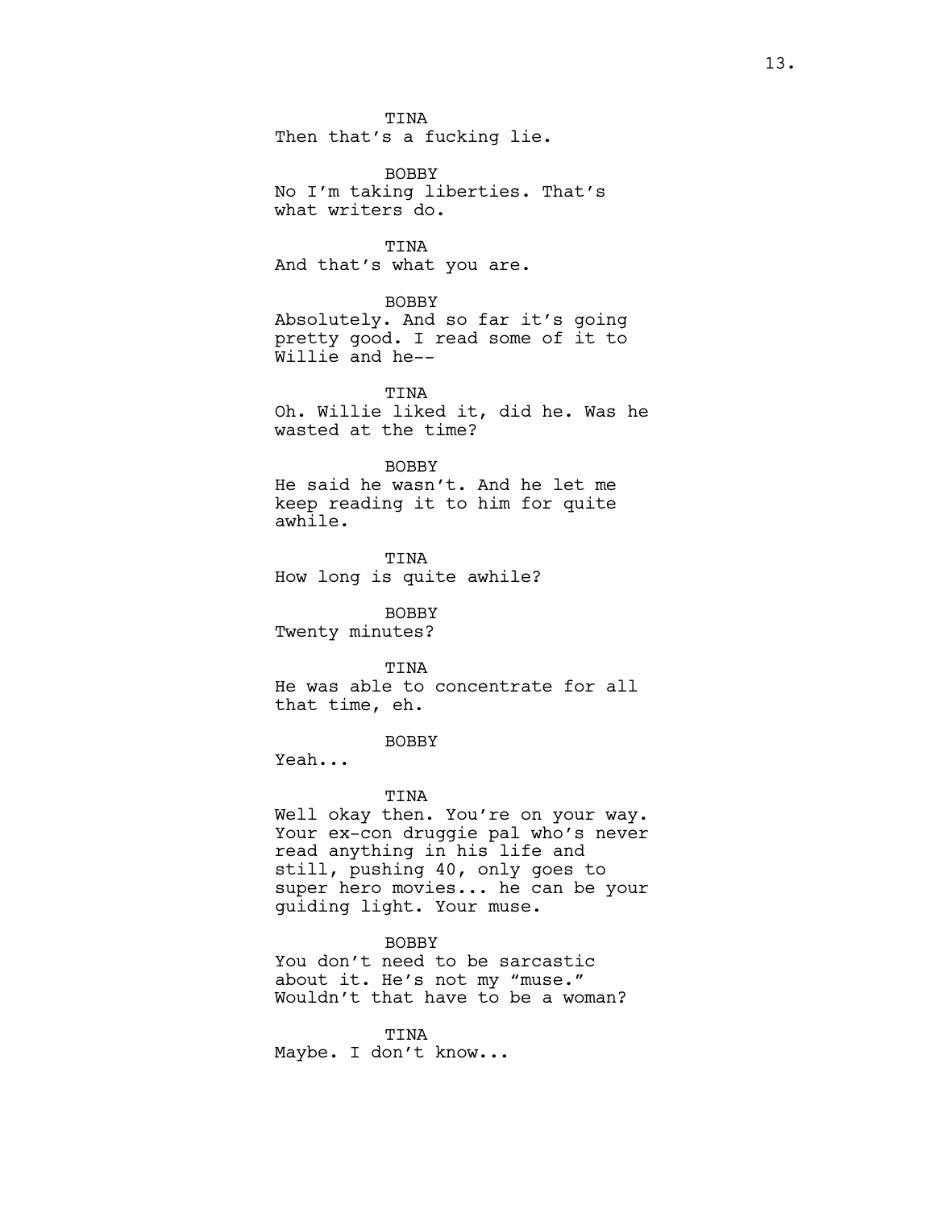TINA
Then that's a fucking lie.

BOBBY
No I'm taking liberties. That's what writers do.

TINA
And that's what you are.

BOBBY
Absolutely. And so far it's going pretty good. I read some of it to Willie and he--

TINA
Oh. Willie liked it, did he. Was he wasted at the time?

BOBBY
He said he wasn't. And he let me keep reading it to him for quite awhile.

TINA
How long is quite awhile?

BOBBY
Twenty minutes?

TINA
He was able to concentrate for all that time, eh.

BOBBY
Yeah...

TINA
Well okay then. You're on your way. Your ex-con druggie pal who's never read anything in his life and still, pushing 40, only goes to super hero movies... he can be your guiding light. Your muse.

BOBBY
You don't need to be sarcastic about it. He's not my "muse." Wouldn't that have to be a woman?

TINA
Maybe. I don't know...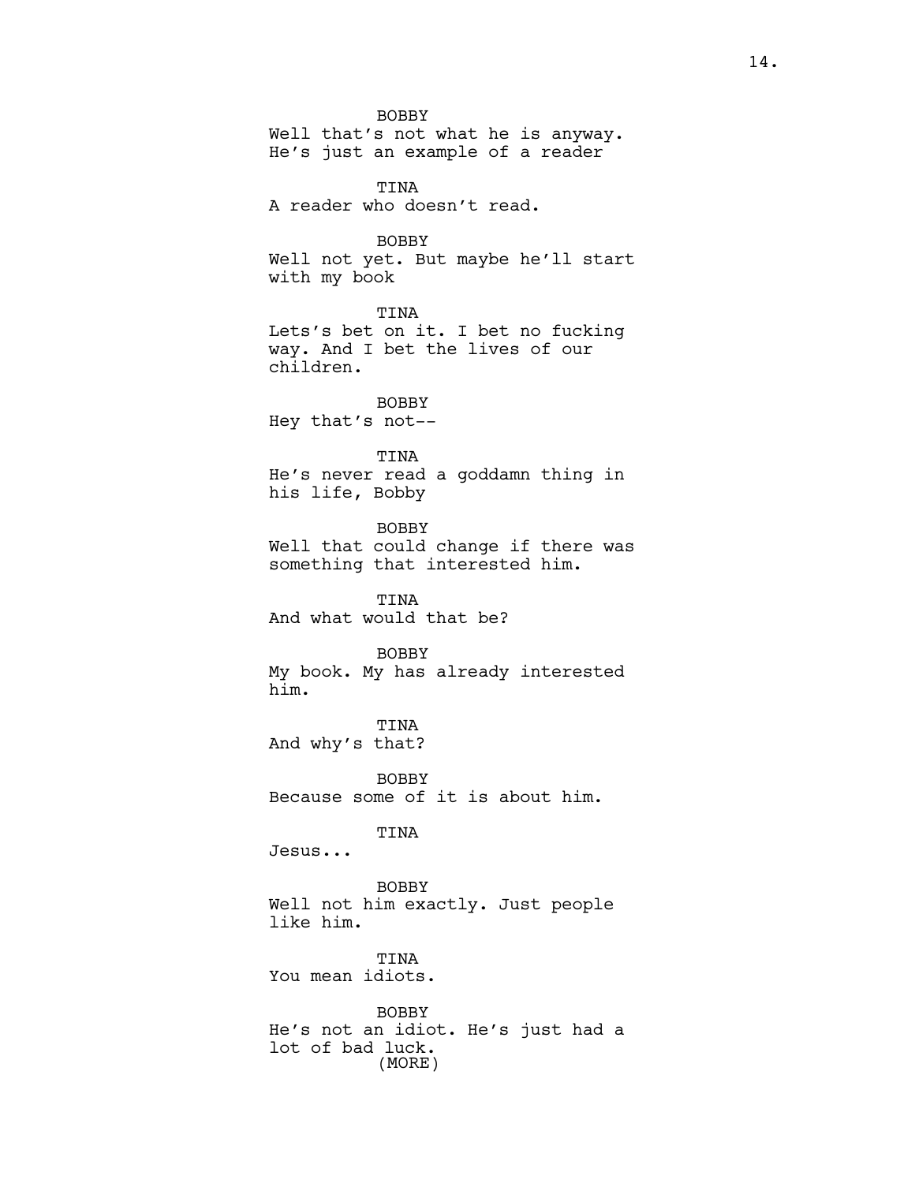BOBBY
Well that's not what he is anyway. He's just an example of a reader

TINA
A reader who doesn't read.

BOBBY
Well not yet. But maybe he'll start with my book

TINA
Lets's bet on it. I bet no fucking way. And I bet the lives of our children.

BOBBY
Hey that's not--

TINA
He's never read a goddamn thing in his life, Bobby

BOBBY
Well that could change if there was something that interested him.

TINA
And what would that be?

BOBBY
My book. My has already interested him.

TINA
And why's that?

BOBBY
Because some of it is about him.

TINA
Jesus...

BOBBY
Well not him exactly. Just people like him.

TINA
You mean idiots.

BOBBY
He's not an idiot. He's just had a lot of bad luck.
(MORE)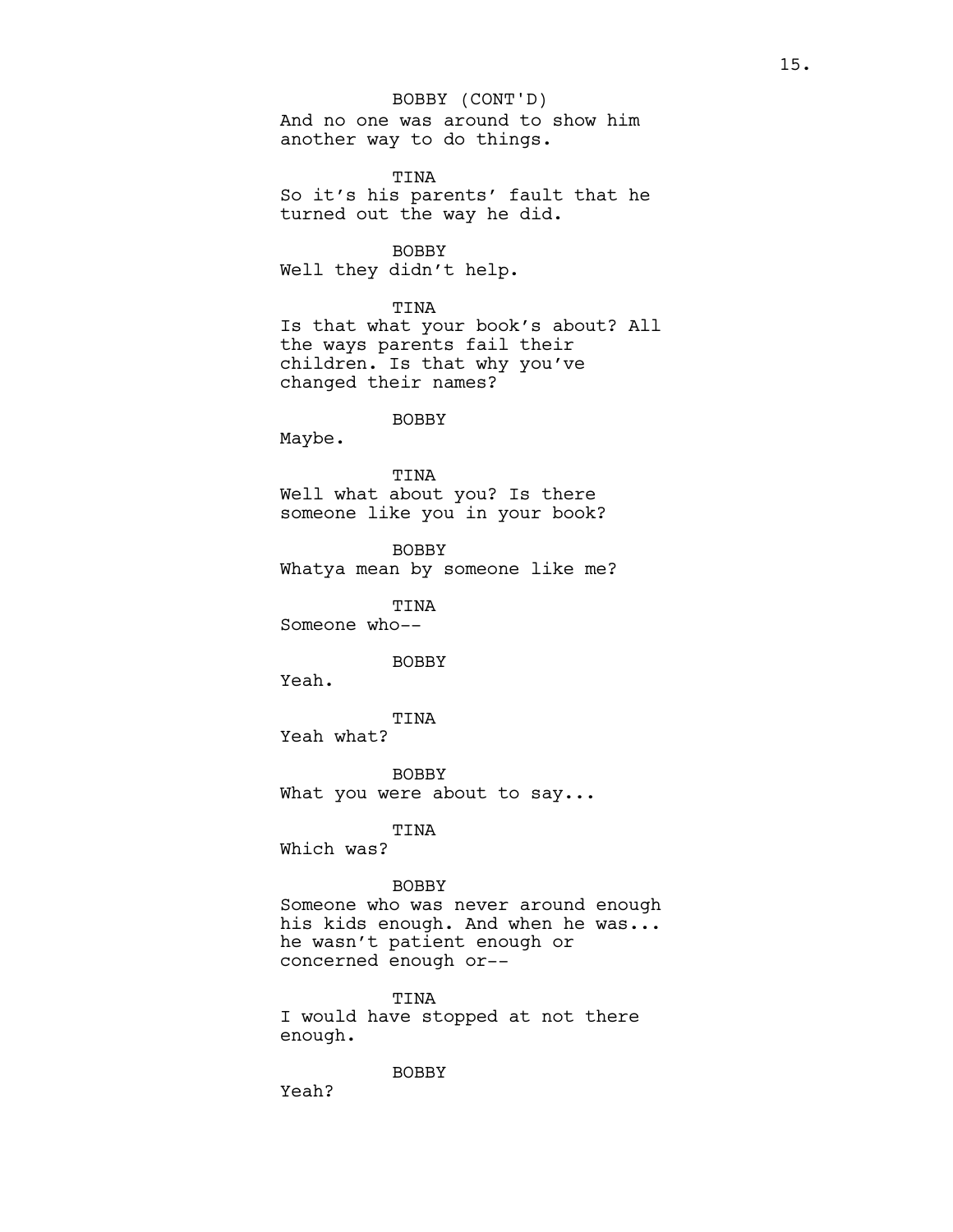BOBBY (CONT'D)

And no one was around to show him another way to do things.

TINA

So it's his parents' fault that he turned out the way he did.

BOBBY

Well they didn't help.

TINA

Is that what your book's about? All the ways parents fail their children. Is that why you've changed their names?

BOBBY

Maybe.

TINA

Well what about you? Is there someone like you in your book?

BOBBY

Whatya mean by someone like me?

TINA

Someone who--

BOBBY

Yeah.

TINA

Yeah what?

BOBBY

What you were about to say...

TINA

Which was?

BOBBY

Someone who was never around enough his kids enough. And when he was... he wasn't patient enough or concerned enough or--

TINA

I would have stopped at not there enough.

BOBBY

Yeah?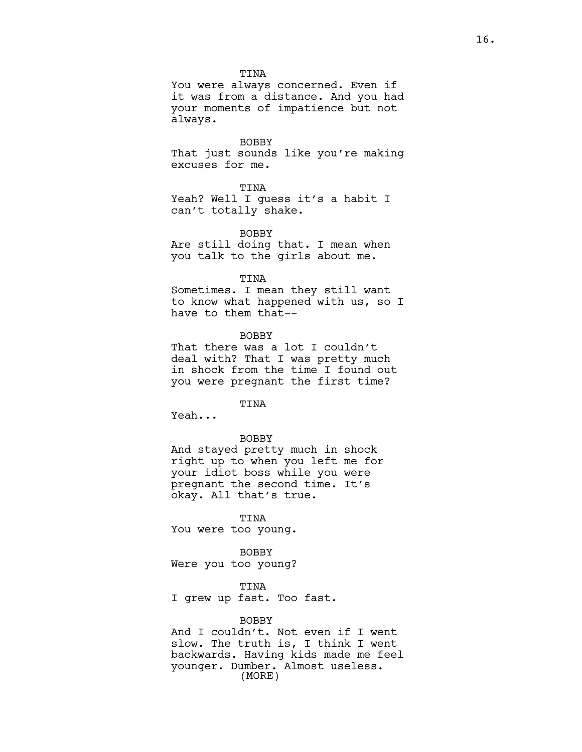TINA
You were always concerned. Even if it was from a distance. And you had your moments of impatience but not always.

BOBBY
That just sounds like you're making excuses for me.

TINA
Yeah? Well I guess it's a habit I can't totally shake.

BOBBY
Are still doing that. I mean when you talk to the girls about me.

TINA
Sometimes. I mean they still want to know what happened with us, so I have to them that--

BOBBY
That there was a lot I couldn't deal with? That I was pretty much in shock from the time I found out you were pregnant the first time?

TINA
Yeah...

BOBBY
And stayed pretty much in shock right up to when you left me for your idiot boss while you were pregnant the second time. It's okay. All that's true.

TINA
You were too young.

BOBBY
Were you too young?

TINA
I grew up fast. Too fast.

BOBBY
And I couldn't. Not even if I went slow. The truth is, I think I went backwards. Having kids made me feel younger. Dumber. Almost useless.
(MORE)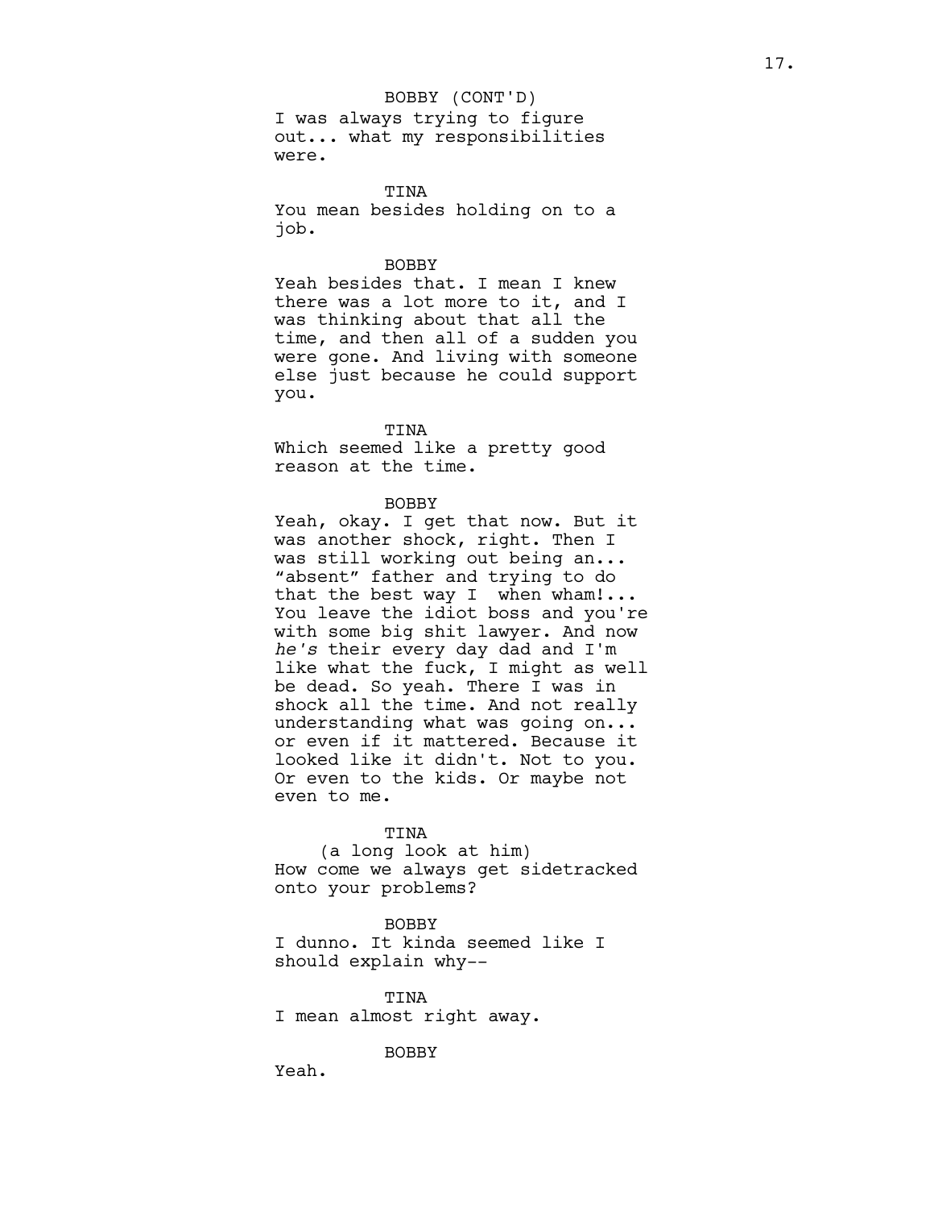BOBBY (CONT'D)
I was always trying to figure out... what my responsibilities were.

TINA
You mean besides holding on to a job.

BOBBY
Yeah besides that. I mean I knew there was a lot more to it, and I was thinking about that all the time, and then all of a sudden you were gone. And living with someone else just because he could support you.

TINA
Which seemed like a pretty good reason at the time.

BOBBY
Yeah, okay. I get that now. But it was another shock, right. Then I was still working out being an... "absent" father and trying to do that the best way I  when wham!... You leave the idiot boss and you're with some big shit lawyer. And now *he's* their every day dad and I'm like what the fuck, I might as well be dead. So yeah. There I was in shock all the time. And not really understanding what was going on... or even if it mattered. Because it looked like it didn't. Not to you. Or even to the kids. Or maybe not even to me.

TINA
(a long look at him)
How come we always get sidetracked onto your problems?

BOBBY
I dunno. It kinda seemed like I should explain why--

TINA
I mean almost right away.

BOBBY
Yeah.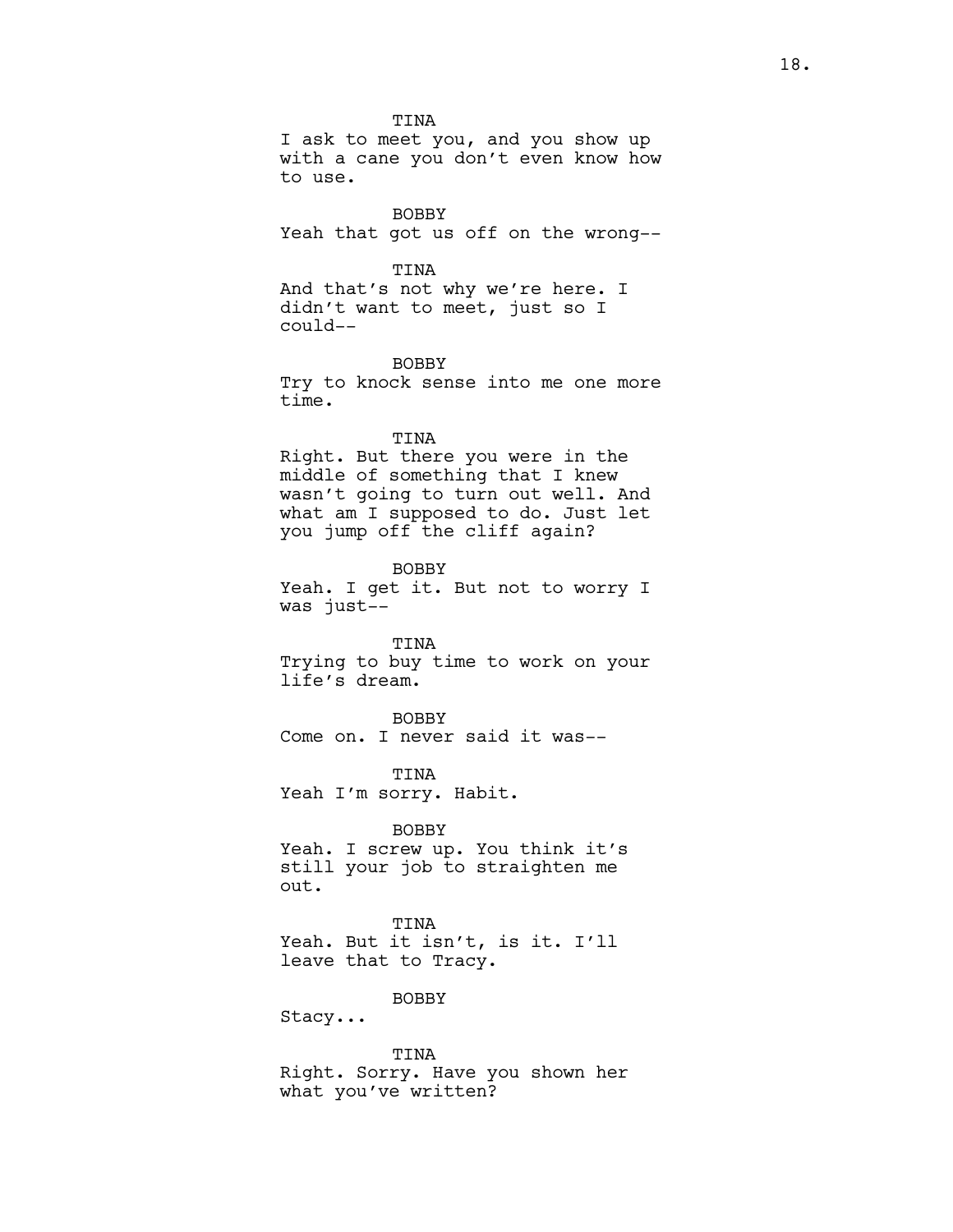TINA

I ask to meet you, and you show up with a cane you don't even know how to use.

BOBBY

Yeah that got us off on the wrong--

TINA

And that's not why we're here. I didn't want to meet, just so I could--

BOBBY

Try to knock sense into me one more time.

TINA

Right. But there you were in the middle of something that I knew wasn't going to turn out well. And what am I supposed to do. Just let you jump off the cliff again?

BOBBY

Yeah. I get it. But not to worry I was just--

TINA

Trying to buy time to work on your life's dream.

BOBBY

Come on. I never said it was--

TINA

Yeah I'm sorry. Habit.

BOBBY

Yeah. I screw up. You think it's still your job to straighten me out.

TINA

Yeah. But it isn't, is it. I'll leave that to Tracy.

BOBBY

Stacy...

TINA

Right. Sorry. Have you shown her what you've written?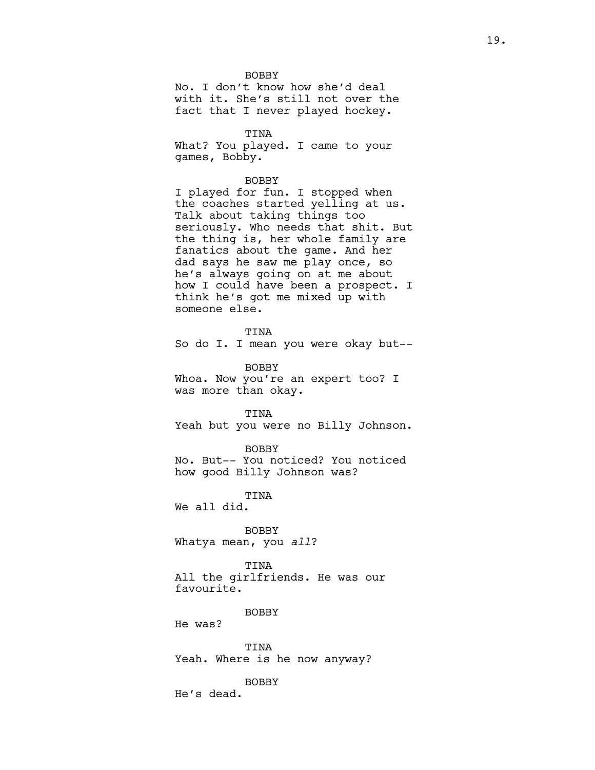BOBBY

No. I don't know how she'd deal with it. She's still not over the fact that I never played hockey.

TINA

What? You played. I came to your games, Bobby.

BOBBY

I played for fun. I stopped when the coaches started yelling at us. Talk about taking things too seriously. Who needs that shit. But the thing is, her whole family are fanatics about the game. And her dad says he saw me play once, so he's always going on at me about how I could have been a prospect. I think he's got me mixed up with someone else.

TINA

So do I. I mean you were okay but--

BOBBY

Whoa. Now you're an expert too? I was more than okay.

TINA

Yeah but you were no Billy Johnson.

BOBBY

No. But-- You noticed? You noticed how good Billy Johnson was?

TINA

We all did.

BOBBY

Whatya mean, you *all*?

TINA

All the girlfriends. He was our favourite.

BOBBY

He was?

TINA

Yeah. Where is he now anyway?

BOBBY

He's dead.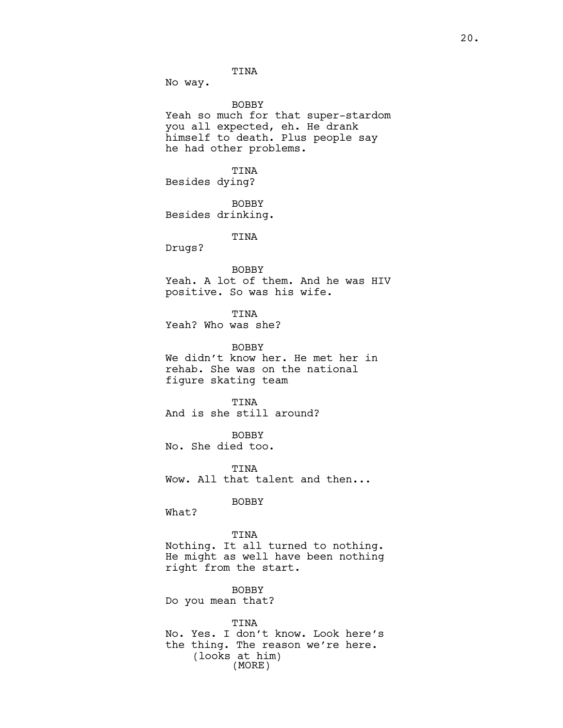TINA

No way.

BOBBY

Yeah so much for that super-stardom you all expected, eh. He drank himself to death. Plus people say he had other problems.

TINA

Besides dying?

BOBBY

Besides drinking.

TINA

Drugs?

BOBBY

Yeah. A lot of them. And he was HIV positive. So was his wife.

TINA

Yeah? Who was she?

BOBBY

We didn't know her. He met her in rehab. She was on the national figure skating team

TINA

And is she still around?

BOBBY

No. She died too.

TINA

Wow. All that talent and then...

BOBBY

What?

TINA

Nothing. It all turned to nothing. He might as well have been nothing right from the start.

BOBBY

Do you mean that?

TINA

No. Yes. I don't know. Look here's the thing. The reason we're here.

(looks at him)

(MORE)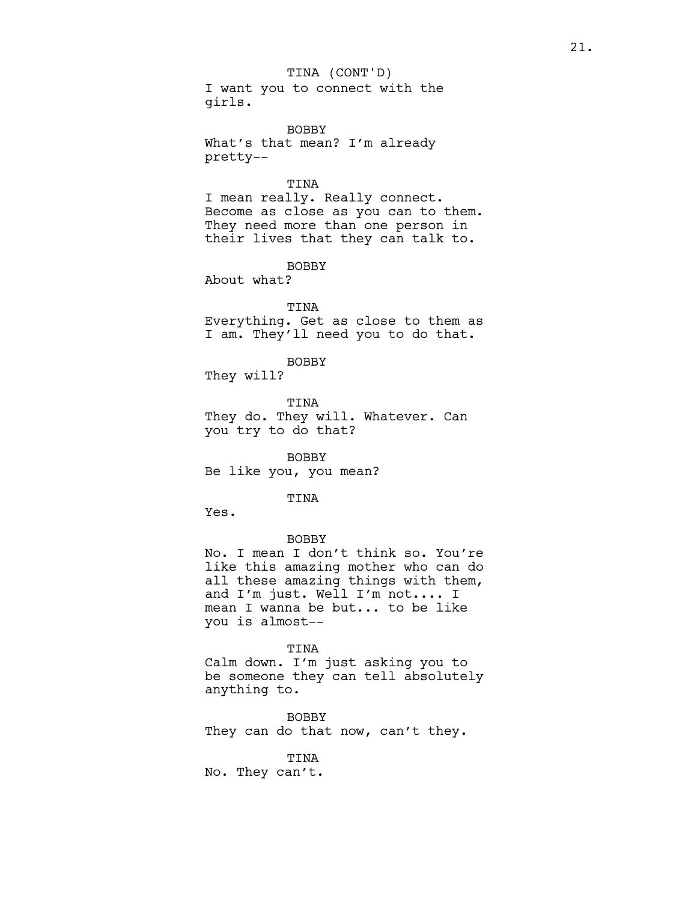TINA (CONT'D)
I want you to connect with the girls.

BOBBY
What's that mean? I'm already pretty--

TINA
I mean really. Really connect. Become as close as you can to them. They need more than one person in their lives that they can talk to.

BOBBY
About what?

TINA
Everything. Get as close to them as I am. They'll need you to do that.

BOBBY
They will?

TINA
They do. They will. Whatever. Can you try to do that?

BOBBY
Be like you, you mean?

TINA
Yes.

BOBBY
No. I mean I don't think so. You're like this amazing mother who can do all these amazing things with them, and I'm just. Well I'm not.... I mean I wanna be but... to be like you is almost--

TINA
Calm down. I'm just asking you to be someone they can tell absolutely anything to.

BOBBY
They can do that now, can't they.

TINA
No. They can't.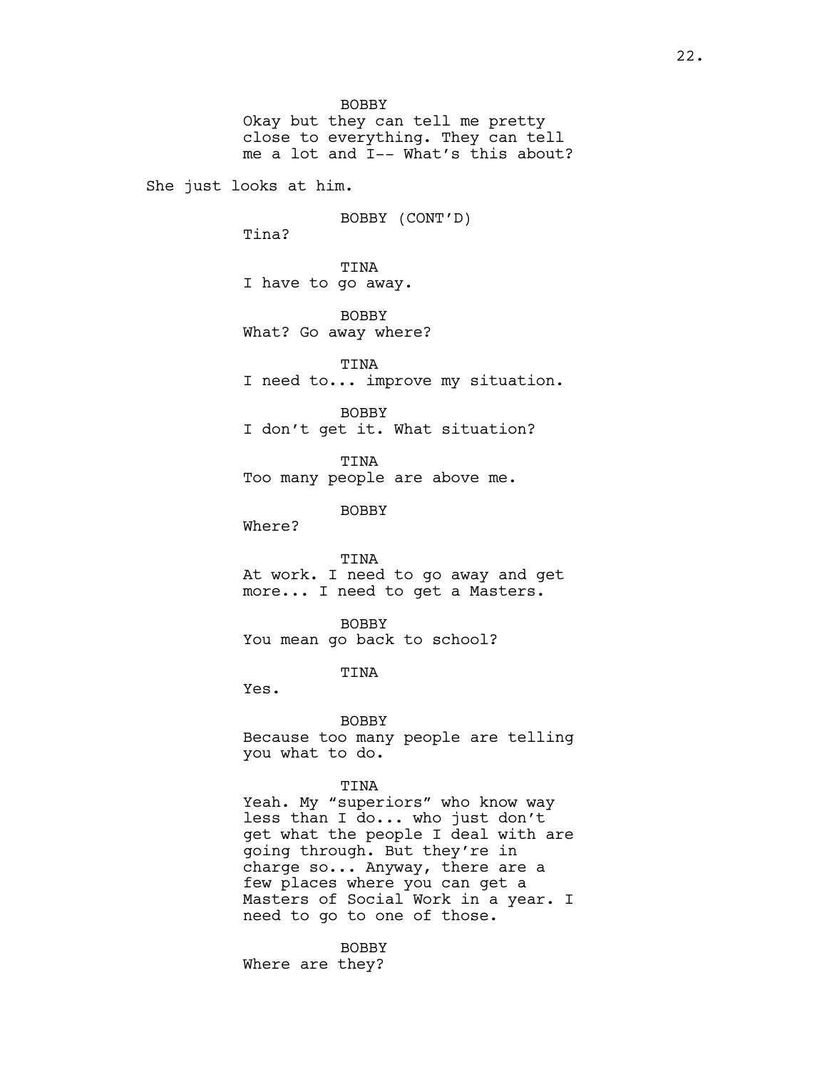BOBBY
Okay but they can tell me pretty close to everything. They can tell me a lot and I-- What's this about?

She just looks at him.

BOBBY (CONT'D)
Tina?

TINA
I have to go away.

BOBBY
What? Go away where?

TINA
I need to... improve my situation.

BOBBY
I don't get it. What situation?

TINA
Too many people are above me.

BOBBY
Where?

TINA
At work. I need to go away and get more... I need to get a Masters.

BOBBY
You mean go back to school?

TINA
Yes.

BOBBY
Because too many people are telling you what to do.

TINA
Yeah. My "superiors" who know way less than I do... who just don't get what the people I deal with are going through. But they're in charge so... Anyway, there are a few places where you can get a Masters of Social Work in a year. I need to go to one of those.

BOBBY
Where are they?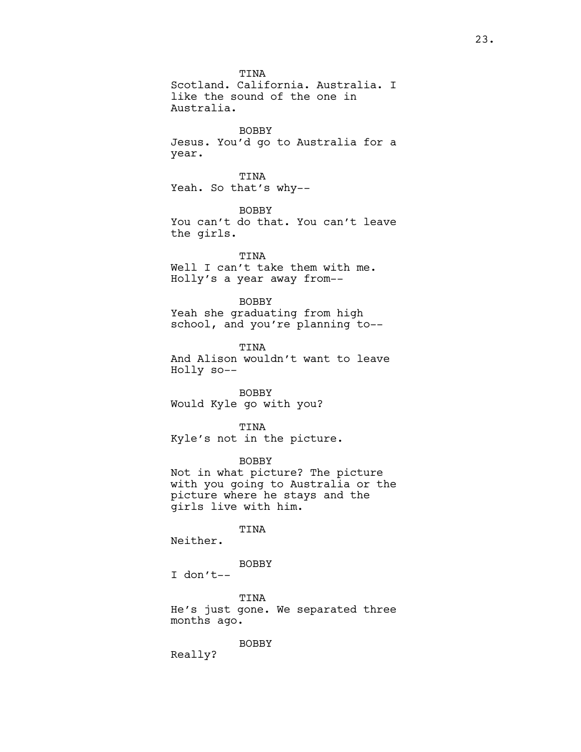TINA
Scotland. California. Australia. I like the sound of the one in Australia.

BOBBY
Jesus. You'd go to Australia for a year.

TINA
Yeah. So that's why--

BOBBY
You can't do that. You can't leave the girls.

TINA
Well I can't take them with me. Holly's a year away from--

BOBBY
Yeah she graduating from high school, and you're planning to--

TINA
And Alison wouldn't want to leave Holly so--

BOBBY
Would Kyle go with you?

TINA
Kyle's not in the picture.

BOBBY
Not in what picture? The picture with you going to Australia or the picture where he stays and the girls live with him.

TINA
Neither.

BOBBY
I don't--

TINA
He's just gone. We separated three months ago.

BOBBY
Really?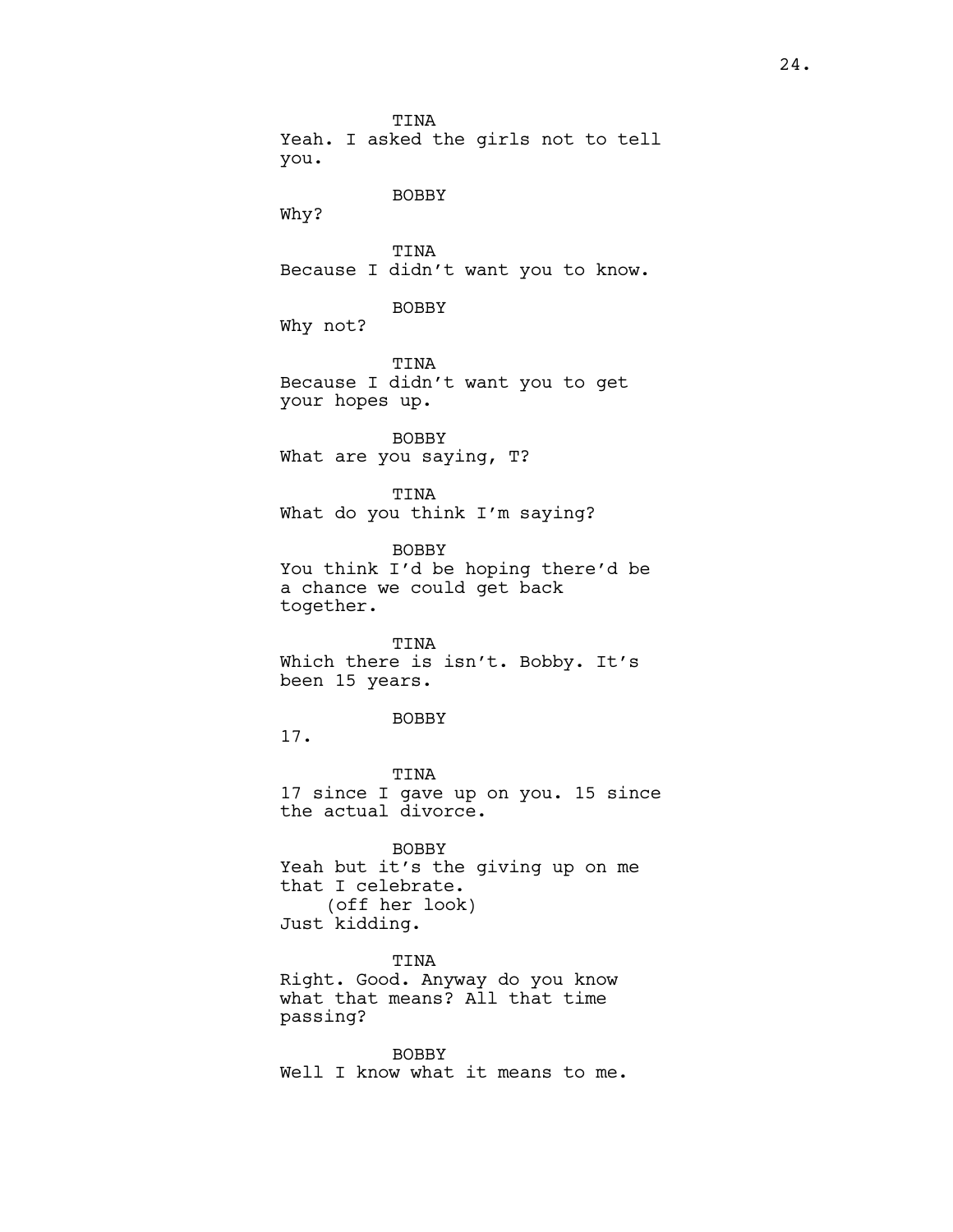TINA
Yeah. I asked the girls not to tell you.

BOBBY
Why?

TINA
Because I didn't want you to know.

BOBBY
Why not?

TINA
Because I didn't want you to get your hopes up.

BOBBY
What are you saying, T?

TINA
What do you think I'm saying?

BOBBY
You think I'd be hoping there'd be a chance we could get back together.

TINA
Which there is isn't. Bobby. It's been 15 years.

BOBBY
17.

TINA
17 since I gave up on you. 15 since the actual divorce.

BOBBY
Yeah but it's the giving up on me that I celebrate.
(off her look)
Just kidding.

TINA
Right. Good. Anyway do you know what that means? All that time passing?

BOBBY
Well I know what it means to me.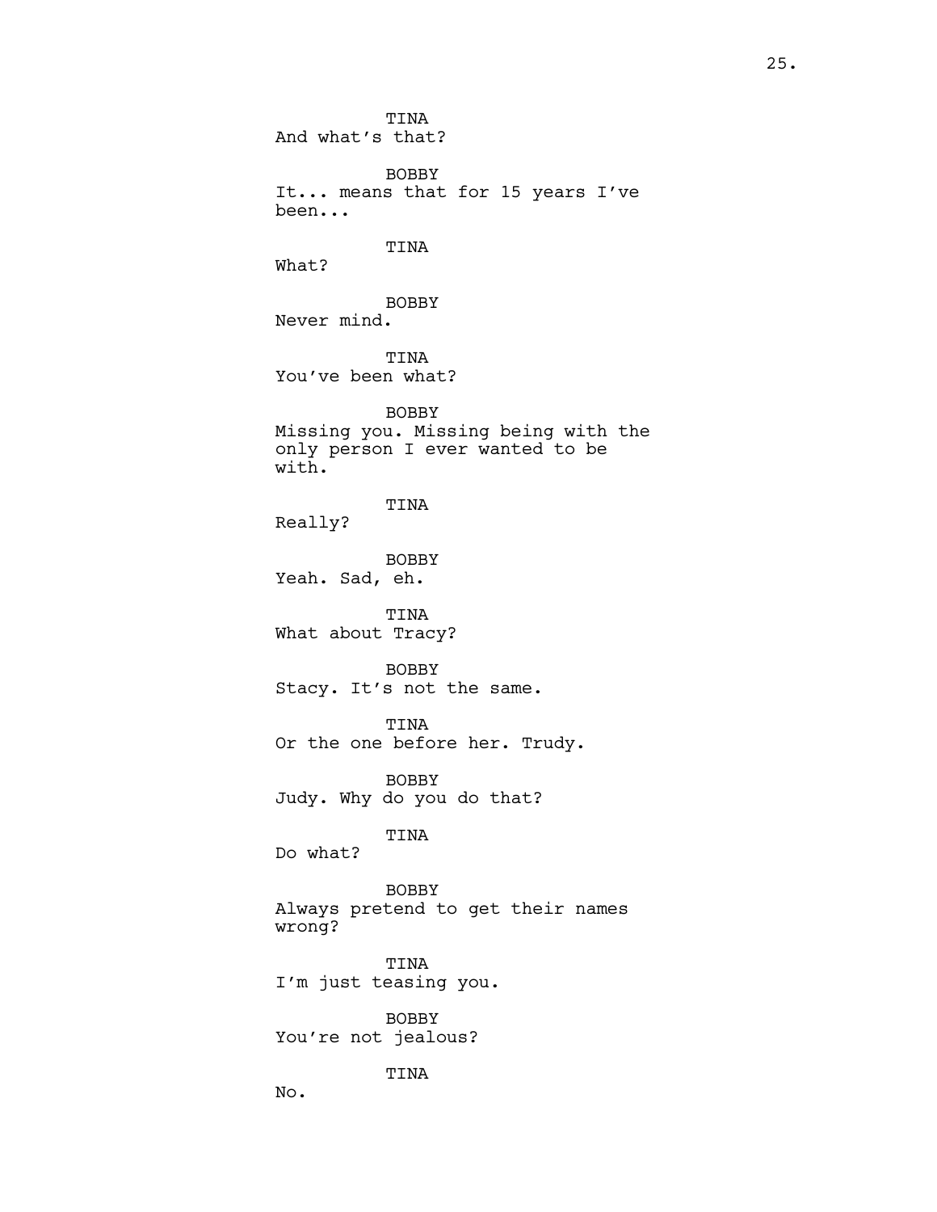TINA
And what's that?

BOBBY
It... means that for 15 years I've been...

TINA
What?

BOBBY
Never mind.

TINA
You've been what?

BOBBY
Missing you. Missing being with the only person I ever wanted to be with.

TINA
Really?

BOBBY
Yeah. Sad, eh.

TINA
What about Tracy?

BOBBY
Stacy. It's not the same.

TINA
Or the one before her. Trudy.

BOBBY
Judy. Why do you do that?

TINA
Do what?

BOBBY
Always pretend to get their names wrong?

TINA
I'm just teasing you.

BOBBY
You're not jealous?

TINA
No.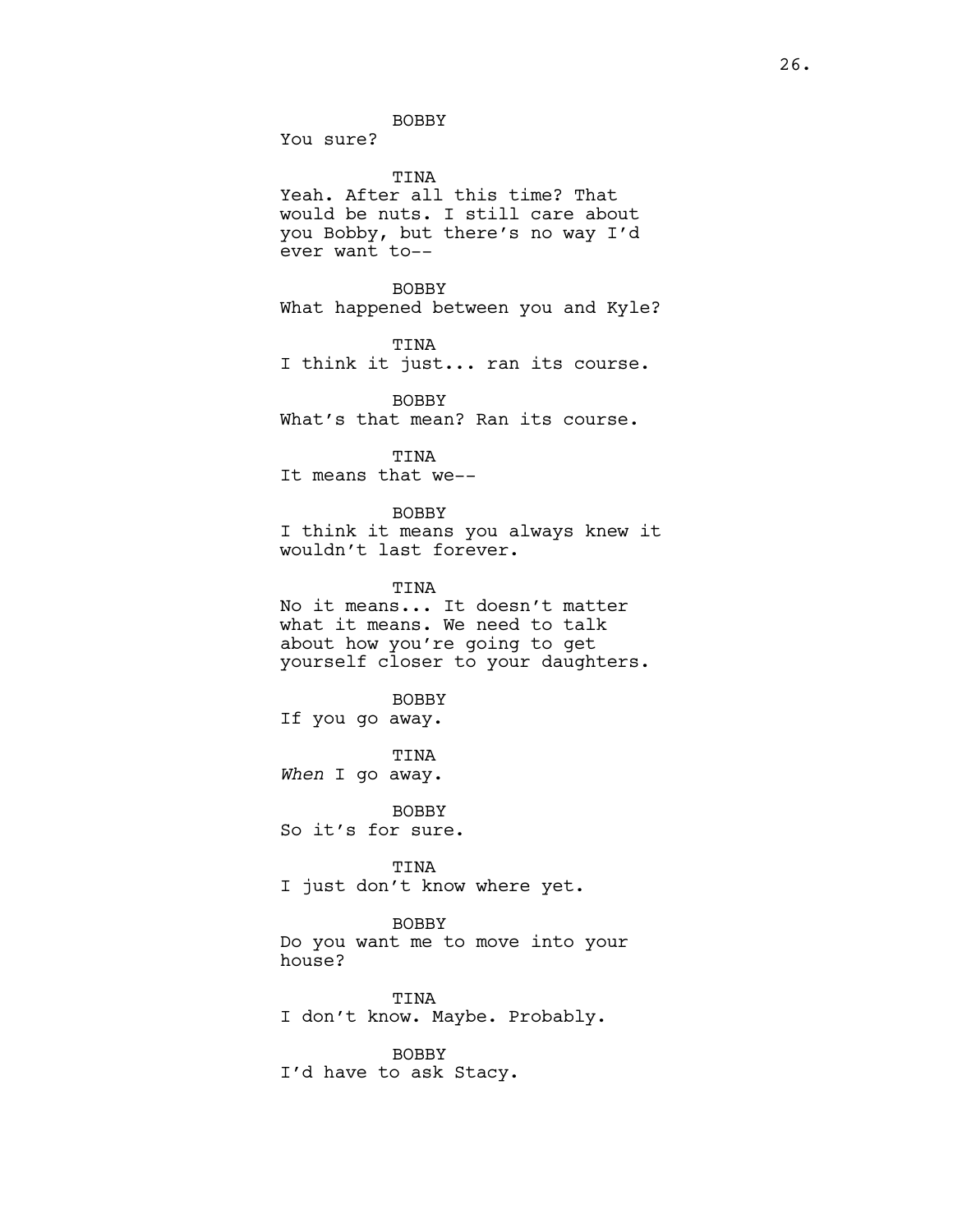BOBBY

You sure?

TINA

Yeah. After all this time? That would be nuts. I still care about you Bobby, but there's no way I'd ever want to--

BOBBY

What happened between you and Kyle?

TINA

I think it just... ran its course.

BOBBY

What's that mean? Ran its course.

TINA

It means that we--

BOBBY

I think it means you always knew it wouldn't last forever.

TINA

No it means... It doesn't matter what it means. We need to talk about how you're going to get yourself closer to your daughters.

BOBBY

If you go away.

TINA

*When* I go away.

BOBBY

So it's for sure.

TINA

I just don't know where yet.

BOBBY

Do you want me to move into your house?

TINA

I don't know. Maybe. Probably.

BOBBY

I'd have to ask Stacy.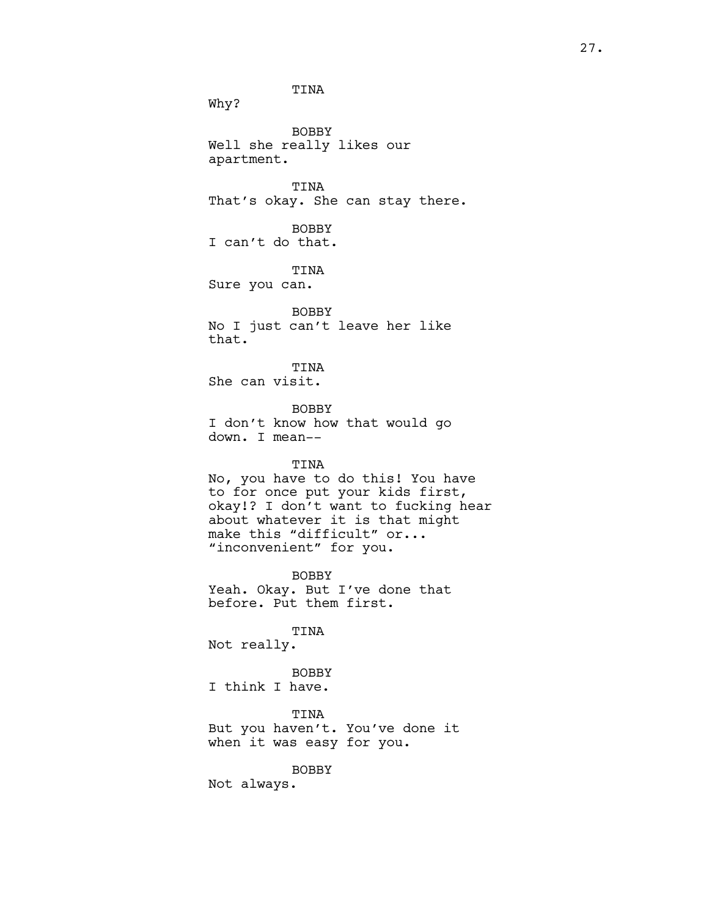TINA

Why?

BOBBY

Well she really likes our apartment.

TINA

That's okay. She can stay there.

BOBBY

I can't do that.

TINA

Sure you can.

BOBBY

No I just can't leave her like that.

TINA

She can visit.

BOBBY

I don't know how that would go down. I mean--

TINA

No, you have to do this! You have to for once put your kids first, okay!? I don't want to fucking hear about whatever it is that might make this "difficult" or... "inconvenient" for you.

BOBBY

Yeah. Okay. But I've done that before. Put them first.

TINA

Not really.

BOBBY

I think I have.

TINA

But you haven't. You've done it when it was easy for you.

BOBBY

Not always.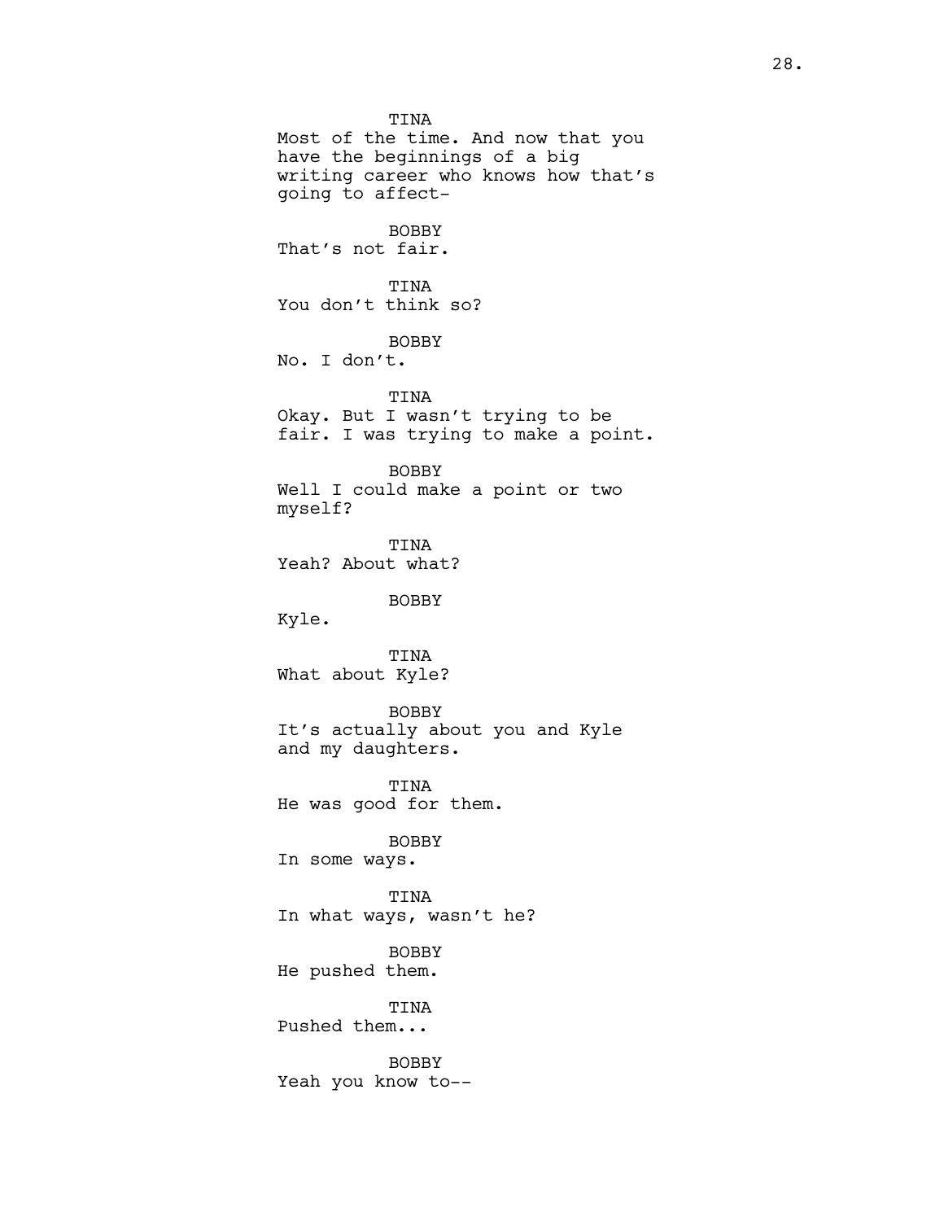TINA
Most of the time. And now that you have the beginnings of a big writing career who knows how that's going to affect-

BOBBY
That's not fair.

TINA
You don't think so?

BOBBY
No. I don't.

TINA
Okay. But I wasn't trying to be fair. I was trying to make a point.

BOBBY
Well I could make a point or two myself?

TINA
Yeah? About what?

BOBBY
Kyle.

TINA
What about Kyle?

BOBBY
It's actually about you and Kyle and my daughters.

TINA
He was good for them.

BOBBY
In some ways.

TINA
In what ways, wasn't he?

BOBBY
He pushed them.

TINA
Pushed them...

BOBBY
Yeah you know to--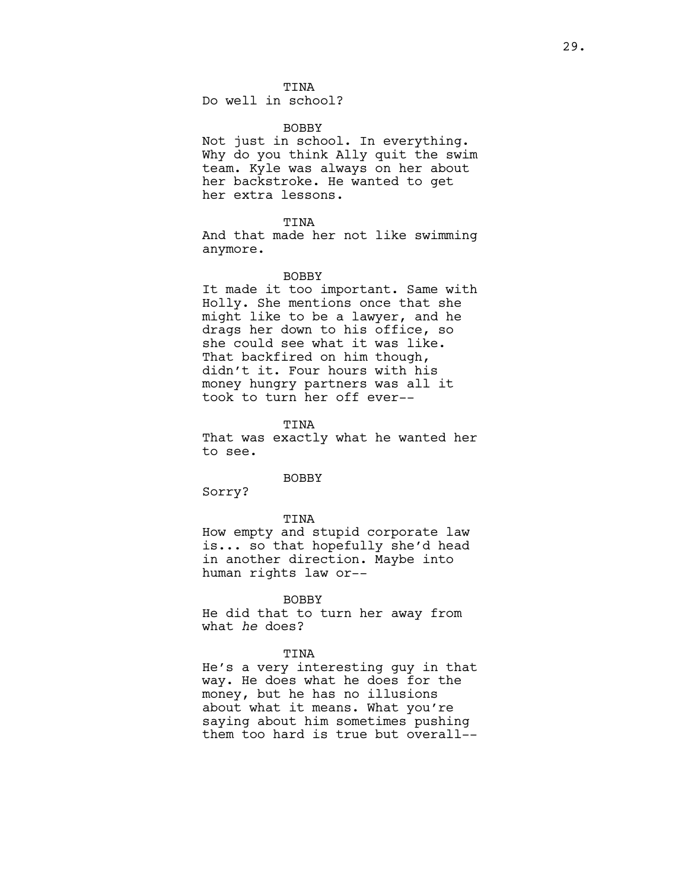TINA
Do well in school?

BOBBY
Not just in school. In everything. Why do you think Ally quit the swim team. Kyle was always on her about her backstroke. He wanted to get her extra lessons.

TINA
And that made her not like swimming anymore.

BOBBY
It made it too important. Same with Holly. She mentions once that she might like to be a lawyer, and he drags her down to his office, so she could see what it was like. That backfired on him though, didn't it. Four hours with his money hungry partners was all it took to turn her off ever--

TINA
That was exactly what he wanted her to see.

BOBBY
Sorry?

TINA
How empty and stupid corporate law is... so that hopefully she'd head in another direction. Maybe into human rights law or--

BOBBY
He did that to turn her away from what *he* does?

TINA
He's a very interesting guy in that way. He does what he does for the money, but he has no illusions about what it means. What you're saying about him sometimes pushing them too hard is true but overall--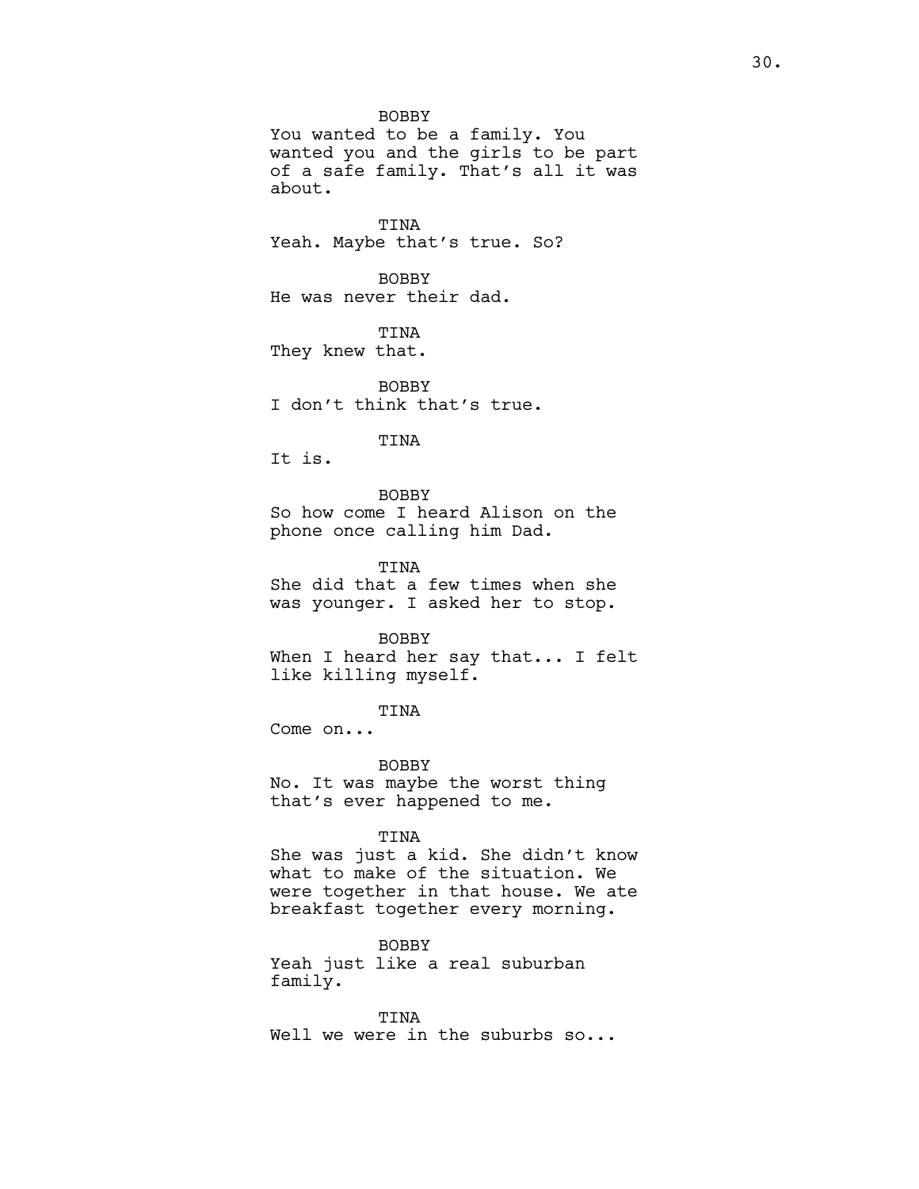BOBBY
You wanted to be a family. You wanted you and the girls to be part of a safe family. That's all it was about.

TINA
Yeah. Maybe that's true. So?

BOBBY
He was never their dad.

TINA
They knew that.

BOBBY
I don't think that's true.

TINA
It is.

BOBBY
So how come I heard Alison on the phone once calling him Dad.

TINA
She did that a few times when she was younger. I asked her to stop.

BOBBY
When I heard her say that... I felt like killing myself.

TINA
Come on...

BOBBY
No. It was maybe the worst thing that's ever happened to me.

TINA
She was just a kid. She didn't know what to make of the situation. We were together in that house. We ate breakfast together every morning.

BOBBY
Yeah just like a real suburban family.

TINA
Well we were in the suburbs so...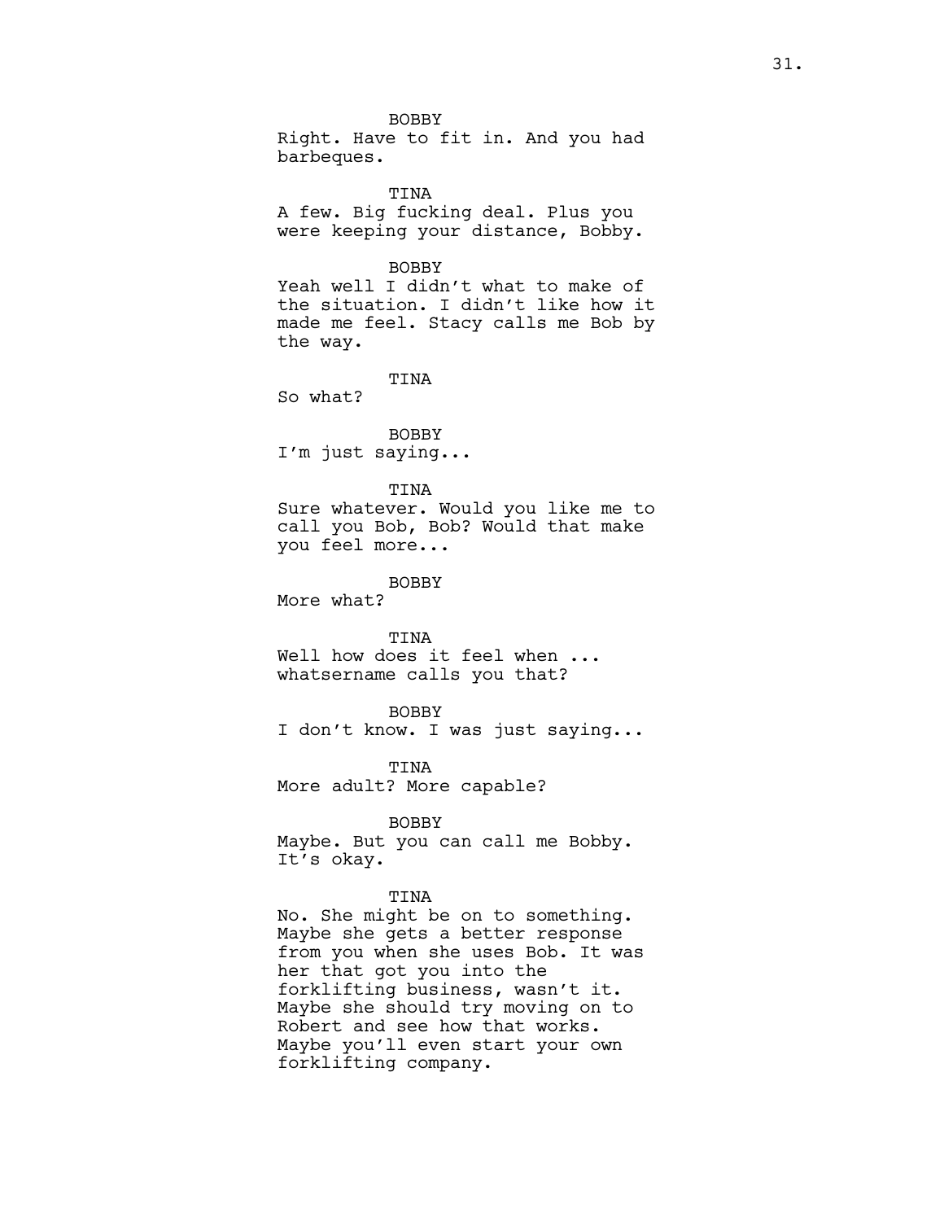BOBBY
Right. Have to fit in. And you had barbeques.

TINA
A few. Big fucking deal. Plus you were keeping your distance, Bobby.

BOBBY
Yeah well I didn't what to make of the situation. I didn't like how it made me feel. Stacy calls me Bob by the way.

TINA
So what?

BOBBY
I'm just saying...

TINA
Sure whatever. Would you like me to call you Bob, Bob? Would that make you feel more...

BOBBY
More what?

TINA
Well how does it feel when ... whatsername calls you that?

BOBBY
I don't know. I was just saying...

TINA
More adult? More capable?

BOBBY
Maybe. But you can call me Bobby. It's okay.

TINA
No. She might be on to something. Maybe she gets a better response from you when she uses Bob. It was her that got you into the forklifting business, wasn't it. Maybe she should try moving on to Robert and see how that works. Maybe you'll even start your own forklifting company.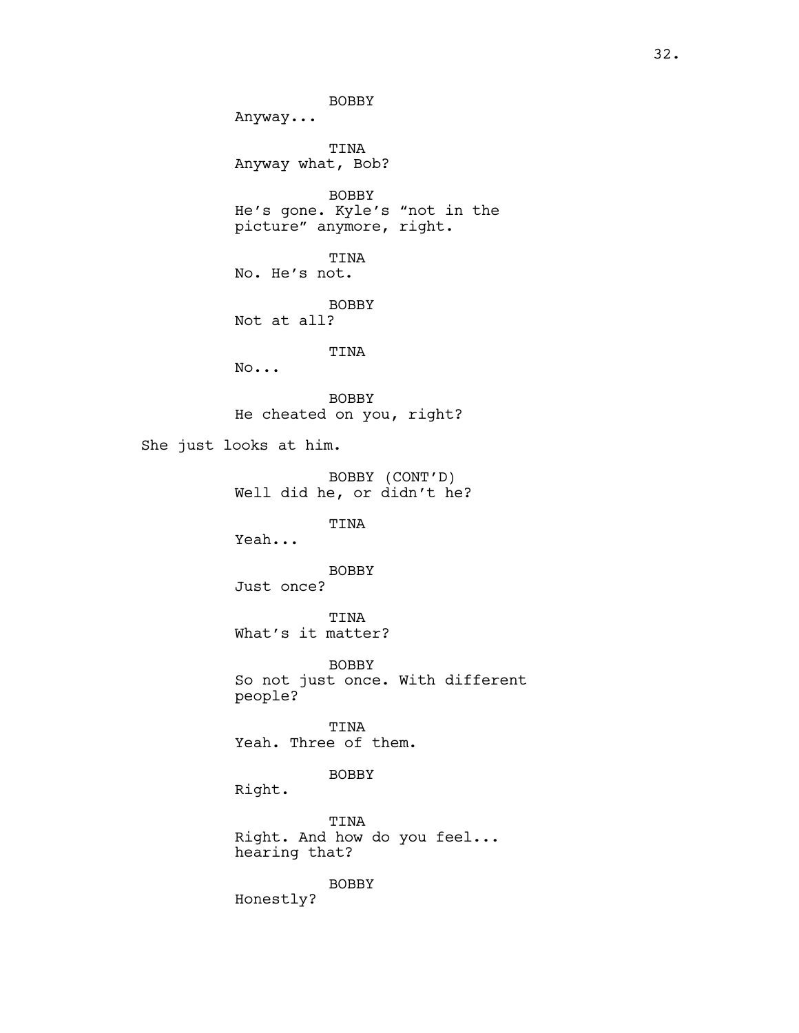BOBBY

Anyway...

TINA

Anyway what, Bob?

BOBBY

He's gone. Kyle's "not in the picture" anymore, right.

TINA

No. He's not.

BOBBY

Not at all?

TINA

No...

BOBBY

He cheated on you, right?

She just looks at him.

BOBBY (CONT'D)

Well did he, or didn't he?

TINA

Yeah...

BOBBY

Just once?

TINA

What's it matter?

BOBBY

So not just once. With different people?

TINA

Yeah. Three of them.

BOBBY

Right.

TINA

Right. And how do you feel... hearing that?

BOBBY

Honestly?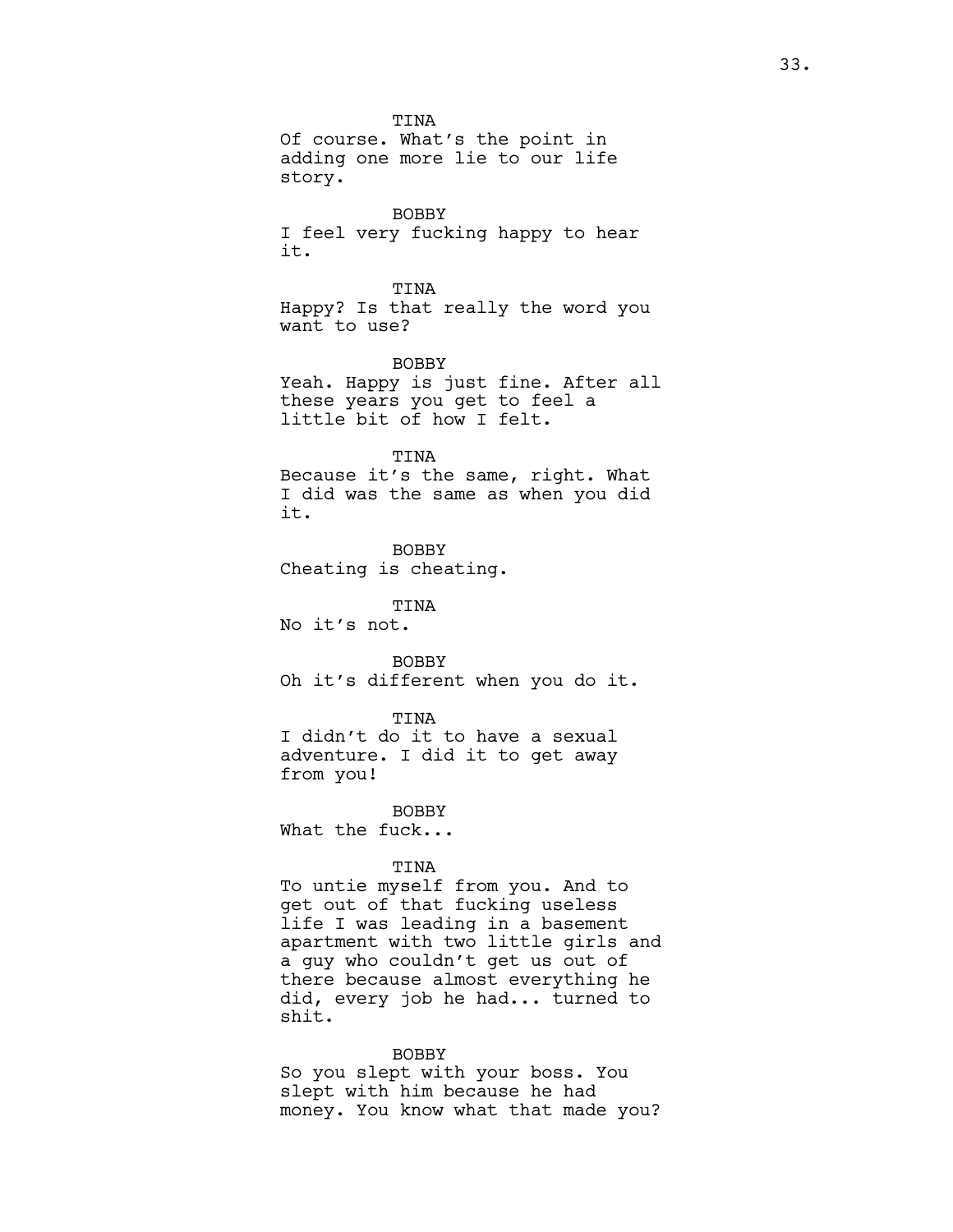TINA

Of course. What's the point in adding one more lie to our life story.

BOBBY

I feel very fucking happy to hear it.

TINA

Happy? Is that really the word you want to use?

BOBBY

Yeah. Happy is just fine. After all these years you get to feel a little bit of how I felt.

TINA

Because it's the same, right. What I did was the same as when you did it.

BOBBY

Cheating is cheating.

TINA

No it's not.

BOBBY

Oh it's different when you do it.

TINA

I didn't do it to have a sexual adventure. I did it to get away from you!

BOBBY

What the fuck...

TINA

To untie myself from you. And to get out of that fucking useless life I was leading in a basement apartment with two little girls and a guy who couldn't get us out of there because almost everything he did, every job he had... turned to shit.

BOBBY

So you slept with your boss. You slept with him because he had money. You know what that made you?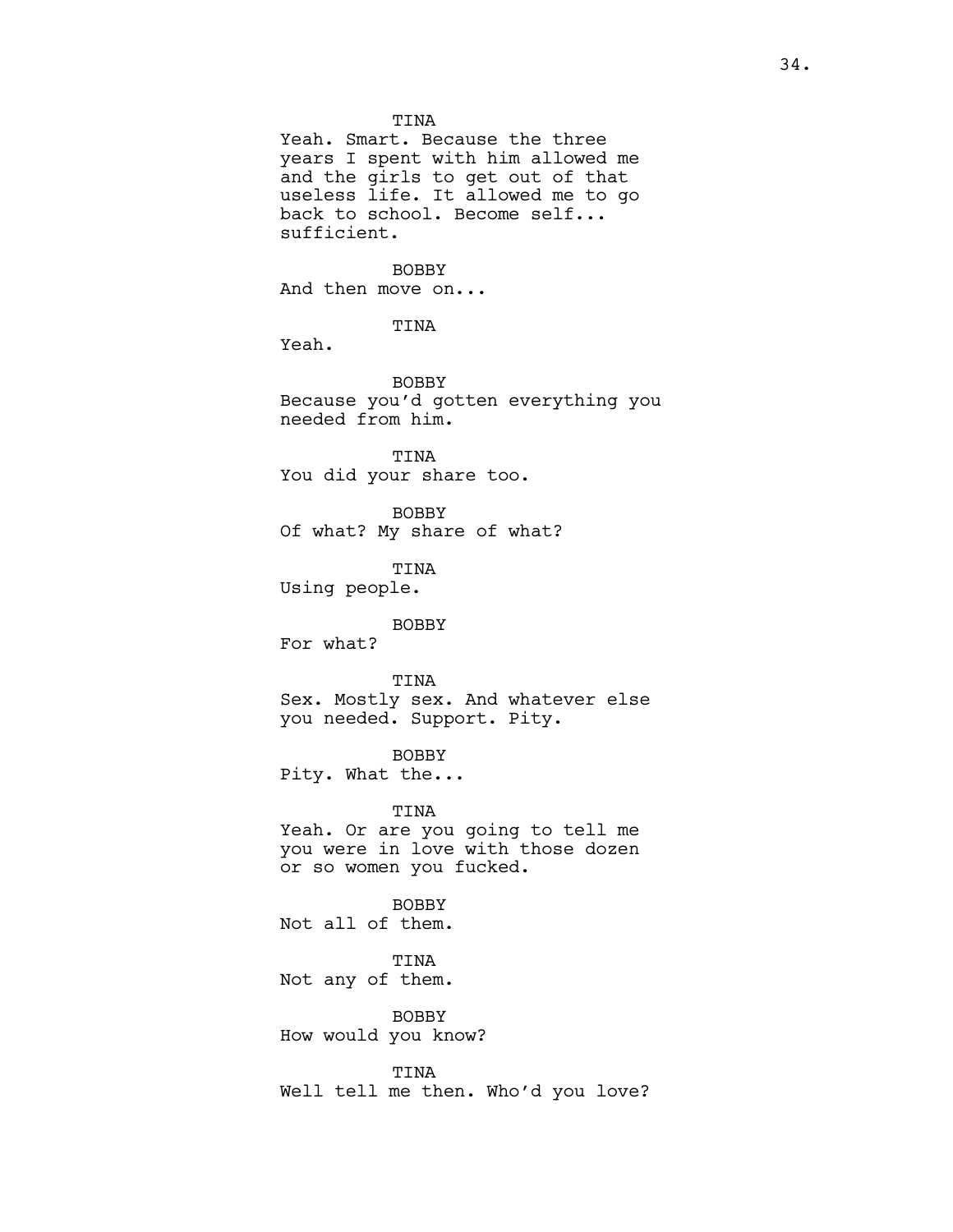TINA

Yeah. Smart. Because the three years I spent with him allowed me and the girls to get out of that useless life. It allowed me to go back to school. Become self... sufficient.

BOBBY

And then move on...

TINA

Yeah.

BOBBY

Because you'd gotten everything you needed from him.

TINA

You did your share too.

BOBBY

Of what? My share of what?

TINA

Using people.

BOBBY

For what?

TINA

Sex. Mostly sex. And whatever else you needed. Support. Pity.

BOBBY

Pity. What the...

TINA

Yeah. Or are you going to tell me you were in love with those dozen or so women you fucked.

BOBBY

Not all of them.

TINA

Not any of them.

BOBBY

How would you know?

TINA

Well tell me then. Who'd you love?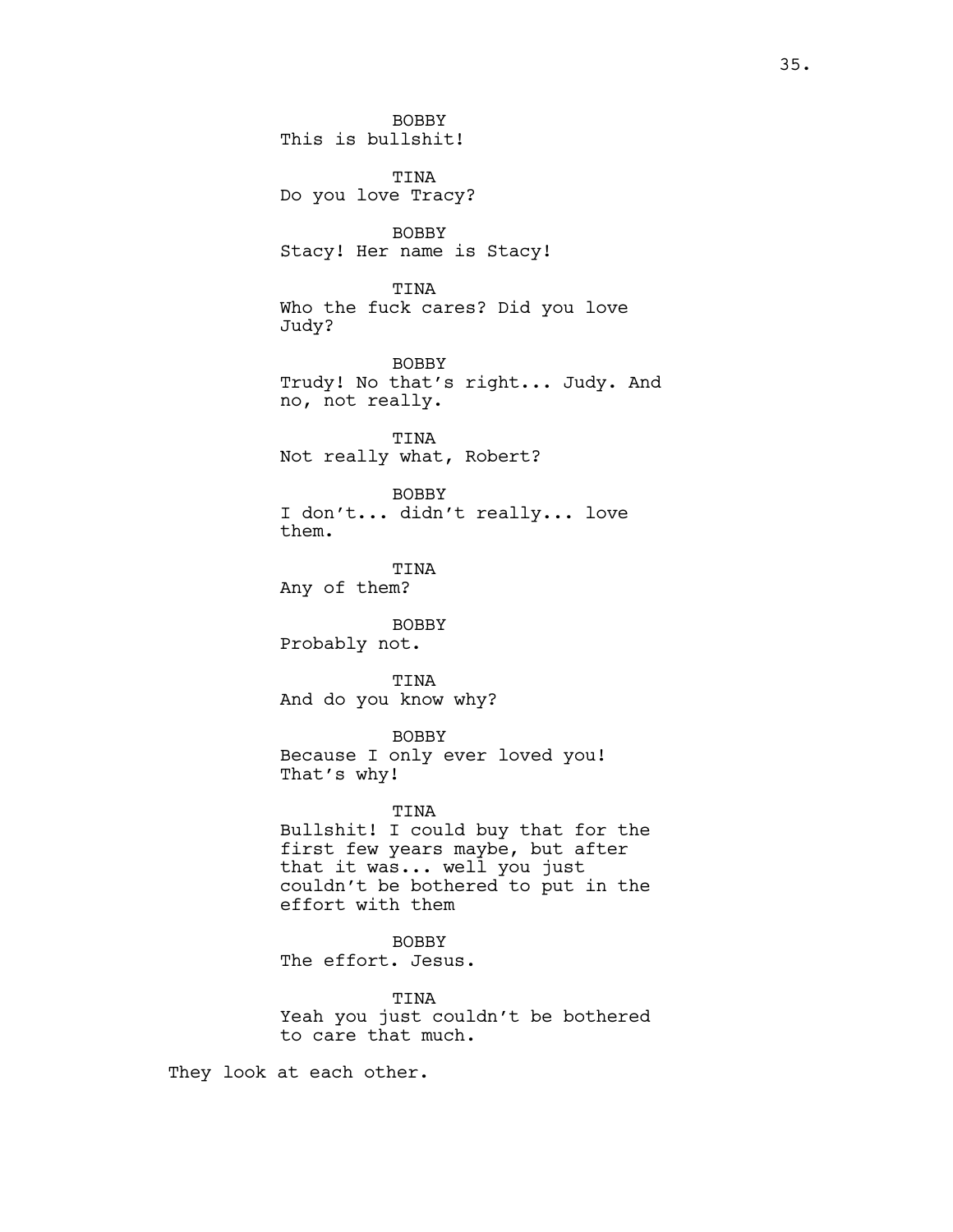BOBBY
This is bullshit!

TINA
Do you love Tracy?

BOBBY
Stacy! Her name is Stacy!

TINA
Who the fuck cares? Did you love Judy?

BOBBY
Trudy! No that's right... Judy. And no, not really.

TINA
Not really what, Robert?

BOBBY
I don't... didn't really... love them.

TINA
Any of them?

BOBBY
Probably not.

TINA
And do you know why?

BOBBY
Because I only ever loved you! That's why!

TINA
Bullshit! I could buy that for the first few years maybe, but after that it was... well you just couldn't be bothered to put in the effort with them

BOBBY
The effort. Jesus.

TINA
Yeah you just couldn't be bothered to care that much.

They look at each other.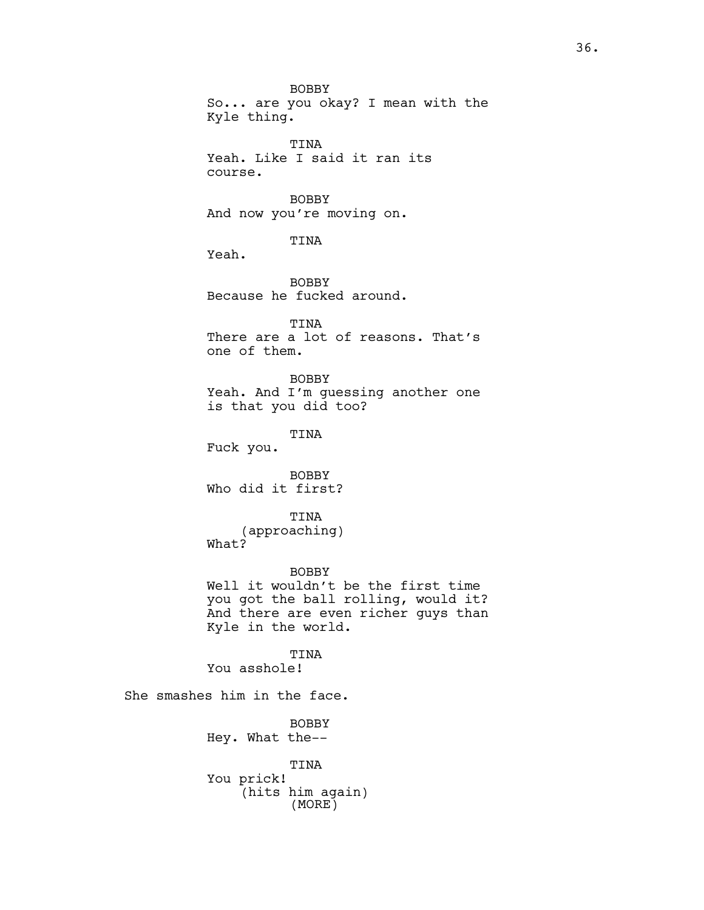BOBBY
So... are you okay? I mean with the Kyle thing.

TINA
Yeah. Like I said it ran its course.

BOBBY
And now you're moving on.

TINA
Yeah.

BOBBY
Because he fucked around.

TINA
There are a lot of reasons. That's one of them.

BOBBY
Yeah. And I'm guessing another one is that you did too?

TINA
Fuck you.

BOBBY
Who did it first?

TINA
(approaching)
What?

BOBBY
Well it wouldn't be the first time you got the ball rolling, would it? And there are even richer guys than Kyle in the world.

TINA
You asshole!

She smashes him in the face.

BOBBY
Hey. What the--

TINA
You prick!
(hits him again)
(MORE)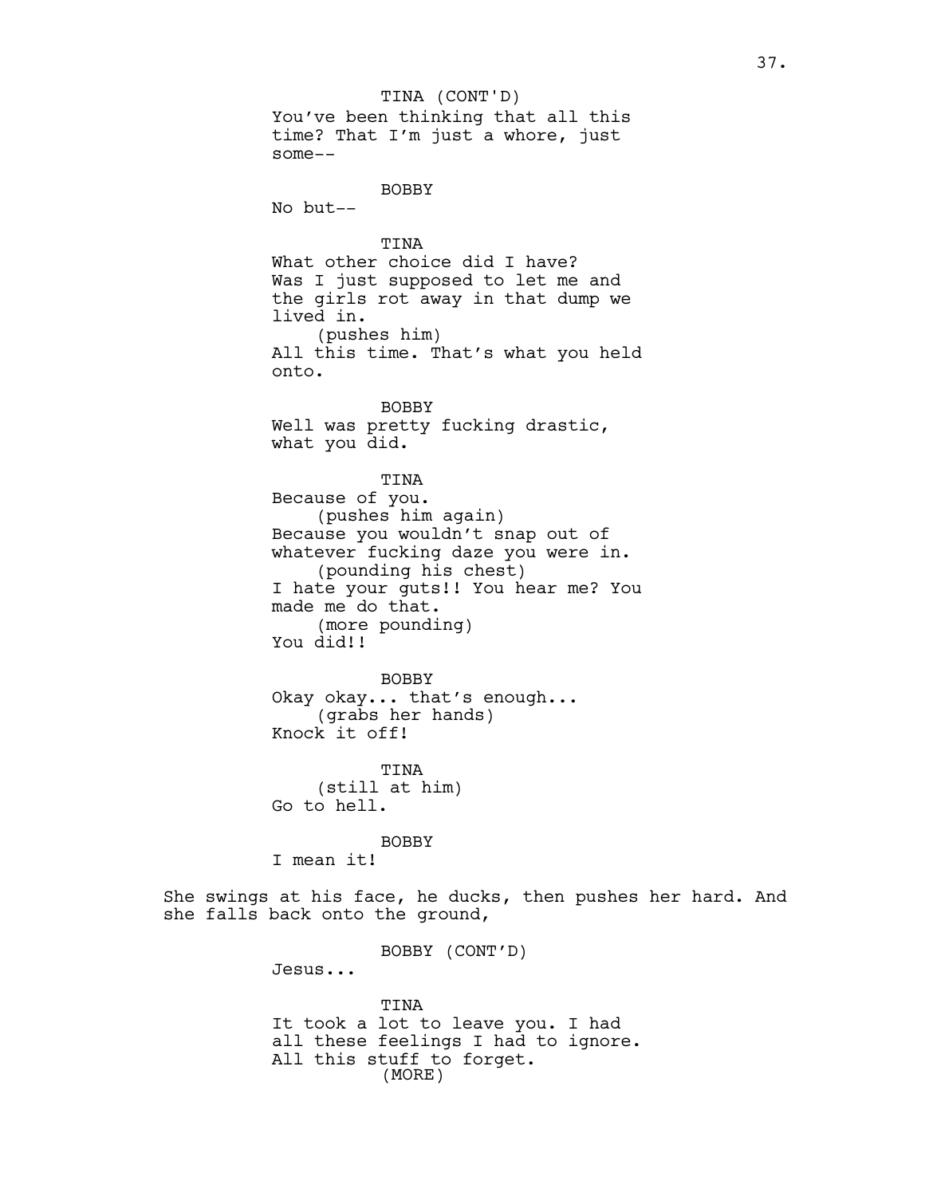TINA (CONT'D)
You've been thinking that all this time? That I'm just a whore, just some--

BOBBY
No but--

TINA
What other choice did I have? Was I just supposed to let me and the girls rot away in that dump we lived in.
(pushes him)
All this time. That's what you held onto.

BOBBY
Well was pretty fucking drastic, what you did.

TINA
Because of you.
(pushes him again)
Because you wouldn't snap out of whatever fucking daze you were in.
(pounding his chest)
I hate your guts!! You hear me? You made me do that.
(more pounding)
You did!!

BOBBY
Okay okay... that's enough...
(grabs her hands)
Knock it off!

TINA
(still at him)
Go to hell.

BOBBY
I mean it!

She swings at his face, he ducks, then pushes her hard. And she falls back onto the ground,

BOBBY (CONT'D)
Jesus...

TINA
It took a lot to leave you. I had all these feelings I had to ignore. All this stuff to forget.
(MORE)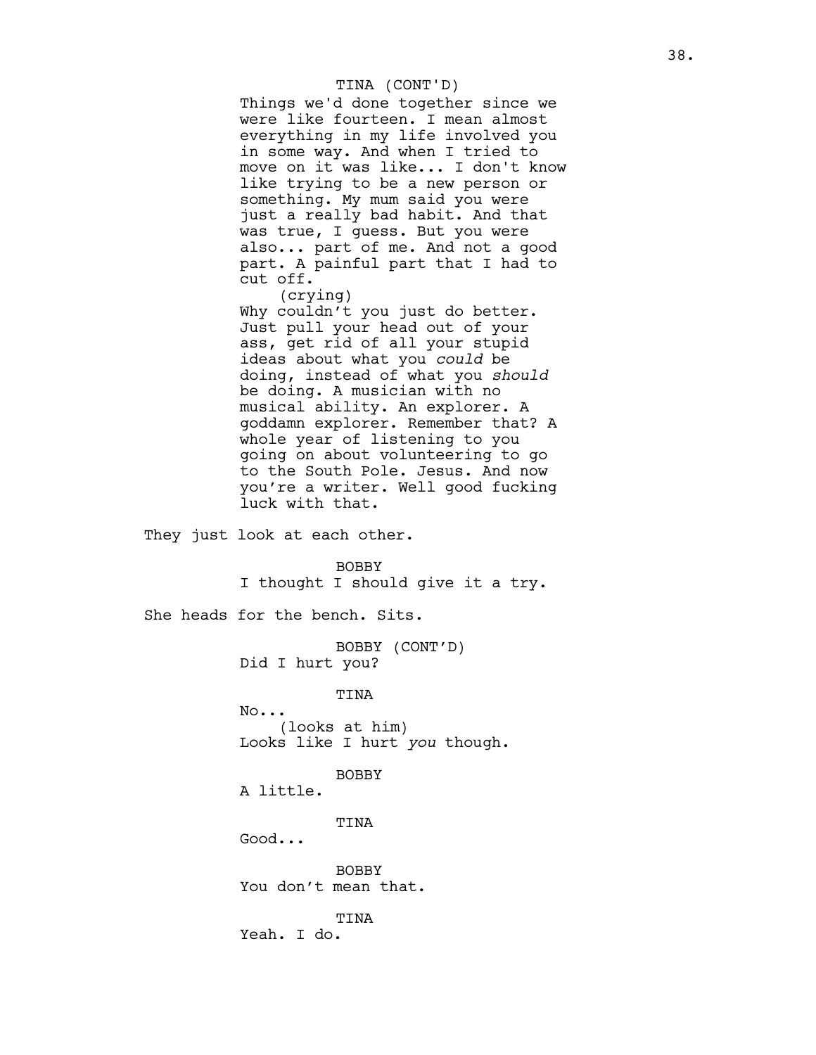TINA (CONT'D)

Things we'd done together since we were like fourteen. I mean almost everything in my life involved you in some way. And when I tried to move on it was like... I don't know like trying to be a new person or something. My mum said you were just a really bad habit. And that was true, I guess. But you were also... part of me. And not a good part. A painful part that I had to cut off.

(crying)

Why couldn't you just do better. Just pull your head out of your ass, get rid of all your stupid ideas about what you *could* be doing, instead of what you *should* be doing. A musician with no musical ability. An explorer. A goddamn explorer. Remember that? A whole year of listening to you going on about volunteering to go to the South Pole. Jesus. And now you're a writer. Well good fucking luck with that.

They just look at each other.

BOBBY

I thought I should give it a try.

She heads for the bench. Sits.

BOBBY (CONT'D)

Did I hurt you?

TINA

No...

(looks at him)

Looks like I hurt *you* though.

BOBBY

A little.

TINA

Good...

BOBBY

You don't mean that.

TINA

Yeah. I do.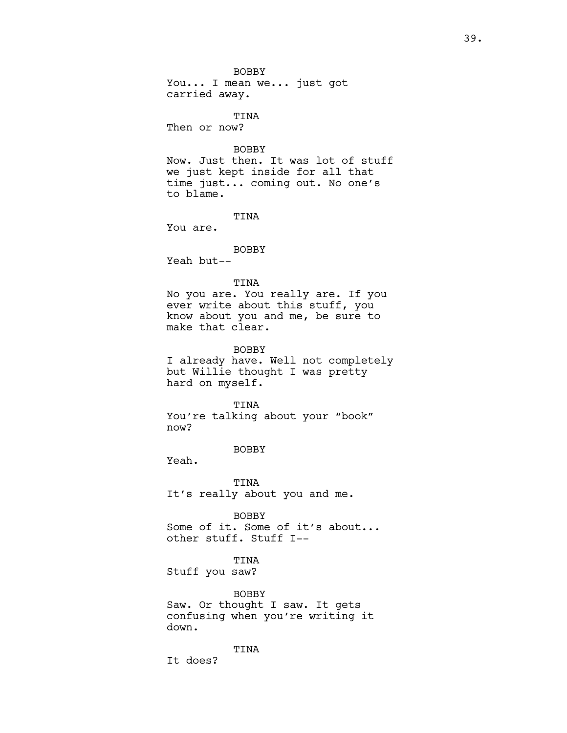BOBBY

You... I mean we... just got carried away.

TINA

Then or now?

BOBBY

Now. Just then. It was lot of stuff we just kept inside for all that time just... coming out. No one's to blame.

TINA

You are.

BOBBY

Yeah but--

TINA

No you are. You really are. If you ever write about this stuff, you know about you and me, be sure to make that clear.

BOBBY

I already have. Well not completely but Willie thought I was pretty hard on myself.

TINA

You're talking about your "book" now?

BOBBY

Yeah.

TINA

It's really about you and me.

BOBBY

Some of it. Some of it's about... other stuff. Stuff I--

TINA

Stuff you saw?

BOBBY

Saw. Or thought I saw. It gets confusing when you're writing it down.

TINA

It does?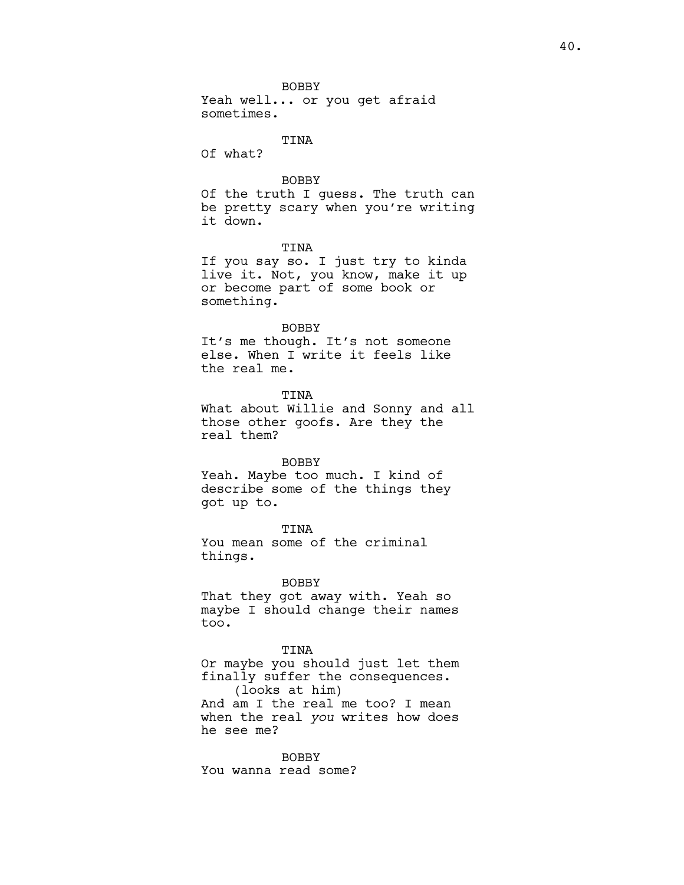BOBBY
Yeah well... or you get afraid sometimes.

TINA
Of what?

BOBBY
Of the truth I guess. The truth can be pretty scary when you're writing it down.

TINA
If you say so. I just try to kinda live it. Not, you know, make it up or become part of some book or something.

BOBBY
It's me though. It's not someone else. When I write it feels like the real me.

TINA
What about Willie and Sonny and all those other goofs. Are they the real them?

BOBBY
Yeah. Maybe too much. I kind of describe some of the things they got up to.

TINA
You mean some of the criminal things.

BOBBY
That they got away with. Yeah so maybe I should change their names too.

TINA
Or maybe you should just let them finally suffer the consequences.
(looks at him)
And am I the real me too? I mean when the real *you* writes how does he see me?

BOBBY
You wanna read some?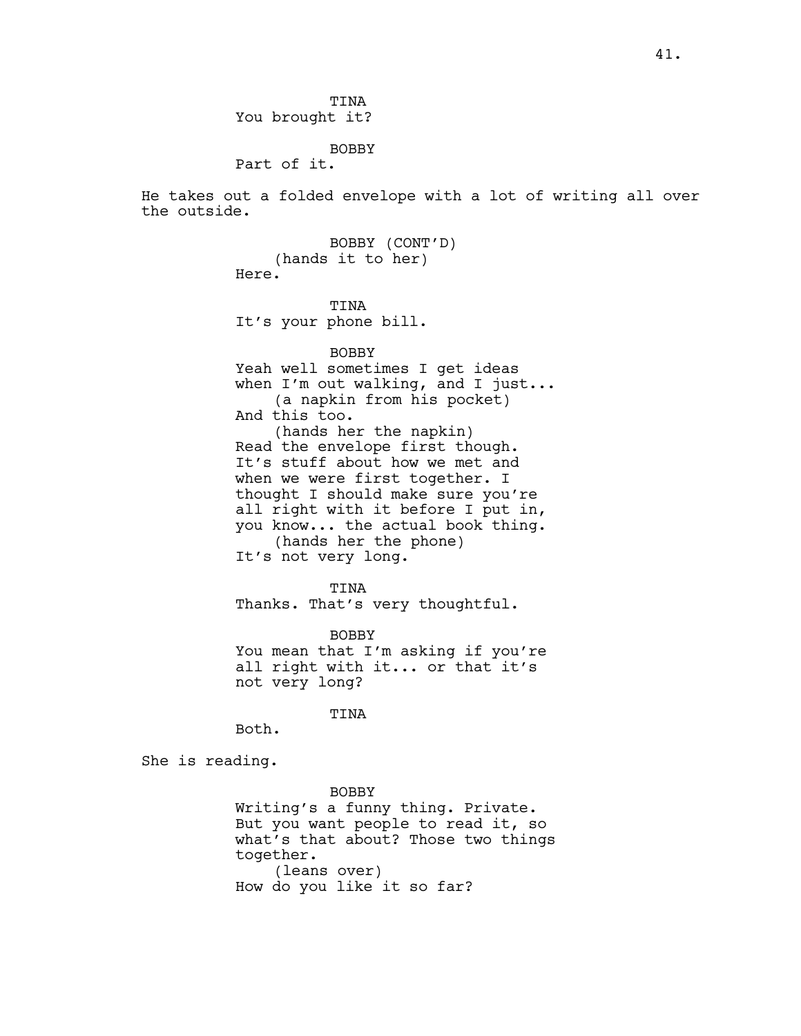TINA
You brought it?

BOBBY
Part of it.

He takes out a folded envelope with a lot of writing all over the outside.

BOBBY (CONT'D)
(hands it to her)
Here.

TINA
It's your phone bill.

BOBBY
Yeah well sometimes I get ideas when I'm out walking, and I just...
(a napkin from his pocket)
And this too.
(hands her the napkin)
Read the envelope first though. It's stuff about how we met and when we were first together. I thought I should make sure you're all right with it before I put in, you know... the actual book thing.
(hands her the phone)
It's not very long.

TINA
Thanks. That's very thoughtful.

BOBBY
You mean that I'm asking if you're all right with it... or that it's not very long?

TINA
Both.

She is reading.

BOBBY
Writing's a funny thing. Private. But you want people to read it, so what's that about? Those two things together.
(leans over)
How do you like it so far?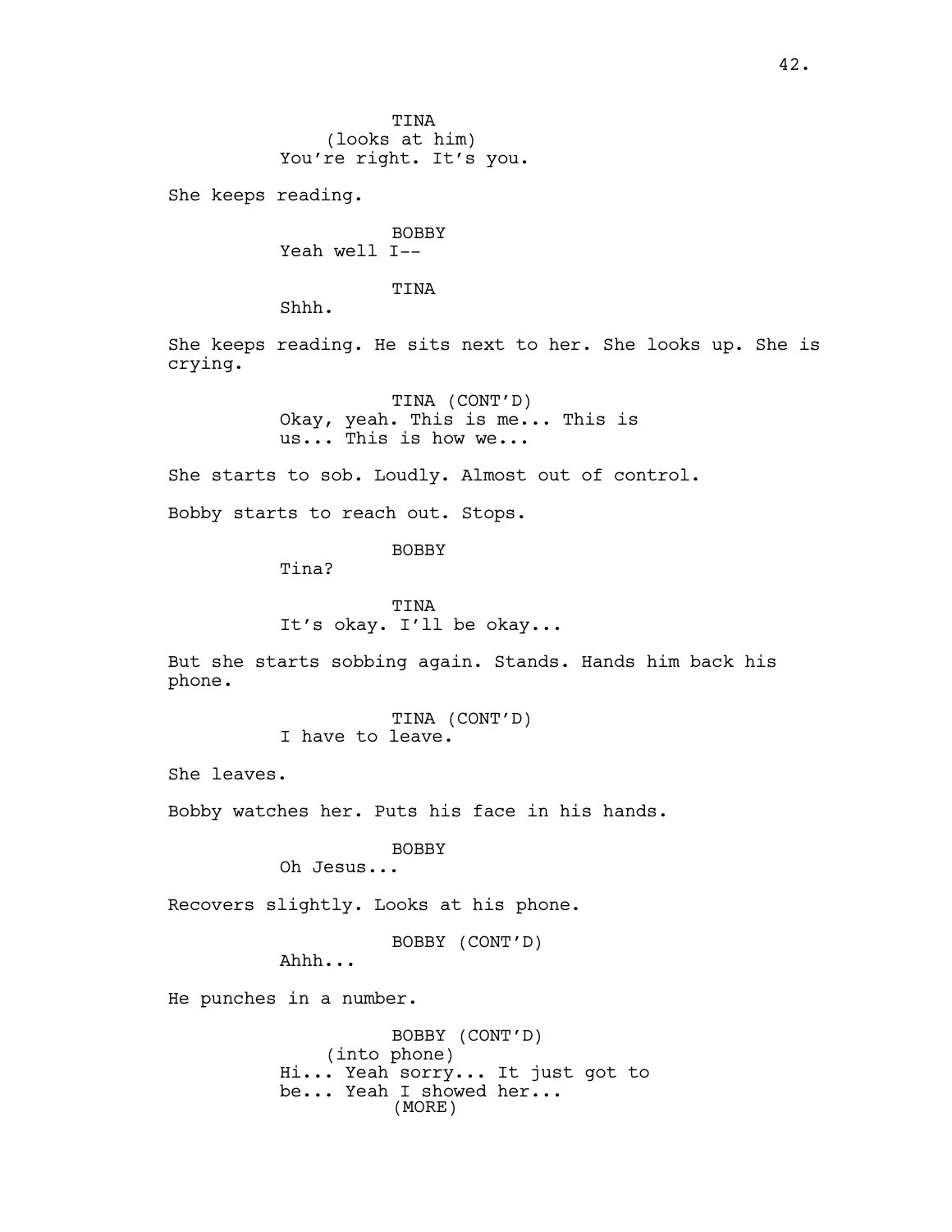TINA
(looks at him)
You're right. It's you.

She keeps reading.

BOBBY
Yeah well I--

TINA
Shhh.

She keeps reading. He sits next to her. She looks up. She is crying.

TINA (CONT'D)
Okay, yeah. This is me... This is us... This is how we...

She starts to sob. Loudly. Almost out of control.

Bobby starts to reach out. Stops.

BOBBY
Tina?

TINA
It's okay. I'll be okay...

But she starts sobbing again. Stands. Hands him back his phone.

TINA (CONT'D)
I have to leave.

She leaves.

Bobby watches her. Puts his face in his hands.

BOBBY
Oh Jesus...

Recovers slightly. Looks at his phone.

BOBBY (CONT'D)
Ahhh...

He punches in a number.

BOBBY (CONT'D)
(into phone)
Hi... Yeah sorry... It just got to be... Yeah I showed her...
(MORE)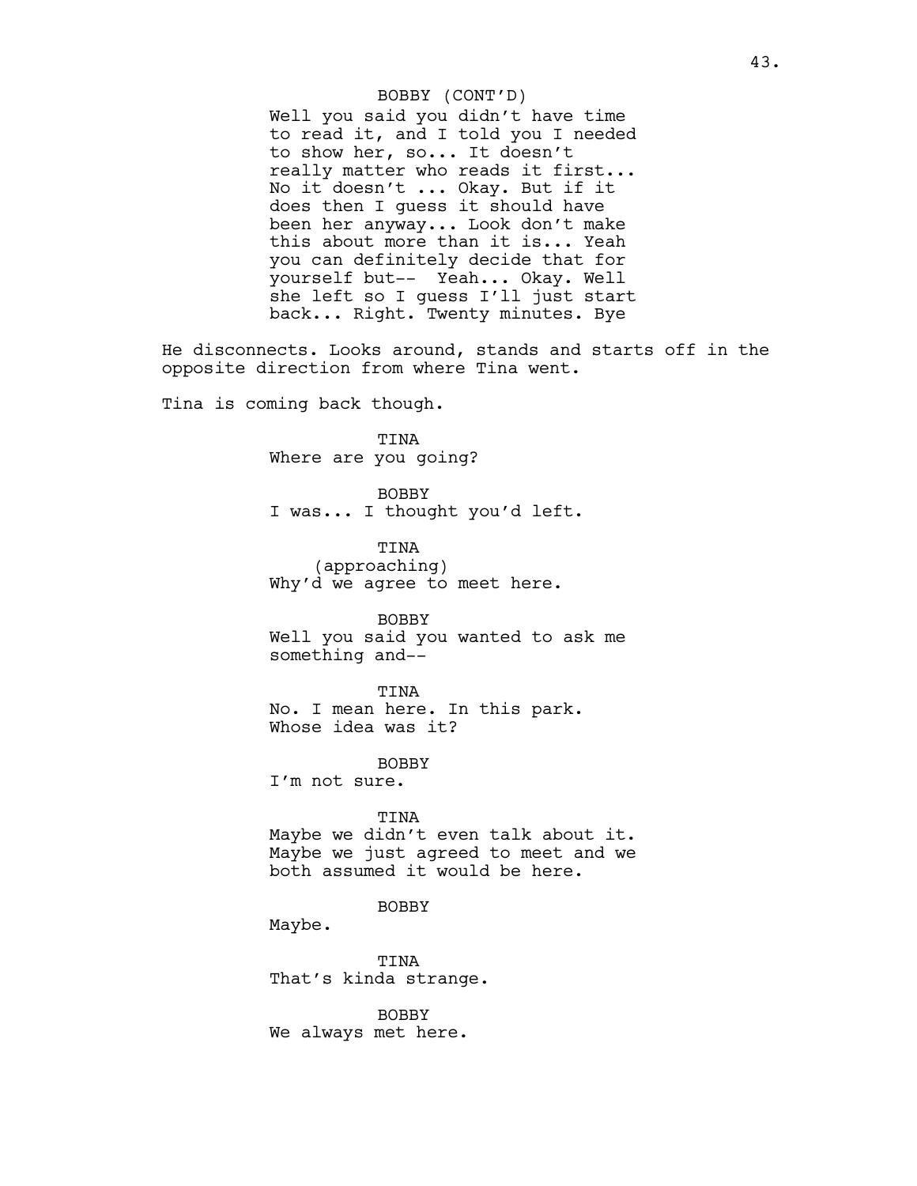BOBBY (CONT'D)

Well you said you didn't have time to read it, and I told you I needed to show her, so... It doesn't really matter who reads it first... No it doesn't ... Okay. But if it does then I guess it should have been her anyway... Look don't make this about more than it is... Yeah you can definitely decide that for yourself but-- Yeah... Okay. Well she left so I guess I'll just start back... Right. Twenty minutes. Bye

He disconnects. Looks around, stands and starts off in the opposite direction from where Tina went.

Tina is coming back though.

TINA

Where are you going?

BOBBY

I was... I thought you'd left.

TINA

(approaching)

Why'd we agree to meet here.

BOBBY

Well you said you wanted to ask me something and--

TINA

No. I mean here. In this park. Whose idea was it?

BOBBY

I'm not sure.

TINA

Maybe we didn't even talk about it. Maybe we just agreed to meet and we both assumed it would be here.

BOBBY

Maybe.

TINA

That's kinda strange.

BOBBY

We always met here.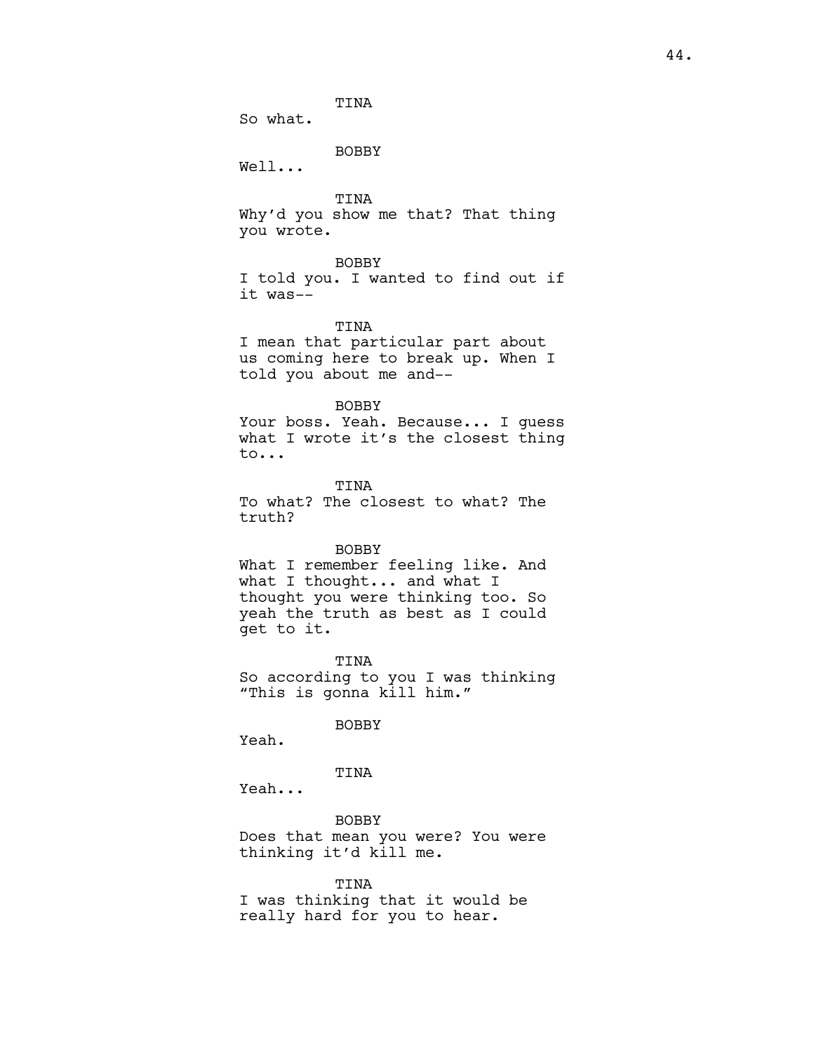TINA

So what.

BOBBY

Well...

TINA

Why'd you show me that? That thing you wrote.

BOBBY

I told you. I wanted to find out if it was--

TINA

I mean that particular part about us coming here to break up. When I told you about me and--

BOBBY

Your boss. Yeah. Because... I guess what I wrote it's the closest thing to...

TINA

To what? The closest to what? The truth?

BOBBY

What I remember feeling like. And what I thought... and what I thought you were thinking too. So yeah the truth as best as I could get to it.

TINA

So according to you I was thinking "This is gonna kill him."

BOBBY

Yeah.

TINA

Yeah...

BOBBY

Does that mean you were? You were thinking it'd kill me.

TINA

I was thinking that it would be really hard for you to hear.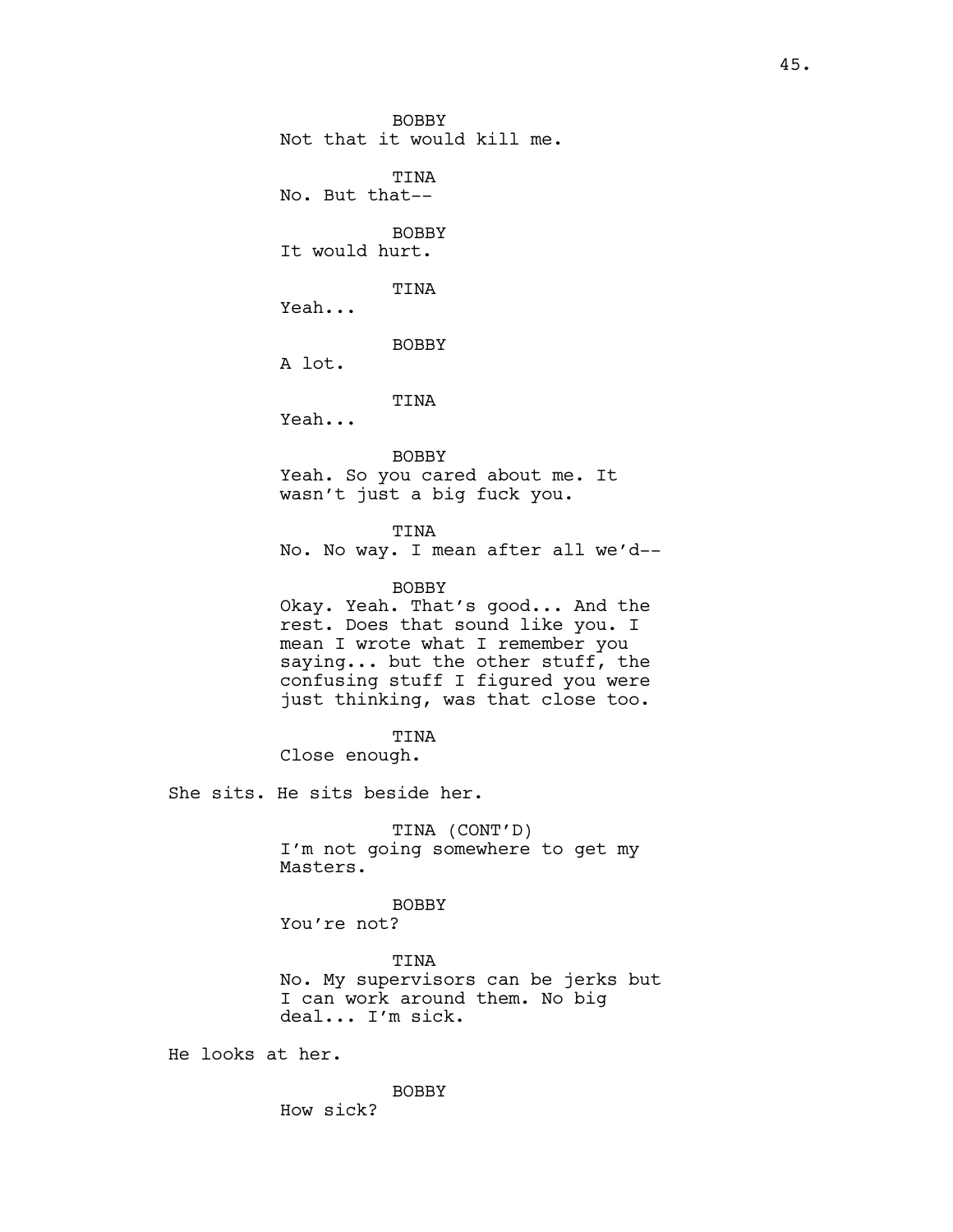BOBBY
Not that it would kill me.

TINA
No. But that--

BOBBY
It would hurt.

TINA
Yeah...

BOBBY
A lot.

TINA
Yeah...

BOBBY
Yeah. So you cared about me. It wasn't just a big fuck you.

TINA
No. No way. I mean after all we'd--

BOBBY
Okay. Yeah. That's good... And the rest. Does that sound like you. I mean I wrote what I remember you saying... but the other stuff, the confusing stuff I figured you were just thinking, was that close too.

TINA
Close enough.

She sits. He sits beside her.

TINA (CONT'D)
I'm not going somewhere to get my Masters.

BOBBY
You're not?

TINA
No. My supervisors can be jerks but I can work around them. No big deal... I'm sick.

He looks at her.

BOBBY
How sick?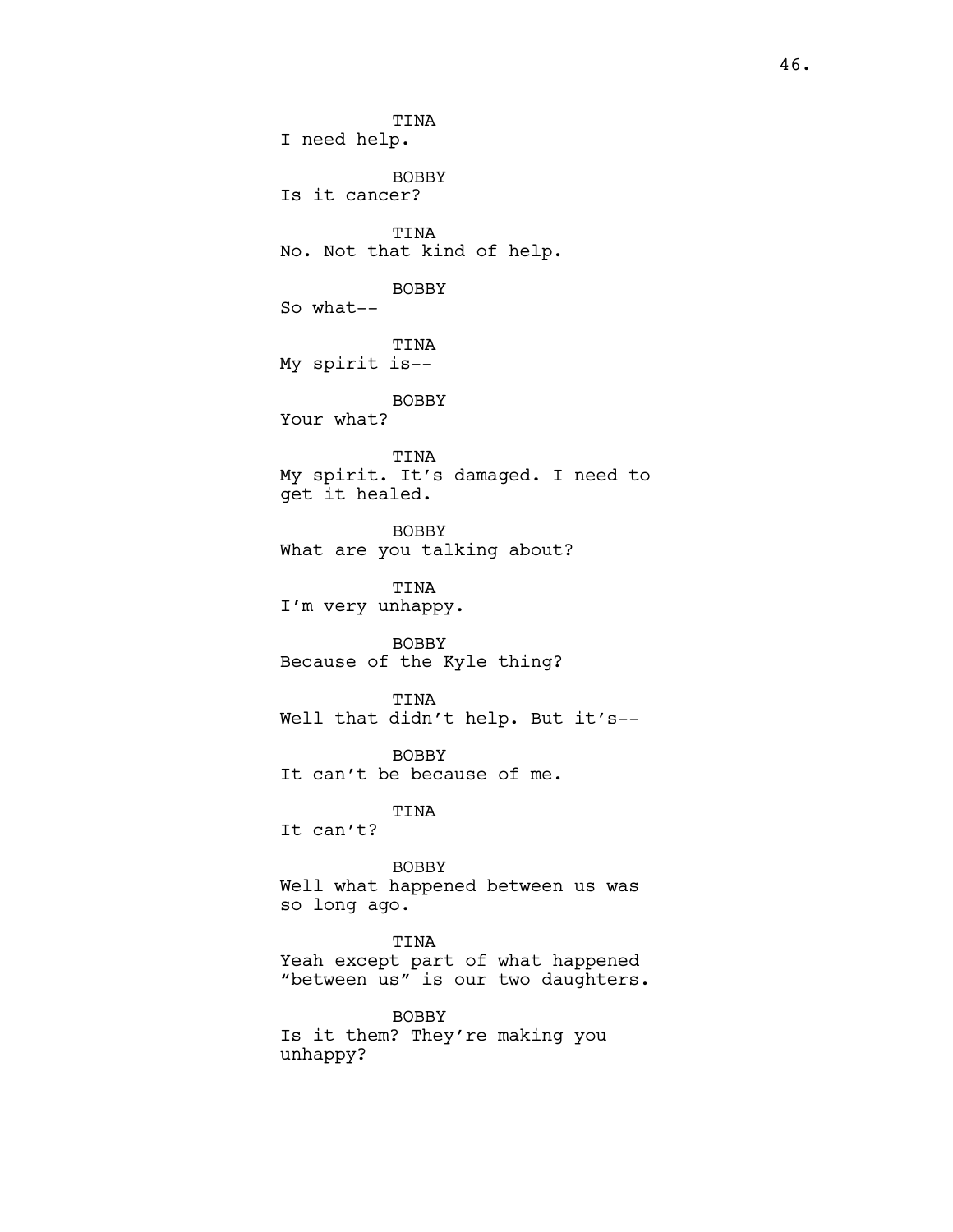TINA
I need help.

BOBBY
Is it cancer?

TINA
No. Not that kind of help.

BOBBY
So what--

TINA
My spirit is--

BOBBY
Your what?

TINA
My spirit. It's damaged. I need to get it healed.

BOBBY
What are you talking about?

TINA
I'm very unhappy.

BOBBY
Because of the Kyle thing?

TINA
Well that didn't help. But it's--

BOBBY
It can't be because of me.

TINA
It can't?

BOBBY
Well what happened between us was so long ago.

TINA
Yeah except part of what happened "between us" is our two daughters.

BOBBY
Is it them? They're making you unhappy?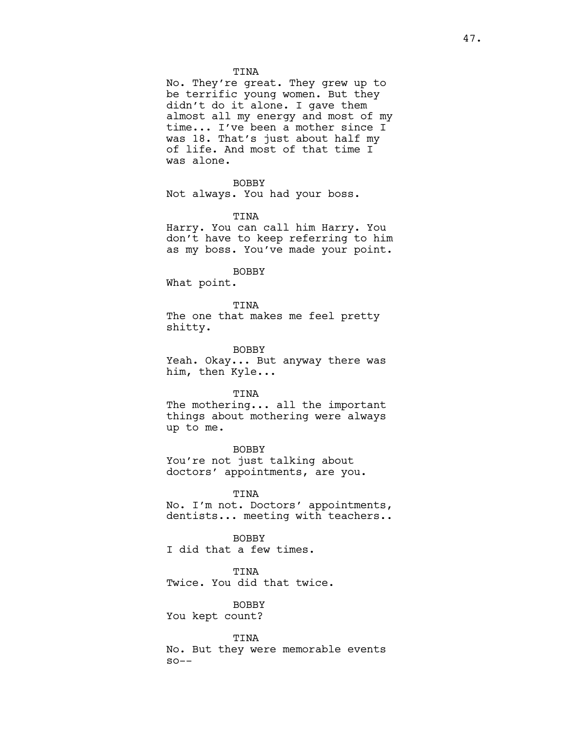TINA

No. They're great. They grew up to be terrific young women. But they didn't do it alone. I gave them almost all my energy and most of my time... I've been a mother since I was 18. That's just about half my of life. And most of that time I was alone.

BOBBY

Not always. You had your boss.

TINA

Harry. You can call him Harry. You don't have to keep referring to him as my boss. You've made your point.

BOBBY

What point.

TINA

The one that makes me feel pretty shitty.

BOBBY

Yeah. Okay... But anyway there was him, then Kyle...

TINA

The mothering... all the important things about mothering were always up to me.

BOBBY

You're not just talking about doctors' appointments, are you.

TINA

No. I'm not. Doctors' appointments, dentists... meeting with teachers..

BOBBY

I did that a few times.

TINA

Twice. You did that twice.

BOBBY

You kept count?

TINA

No. But they were memorable events so--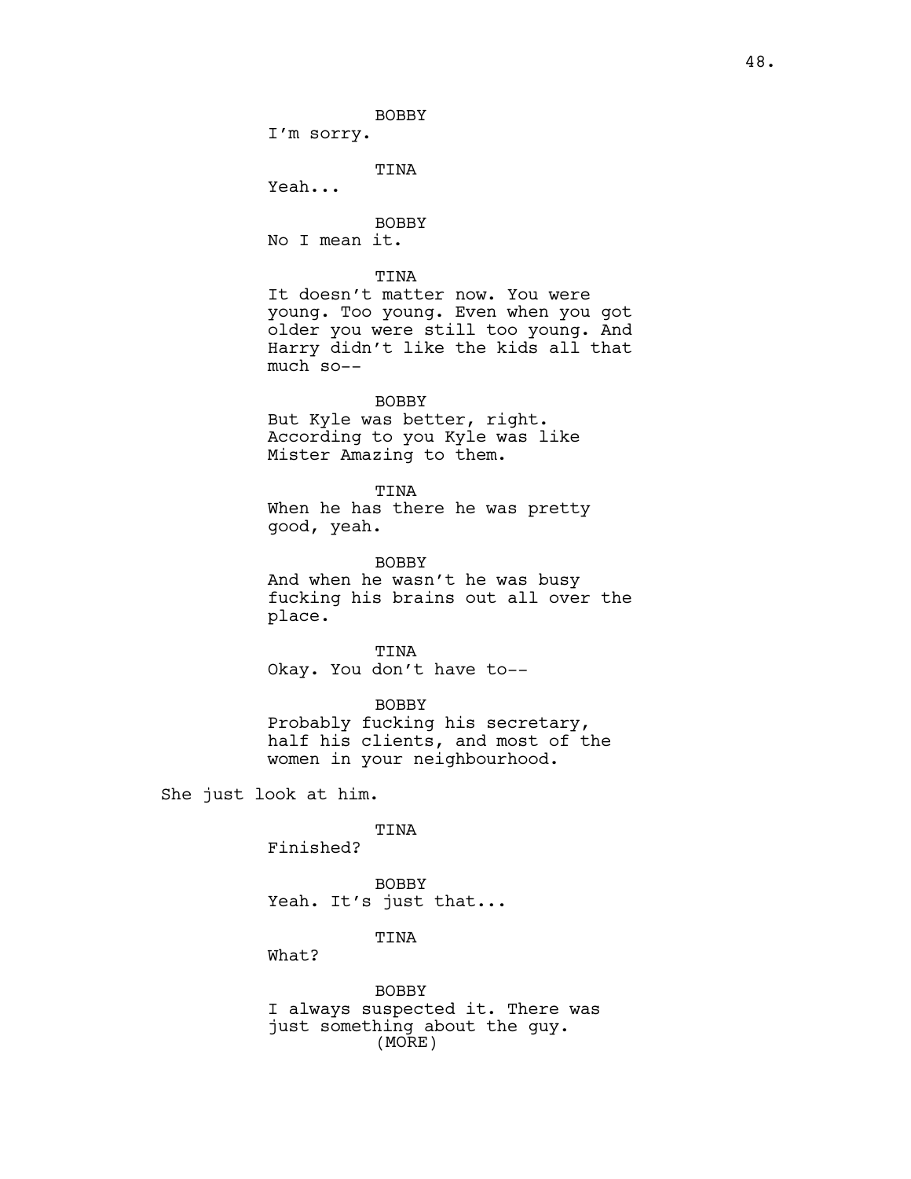BOBBY
I'm sorry.

TINA
Yeah...

BOBBY
No I mean it.

TINA
It doesn't matter now. You were young. Too young. Even when you got older you were still too young. And Harry didn't like the kids all that much so--

BOBBY
But Kyle was better, right. According to you Kyle was like Mister Amazing to them.

TINA
When he has there he was pretty good, yeah.

BOBBY
And when he wasn't he was busy fucking his brains out all over the place.

TINA
Okay. You don't have to--

BOBBY
Probably fucking his secretary, half his clients, and most of the women in your neighbourhood.

She just look at him.

TINA
Finished?

BOBBY
Yeah. It's just that...

TINA
What?

BOBBY
I always suspected it. There was just something about the guy.
(MORE)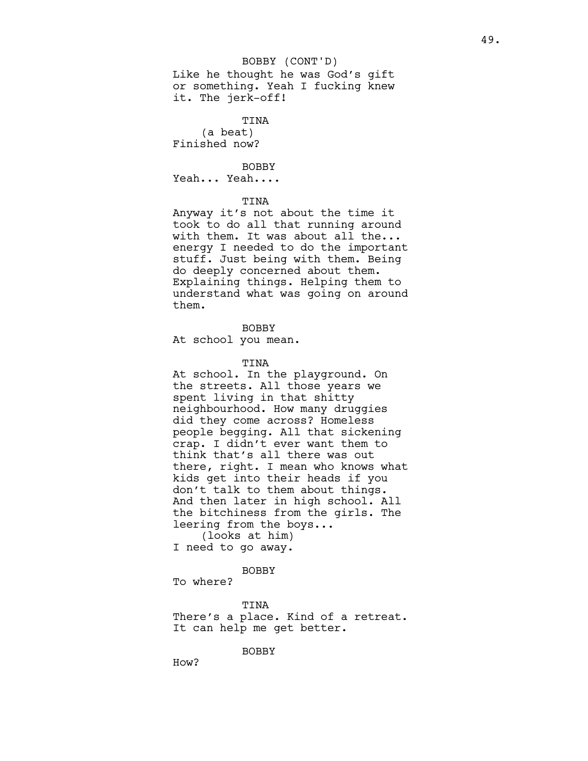BOBBY (CONT'D)

Like he thought he was God's gift or something. Yeah I fucking knew it. The jerk-off!

TINA

(a beat)

Finished now?

BOBBY

Yeah... Yeah....

TINA

Anyway it's not about the time it took to do all that running around with them. It was about all the... energy I needed to do the important stuff. Just being with them. Being do deeply concerned about them. Explaining things. Helping them to understand what was going on around them.

BOBBY

At school you mean.

TINA

At school. In the playground. On the streets. All those years we spent living in that shitty neighbourhood. How many druggies did they come across? Homeless people begging. All that sickening crap. I didn't ever want them to think that's all there was out there, right. I mean who knows what kids get into their heads if you don't talk to them about things. And then later in high school. All the bitchiness from the girls. The leering from the boys...

(looks at him)

I need to go away.

BOBBY

To where?

TINA

There's a place. Kind of a retreat. It can help me get better.

BOBBY

How?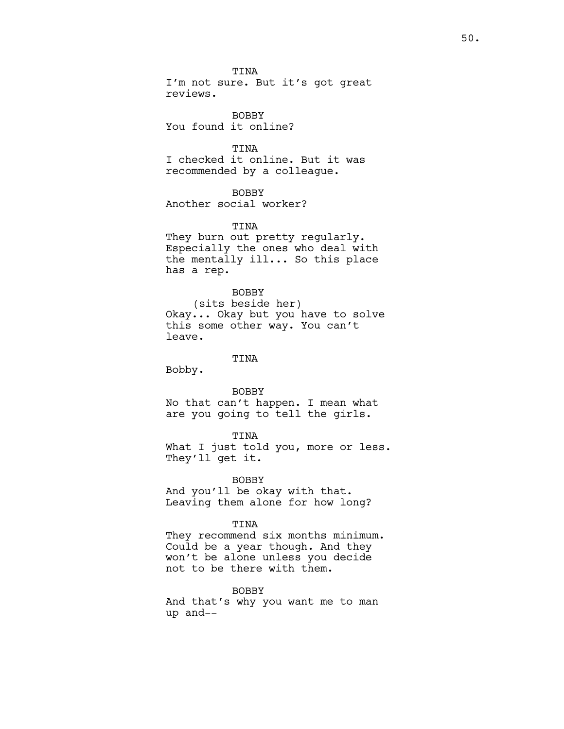TINA
I'm not sure. But it's got great reviews.

BOBBY
You found it online?

TINA
I checked it online. But it was recommended by a colleague.

BOBBY
Another social worker?

TINA
They burn out pretty regularly. Especially the ones who deal with the mentally ill... So this place has a rep.

BOBBY
(sits beside her)
Okay... Okay but you have to solve this some other way. You can't leave.

TINA
Bobby.

BOBBY
No that can't happen. I mean what are you going to tell the girls.

TINA
What I just told you, more or less. They'll get it.

BOBBY
And you'll be okay with that. Leaving them alone for how long?

TINA
They recommend six months minimum. Could be a year though. And they won't be alone unless you decide not to be there with them.

BOBBY
And that's why you want me to man up and--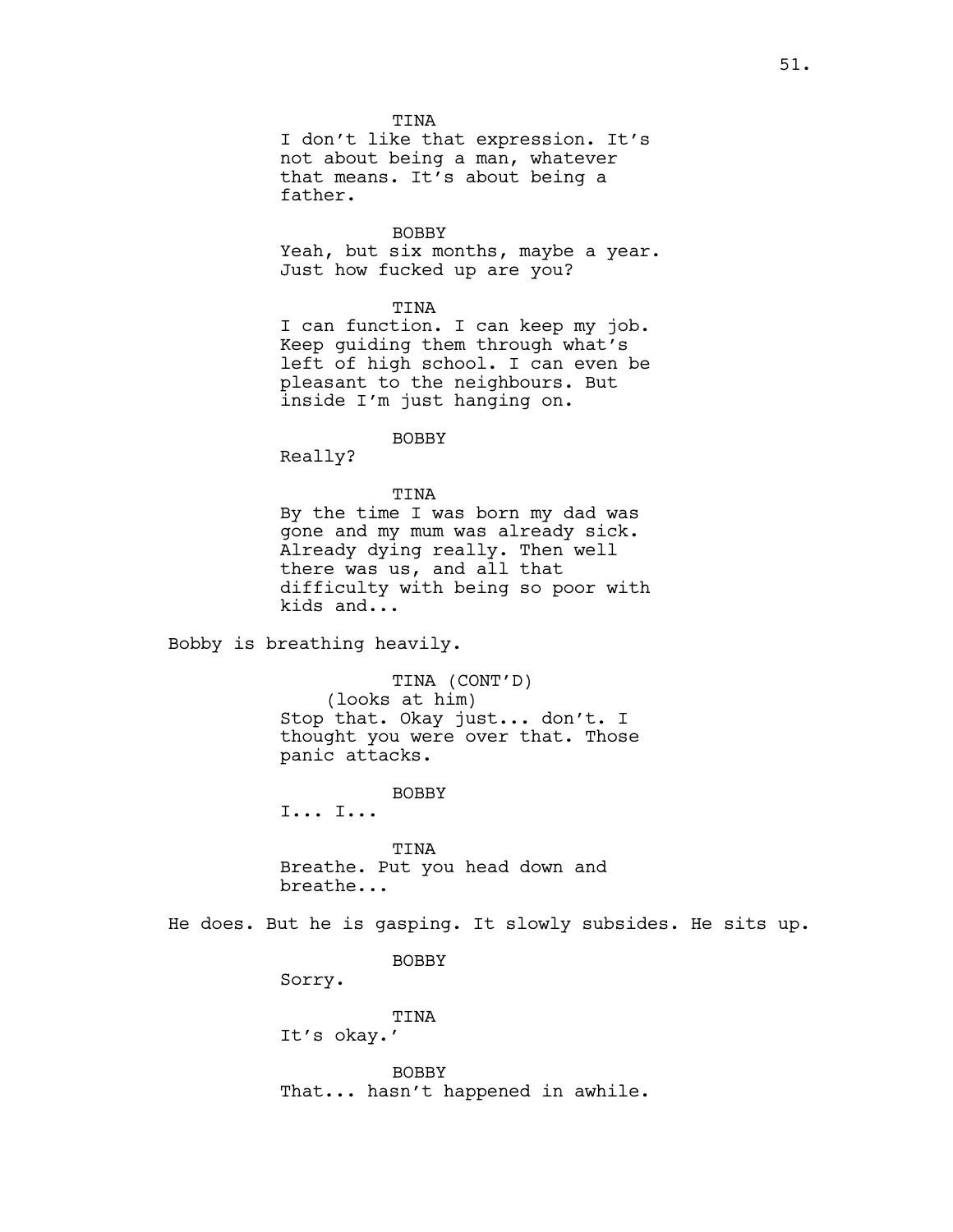TINA
I don't like that expression. It's not about being a man, whatever that means. It's about being a father.

BOBBY
Yeah, but six months, maybe a year. Just how fucked up are you?

TINA
I can function. I can keep my job. Keep guiding them through what's left of high school. I can even be pleasant to the neighbours. But inside I'm just hanging on.

BOBBY
Really?

TINA
By the time I was born my dad was gone and my mum was already sick. Already dying really. Then well there was us, and all that difficulty with being so poor with kids and...

Bobby is breathing heavily.

TINA (CONT'D)
(looks at him)
Stop that. Okay just... don't. I thought you were over that. Those panic attacks.

BOBBY
I... I...

TINA
Breathe. Put you head down and breathe...

He does. But he is gasping. It slowly subsides. He sits up.

BOBBY
Sorry.

TINA
It's okay.'

BOBBY
That... hasn't happened in awhile.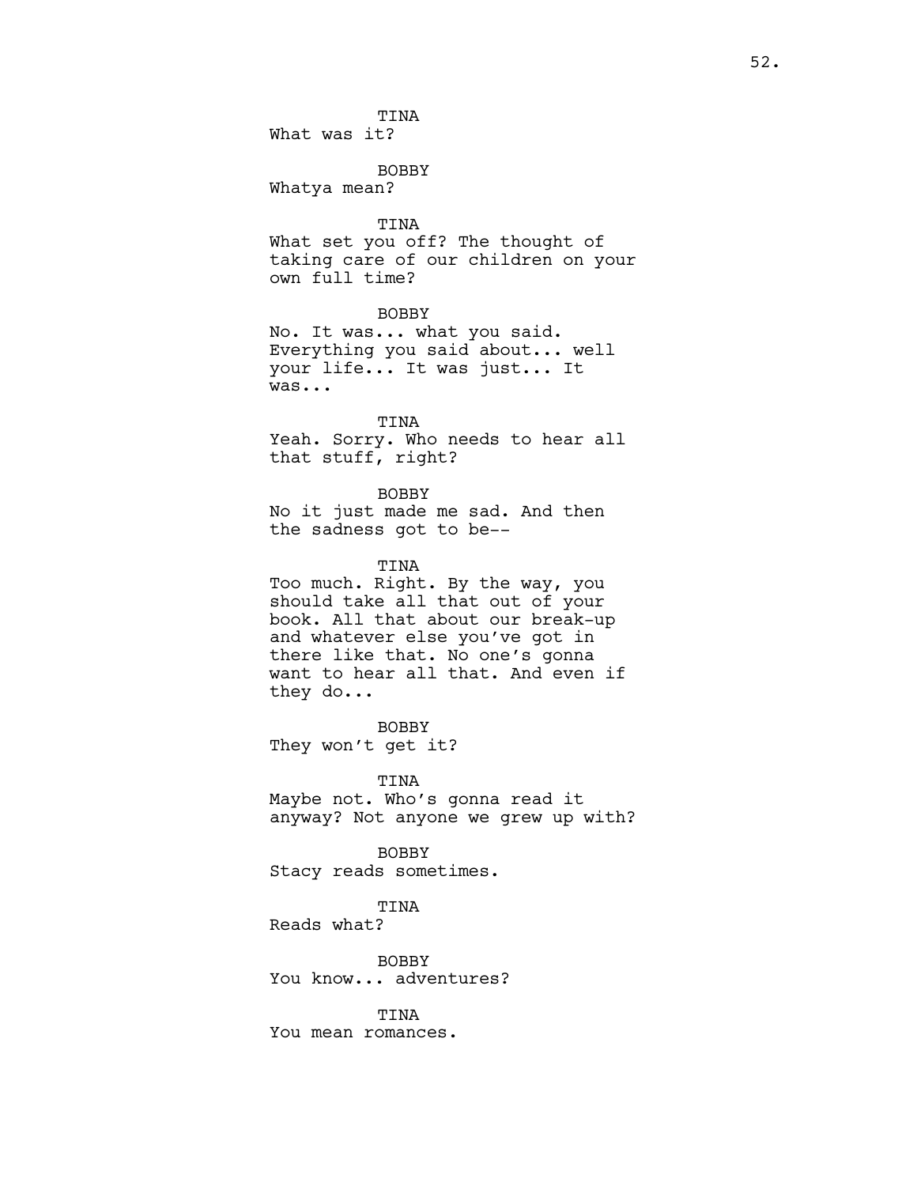TINA
What was it?

BOBBY
Whatya mean?

TINA
What set you off? The thought of taking care of our children on your own full time?

BOBBY
No. It was... what you said. Everything you said about... well your life... It was just... It was...

TINA
Yeah. Sorry. Who needs to hear all that stuff, right?

BOBBY
No it just made me sad. And then the sadness got to be--

TINA
Too much. Right. By the way, you should take all that out of your book. All that about our break-up and whatever else you've got in there like that. No one's gonna want to hear all that. And even if they do...

BOBBY
They won't get it?

TINA
Maybe not. Who's gonna read it anyway? Not anyone we grew up with?

BOBBY
Stacy reads sometimes.

TINA
Reads what?

BOBBY
You know... adventures?

TINA
You mean romances.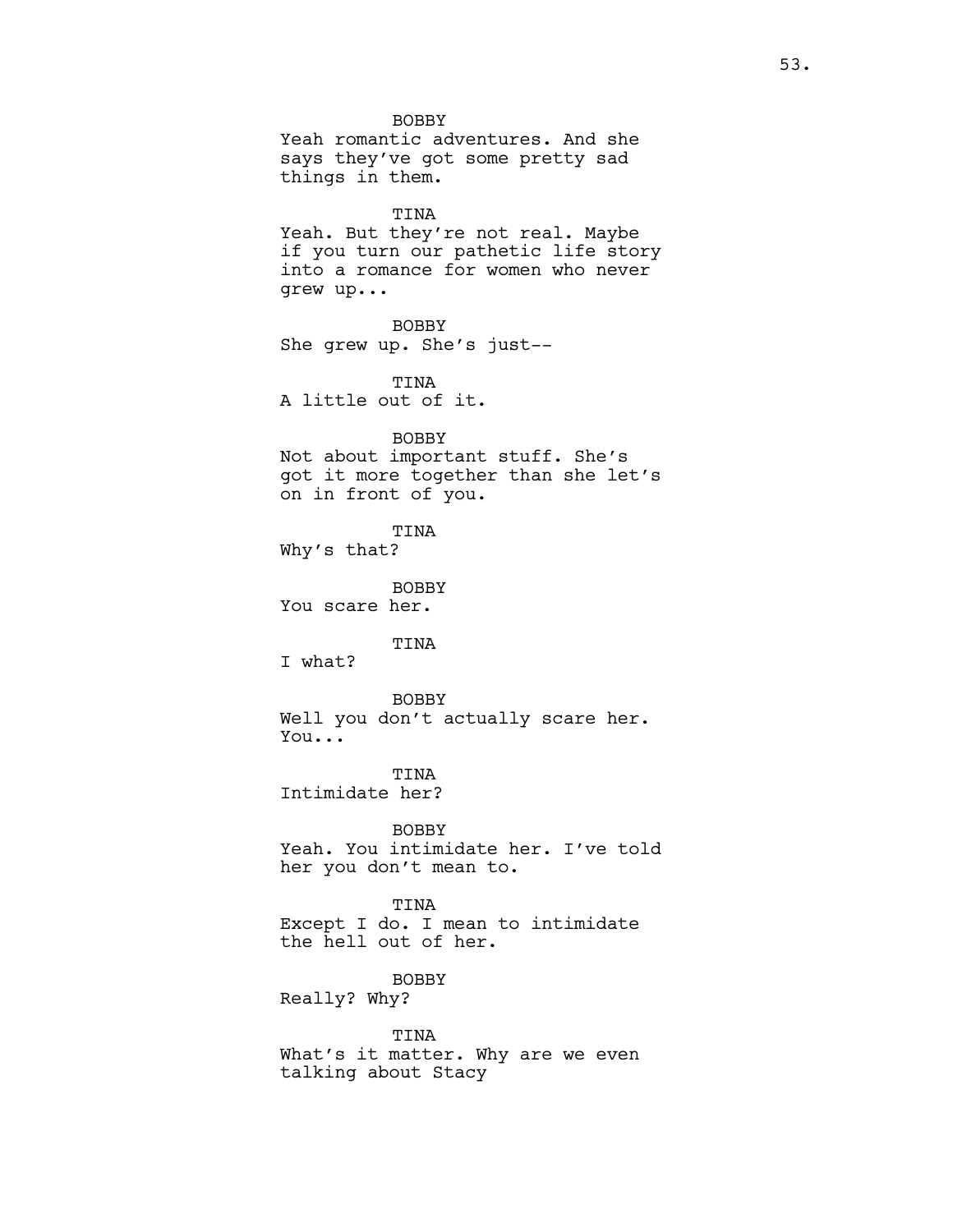BOBBY
Yeah romantic adventures. And she says they've got some pretty sad things in them.

TINA
Yeah. But they're not real. Maybe if you turn our pathetic life story into a romance for women who never grew up...

BOBBY
She grew up. She's just--

TINA
A little out of it.

BOBBY
Not about important stuff. She's got it more together than she let's on in front of you.

TINA
Why's that?

BOBBY
You scare her.

TINA
I what?

BOBBY
Well you don't actually scare her. You...

TINA
Intimidate her?

BOBBY
Yeah. You intimidate her. I've told her you don't mean to.

TINA
Except I do. I mean to intimidate the hell out of her.

BOBBY
Really? Why?

TINA
What's it matter. Why are we even talking about Stacy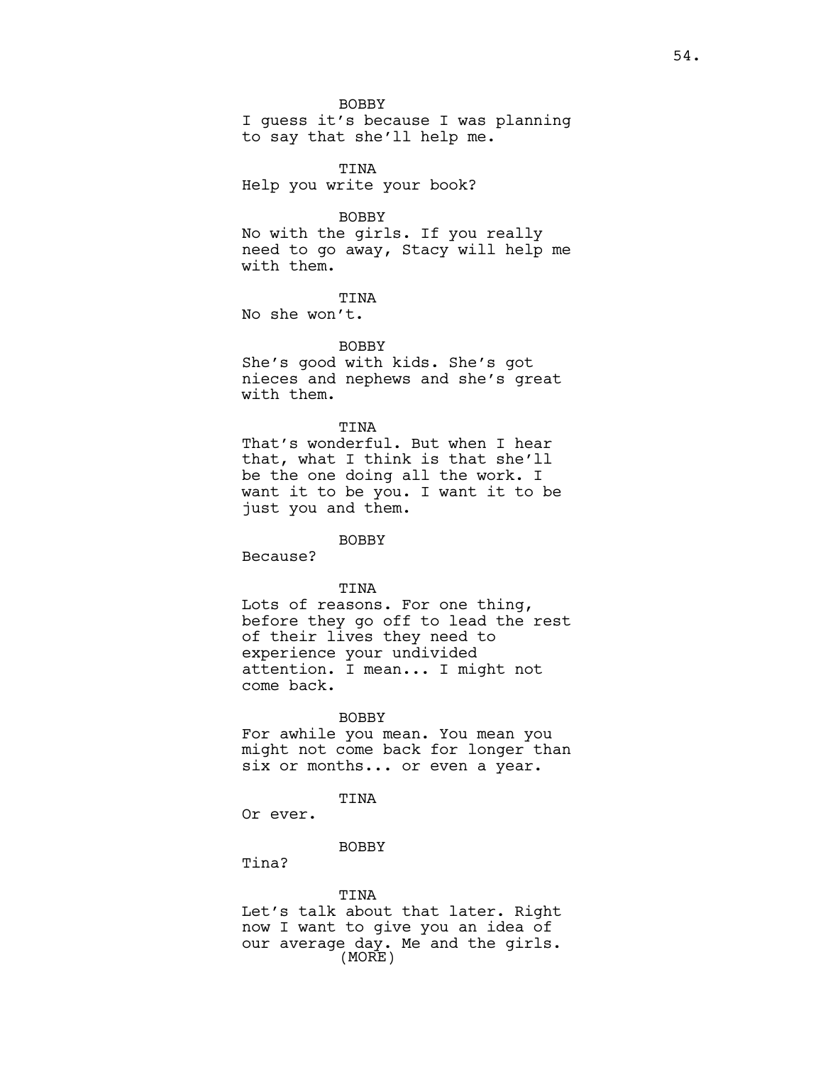BOBBY
I guess it's because I was planning to say that she'll help me.

TINA
Help you write your book?

BOBBY
No with the girls. If you really need to go away, Stacy will help me with them.

TINA
No she won't.

BOBBY
She's good with kids. She's got nieces and nephews and she's great with them.

TINA
That's wonderful. But when I hear that, what I think is that she'll be the one doing all the work. I want it to be you. I want it to be just you and them.

BOBBY
Because?

TINA
Lots of reasons. For one thing, before they go off to lead the rest of their lives they need to experience your undivided attention. I mean... I might not come back.

BOBBY
For awhile you mean. You mean you might not come back for longer than six or months... or even a year.

TINA
Or ever.

BOBBY
Tina?

TINA
Let's talk about that later. Right now I want to give you an idea of our average day. Me and the girls.
(MORE)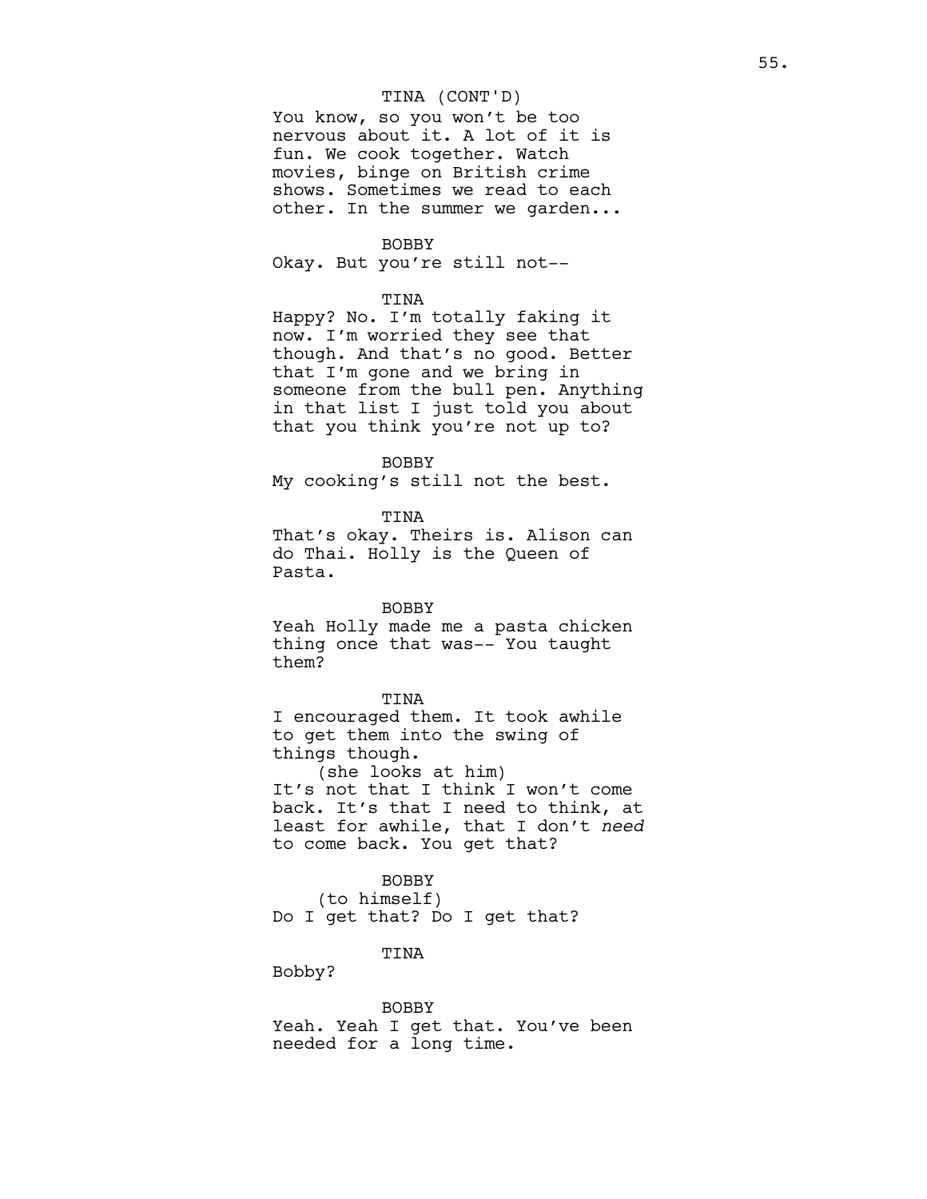TINA (CONT'D)

You know, so you won't be too nervous about it. A lot of it is fun. We cook together. Watch movies, binge on British crime shows. Sometimes we read to each other. In the summer we garden...

BOBBY

Okay. But you're still not--

TINA

Happy? No. I'm totally faking it now. I'm worried they see that though. And that's no good. Better that I'm gone and we bring in someone from the bull pen. Anything in that list I just told you about that you think you're not up to?

BOBBY

My cooking's still not the best.

TINA

That's okay. Theirs is. Alison can do Thai. Holly is the Queen of Pasta.

BOBBY

Yeah Holly made me a pasta chicken thing once that was-- You taught them?

TINA

I encouraged them. It took awhile to get them into the swing of things though.

(she looks at him)

It's not that I think I won't come back. It's that I need to think, at least for awhile, that I don't *need* to come back. You get that?

BOBBY

(to himself)

Do I get that? Do I get that?

TINA

Bobby?

BOBBY

Yeah. Yeah I get that. You've been needed for a long time.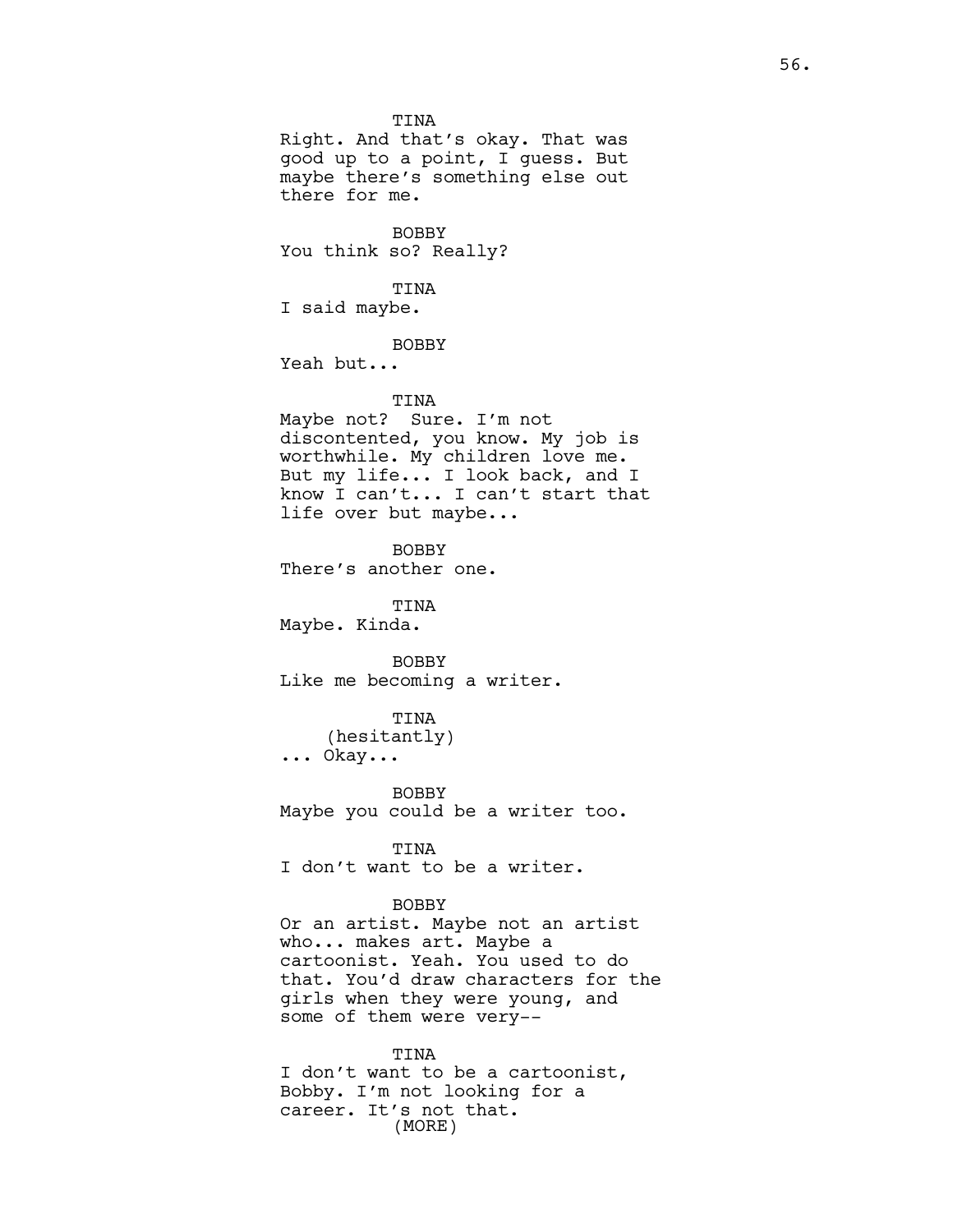TINA
Right. And that's okay. That was good up to a point, I guess. But maybe there's something else out there for me.

BOBBY
You think so? Really?

TINA
I said maybe.

BOBBY
Yeah but...

TINA
Maybe not? Sure. I'm not discontented, you know. My job is worthwhile. My children love me. But my life... I look back, and I know I can't... I can't start that life over but maybe...

BOBBY
There's another one.

TINA
Maybe. Kinda.

BOBBY
Like me becoming a writer.

TINA
(hesitantly)
... Okay...

BOBBY
Maybe you could be a writer too.

TINA
I don't want to be a writer.

BOBBY
Or an artist. Maybe not an artist who... makes art. Maybe a cartoonist. Yeah. You used to do that. You'd draw characters for the girls when they were young, and some of them were very--

TINA
I don't want to be a cartoonist, Bobby. I'm not looking for a career. It's not that.
(MORE)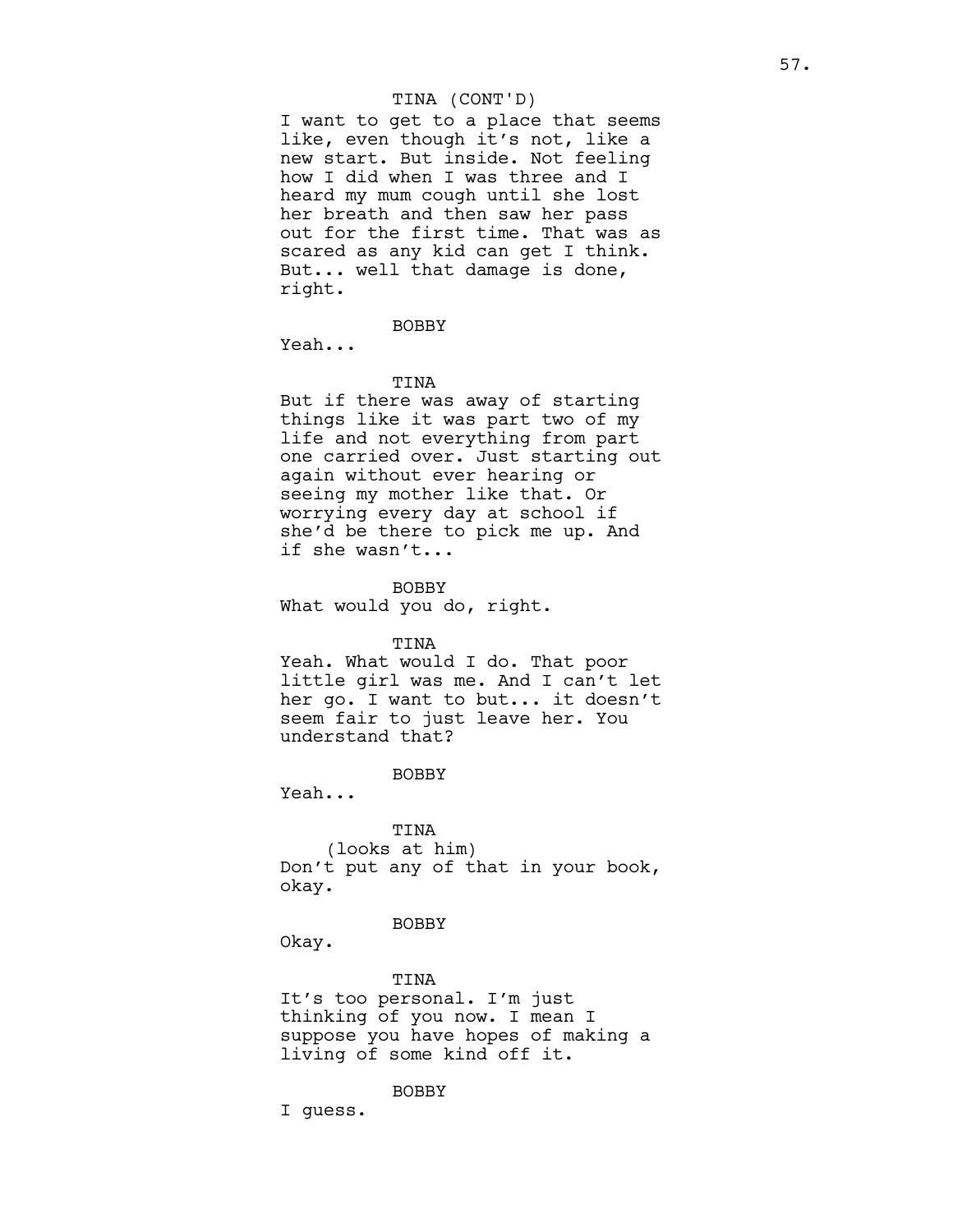TINA (CONT'D)

I want to get to a place that seems like, even though it's not, like a new start. But inside. Not feeling how I did when I was three and I heard my mum cough until she lost her breath and then saw her pass out for the first time. That was as scared as any kid can get I think. But... well that damage is done, right.

BOBBY

Yeah...

TINA

But if there was away of starting things like it was part two of my life and not everything from part one carried over. Just starting out again without ever hearing or seeing my mother like that. Or worrying every day at school if she'd be there to pick me up. And if she wasn't...

BOBBY

What would you do, right.

TINA

Yeah. What would I do. That poor little girl was me. And I can't let her go. I want to but... it doesn't seem fair to just leave her. You understand that?

BOBBY

Yeah...

TINA

(looks at him)

Don't put any of that in your book, okay.

BOBBY

Okay.

TINA

It's too personal. I'm just thinking of you now. I mean I suppose you have hopes of making a living of some kind off it.

BOBBY

I guess.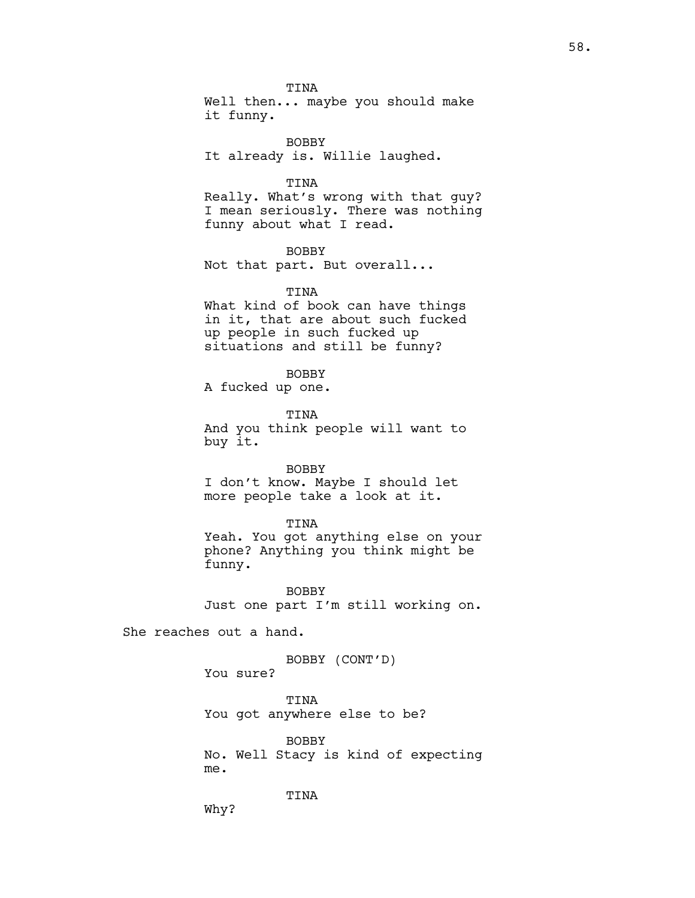TINA
Well then... maybe you should make it funny.

BOBBY
It already is. Willie laughed.

TINA
Really. What's wrong with that guy? I mean seriously. There was nothing funny about what I read.

BOBBY
Not that part. But overall...

TINA
What kind of book can have things in it, that are about such fucked up people in such fucked up situations and still be funny?

BOBBY
A fucked up one.

TINA
And you think people will want to buy it.

BOBBY
I don't know. Maybe I should let more people take a look at it.

TINA
Yeah. You got anything else on your phone? Anything you think might be funny.

BOBBY
Just one part I'm still working on.

She reaches out a hand.

BOBBY (CONT'D)
You sure?

TINA
You got anywhere else to be?

BOBBY
No. Well Stacy is kind of expecting me.

TINA
Why?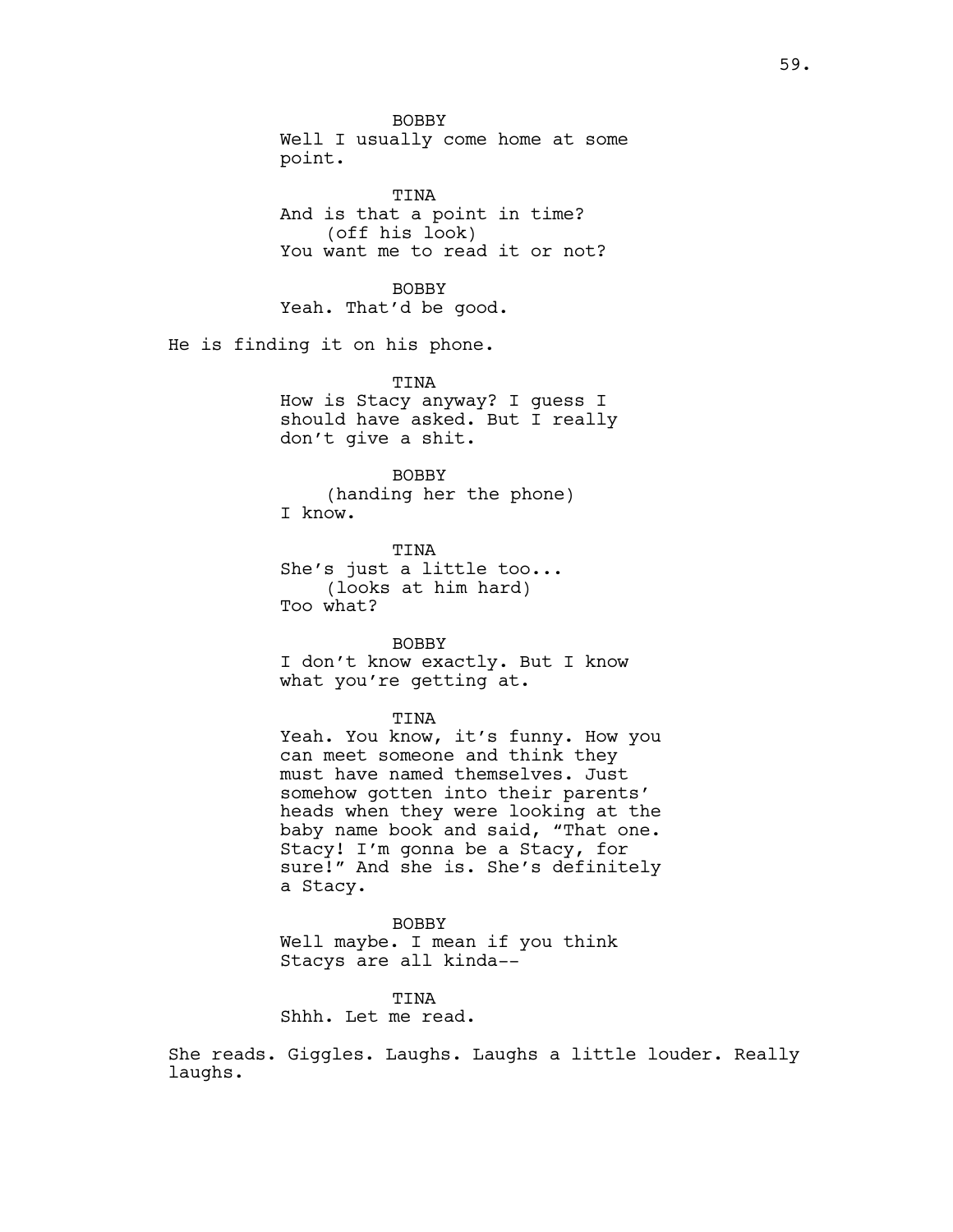BOBBY
Well I usually come home at some point.

TINA
And is that a point in time?
(off his look)
You want me to read it or not?

BOBBY
Yeah. That'd be good.

He is finding it on his phone.

TINA
How is Stacy anyway? I guess I should have asked. But I really don't give a shit.

BOBBY
(handing her the phone)
I know.

TINA
She's just a little too...
(looks at him hard)
Too what?

BOBBY
I don't know exactly. But I know what you're getting at.

TINA
Yeah. You know, it's funny. How you can meet someone and think they must have named themselves. Just somehow gotten into their parents' heads when they were looking at the baby name book and said, "That one. Stacy! I'm gonna be a Stacy, for sure!" And she is. She's definitely a Stacy.

BOBBY
Well maybe. I mean if you think Stacys are all kinda--

TINA
Shhh. Let me read.

She reads. Giggles. Laughs. Laughs a little louder. Really laughs.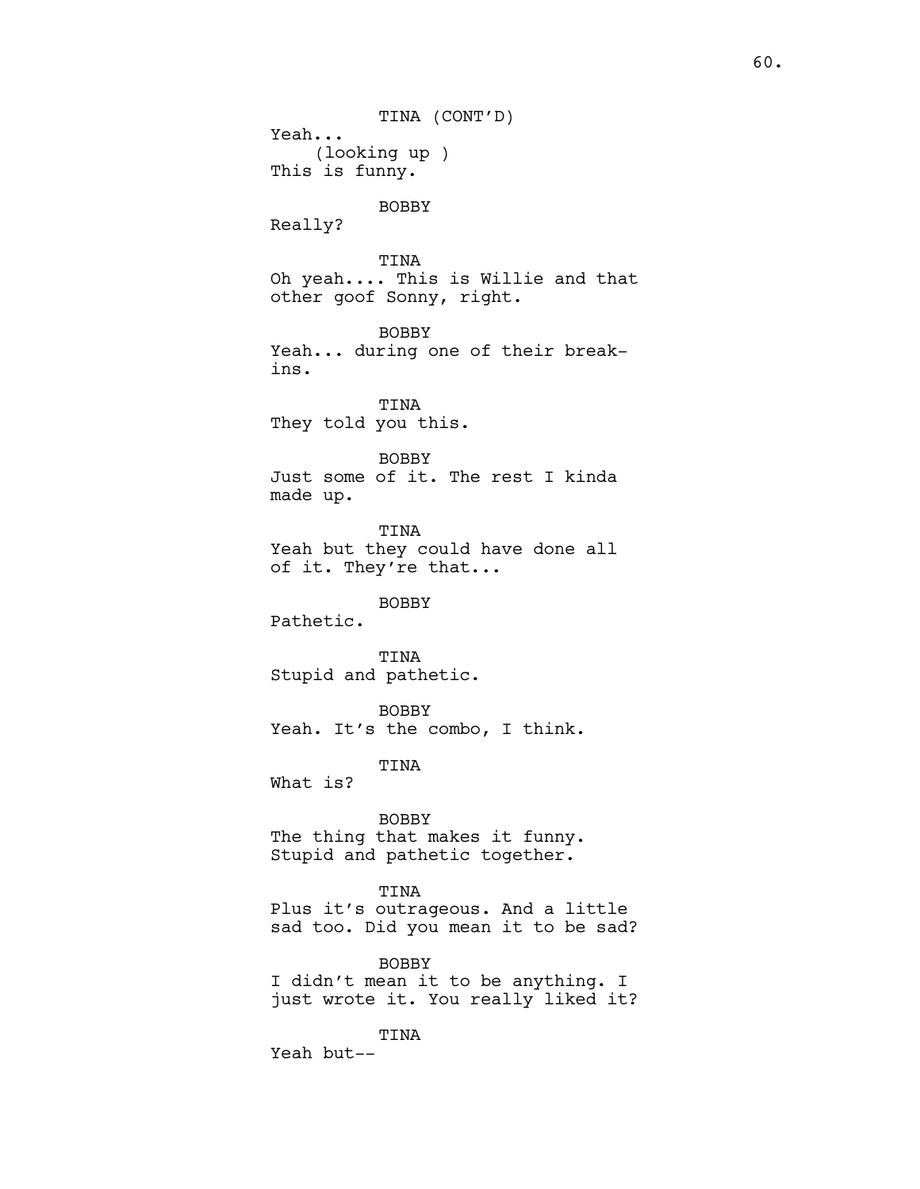TINA (CONT'D)
Yeah...
(looking up )
This is funny.

BOBBY
Really?

TINA
Oh yeah.... This is Willie and that other goof Sonny, right.

BOBBY
Yeah... during one of their break-ins.

TINA
They told you this.

BOBBY
Just some of it. The rest I kinda made up.

TINA
Yeah but they could have done all of it. They're that...

BOBBY
Pathetic.

TINA
Stupid and pathetic.

BOBBY
Yeah. It's the combo, I think.

TINA
What is?

BOBBY
The thing that makes it funny. Stupid and pathetic together.

TINA
Plus it's outrageous. And a little sad too. Did you mean it to be sad?

BOBBY
I didn't mean it to be anything. I just wrote it. You really liked it?

TINA
Yeah but--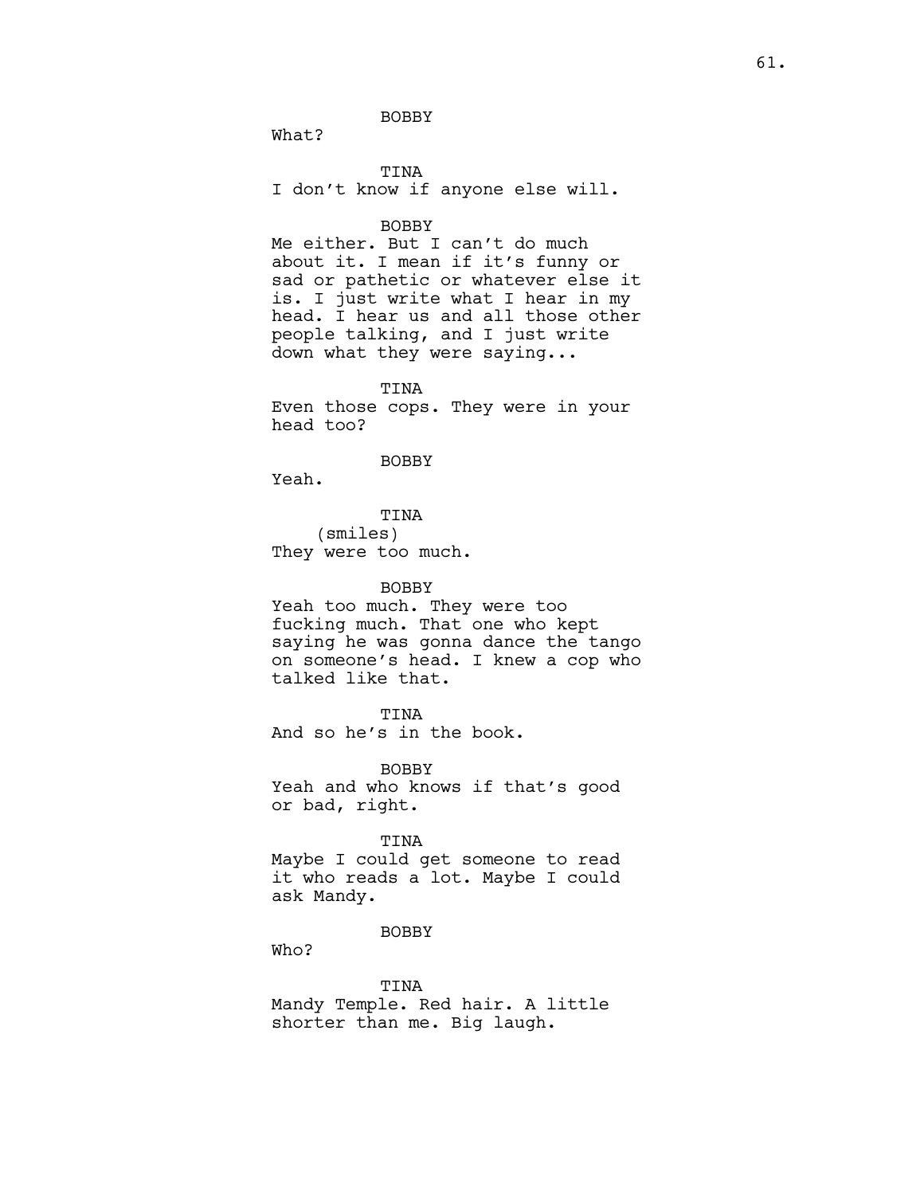BOBBY

What?

TINA

I don't know if anyone else will.

BOBBY

Me either. But I can't do much about it. I mean if it's funny or sad or pathetic or whatever else it is. I just write what I hear in my head. I hear us and all those other people talking, and I just write down what they were saying...

TINA

Even those cops. They were in your head too?

BOBBY

Yeah.

TINA

(smiles)

They were too much.

BOBBY

Yeah too much. They were too fucking much. That one who kept saying he was gonna dance the tango on someone's head. I knew a cop who talked like that.

TINA

And so he's in the book.

BOBBY

Yeah and who knows if that's good or bad, right.

TINA

Maybe I could get someone to read it who reads a lot. Maybe I could ask Mandy.

BOBBY

Who?

TINA

Mandy Temple. Red hair. A little shorter than me. Big laugh.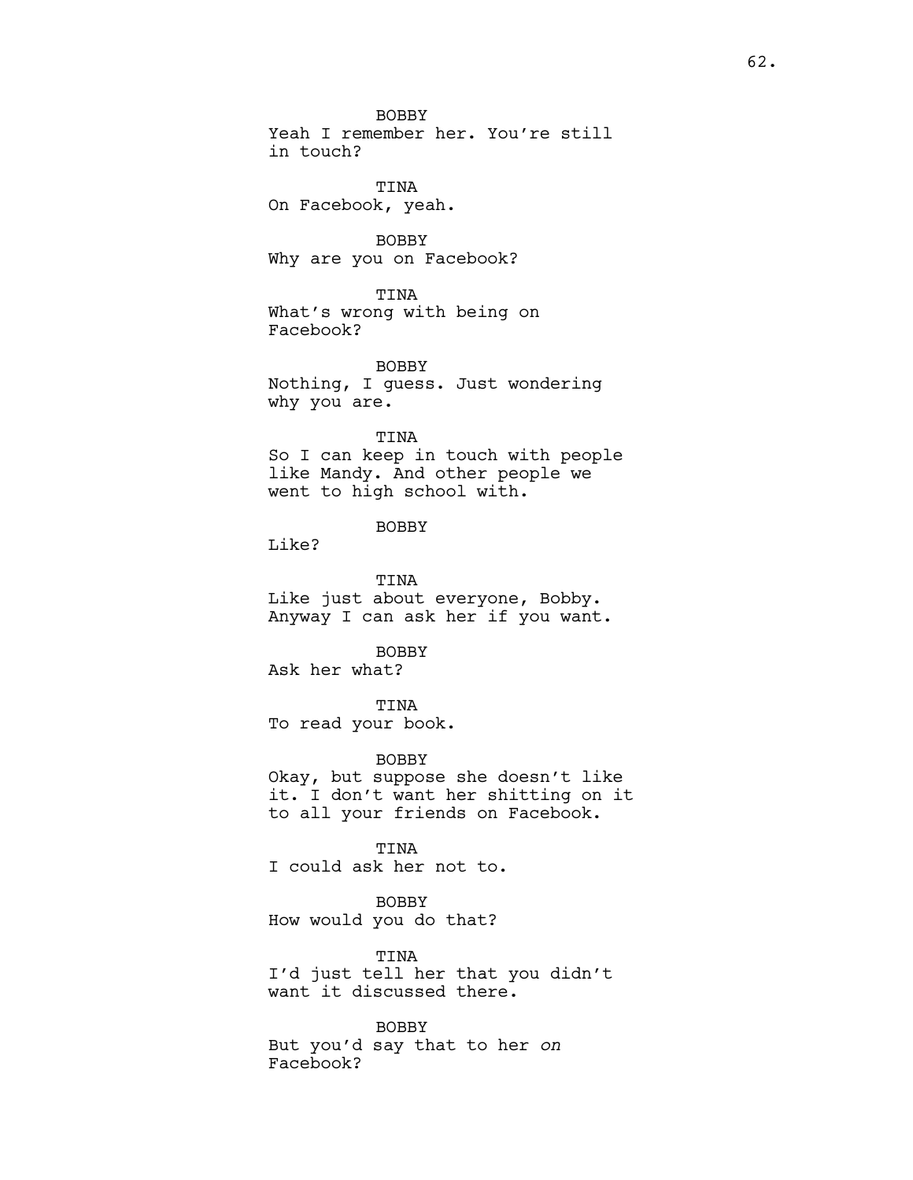BOBBY
Yeah I remember her. You're still in touch?

TINA
On Facebook, yeah.

BOBBY
Why are you on Facebook?

TINA
What's wrong with being on Facebook?

BOBBY
Nothing, I guess. Just wondering why you are.

TINA
So I can keep in touch with people like Mandy. And other people we went to high school with.

BOBBY
Like?

TINA
Like just about everyone, Bobby. Anyway I can ask her if you want.

BOBBY
Ask her what?

TINA
To read your book.

BOBBY
Okay, but suppose she doesn't like it. I don't want her shitting on it to all your friends on Facebook.

TINA
I could ask her not to.

BOBBY
How would you do that?

TINA
I'd just tell her that you didn't want it discussed there.

BOBBY
But you'd say that to her *on* Facebook?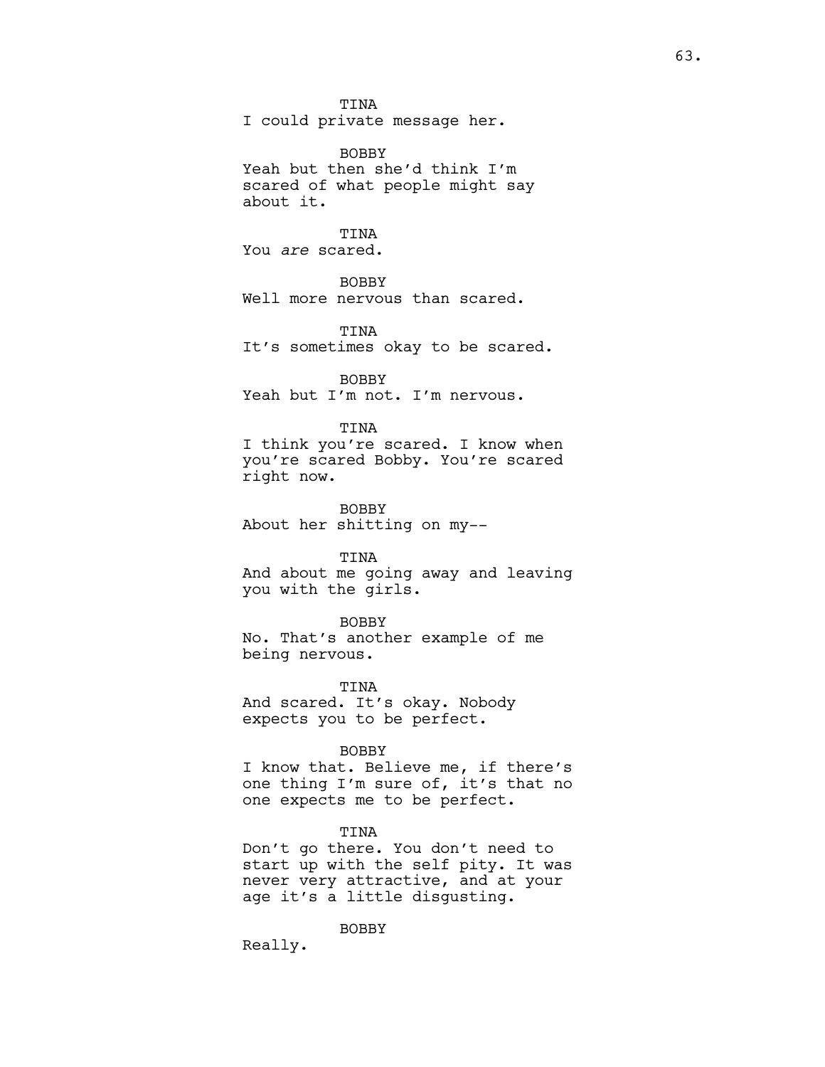TINA
I could private message her.

BOBBY
Yeah but then she'd think I'm scared of what people might say about it.

TINA
You *are* scared.

BOBBY
Well more nervous than scared.

TINA
It's sometimes okay to be scared.

BOBBY
Yeah but I'm not. I'm nervous.

TINA
I think you're scared. I know when you're scared Bobby. You're scared right now.

BOBBY
About her shitting on my--

TINA
And about me going away and leaving you with the girls.

BOBBY
No. That's another example of me being nervous.

TINA
And scared. It's okay. Nobody expects you to be perfect.

BOBBY
I know that. Believe me, if there's one thing I'm sure of, it's that no one expects me to be perfect.

TINA
Don't go there. You don't need to start up with the self pity. It was never very attractive, and at your age it's a little disgusting.

BOBBY
Really.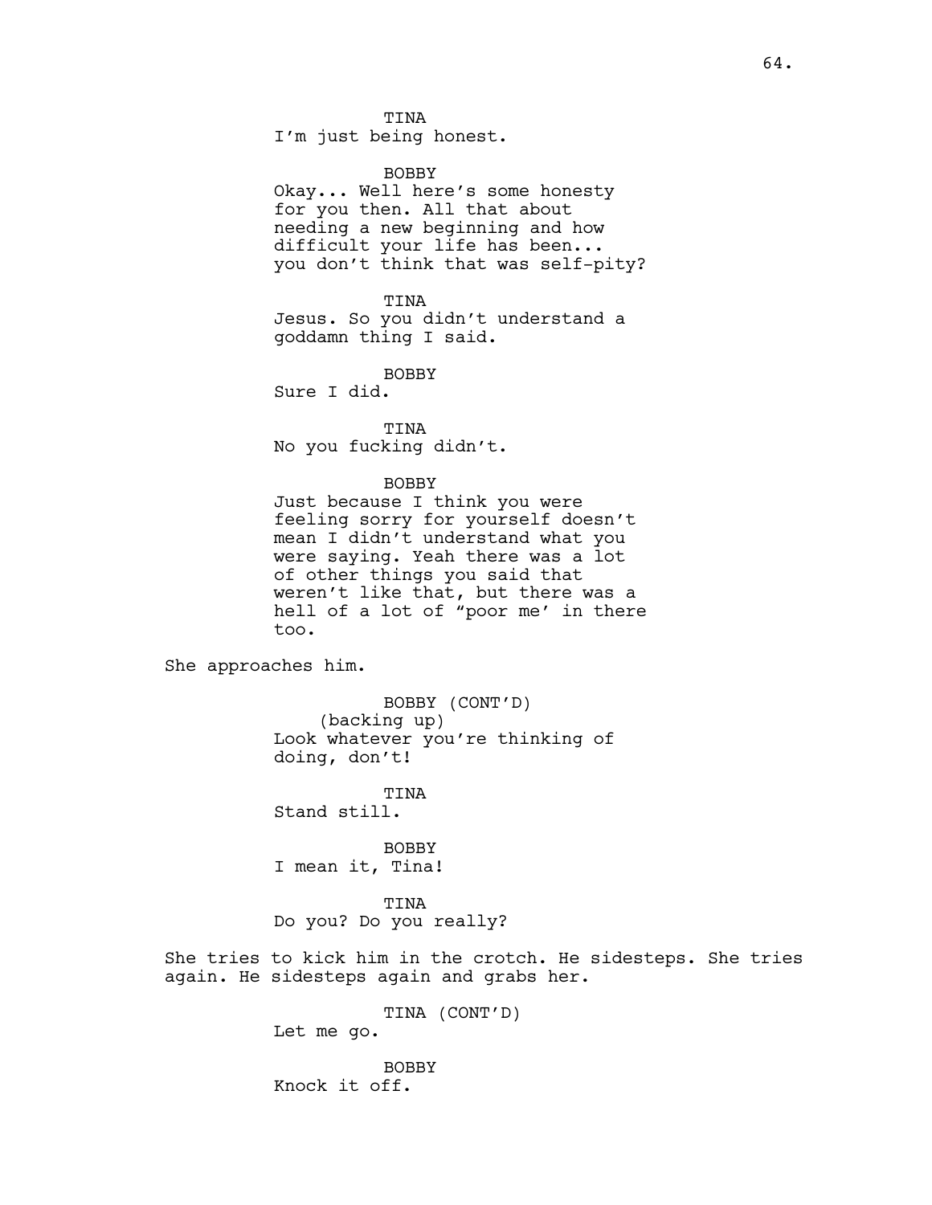TINA
I'm just being honest.

BOBBY
Okay... Well here's some honesty for you then. All that about needing a new beginning and how difficult your life has been... you don't think that was self-pity?

TINA
Jesus. So you didn't understand a goddamn thing I said.

BOBBY
Sure I did.

TINA
No you fucking didn't.

BOBBY
Just because I think you were feeling sorry for yourself doesn't mean I didn't understand what you were saying. Yeah there was a lot of other things you said that weren't like that, but there was a hell of a lot of "poor me' in there too.

She approaches him.

BOBBY (CONT'D)
(backing up)
Look whatever you're thinking of doing, don't!

TINA
Stand still.

BOBBY
I mean it, Tina!

TINA
Do you? Do you really?

She tries to kick him in the crotch. He sidesteps. She tries again. He sidesteps again and grabs her.

TINA (CONT'D)
Let me go.

BOBBY
Knock it off.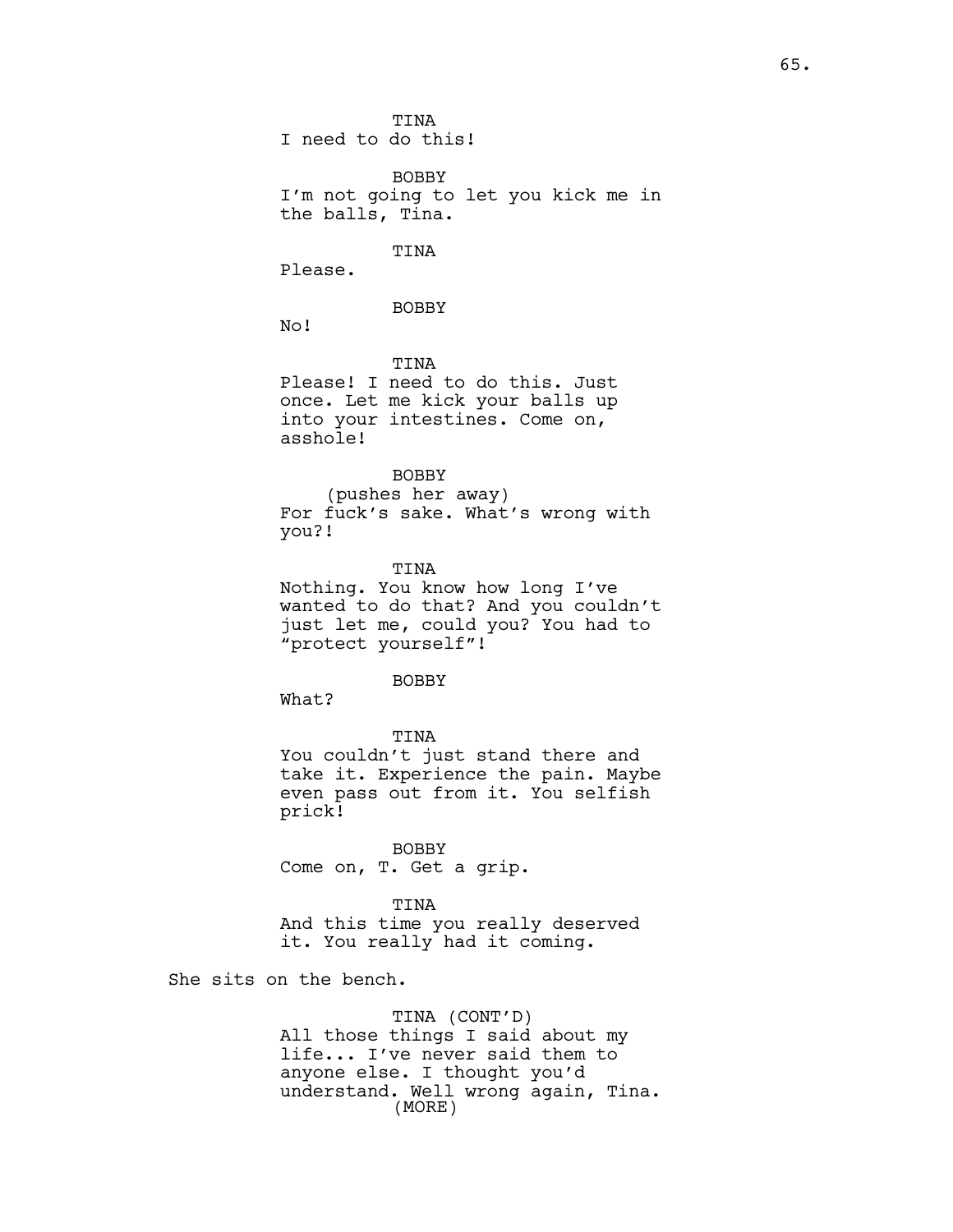TINA
I need to do this!

BOBBY
I'm not going to let you kick me in the balls, Tina.

TINA
Please.

BOBBY
No!

TINA
Please! I need to do this. Just once. Let me kick your balls up into your intestines. Come on, asshole!

BOBBY
(pushes her away)
For fuck's sake. What's wrong with you?!

TINA
Nothing. You know how long I've wanted to do that? And you couldn't just let me, could you? You had to "protect yourself"!

BOBBY
What?

TINA
You couldn't just stand there and take it. Experience the pain. Maybe even pass out from it. You selfish prick!

BOBBY
Come on, T. Get a grip.

TINA
And this time you really deserved it. You really had it coming.

She sits on the bench.

TINA (CONT'D)
All those things I said about my life... I've never said them to anyone else. I thought you'd understand. Well wrong again, Tina.
(MORE)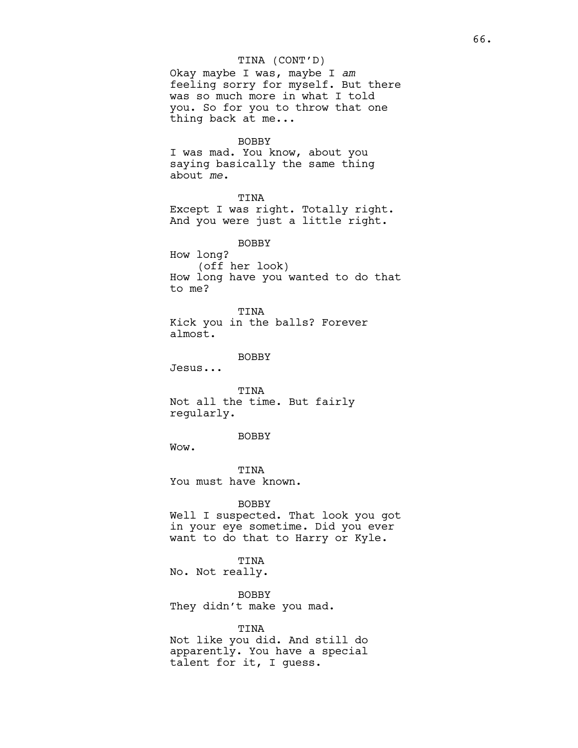TINA (CONT'D)
Okay maybe I was, maybe I *am* feeling sorry for myself. But there was so much more in what I told you. So for you to throw that one thing back at me...

BOBBY
I was mad. You know, about you saying basically the same thing about *me*.

TINA
Except I was right. Totally right. And you were just a little right.

BOBBY
How long?
(off her look)
How long have you wanted to do that to me?

TINA
Kick you in the balls? Forever almost.

BOBBY
Jesus...

TINA
Not all the time. But fairly regularly.

BOBBY
Wow.

TINA
You must have known.

BOBBY
Well I suspected. That look you got in your eye sometime. Did you ever want to do that to Harry or Kyle.

TINA
No. Not really.

BOBBY
They didn't make you mad.

TINA
Not like you did. And still do apparently. You have a special talent for it, I guess.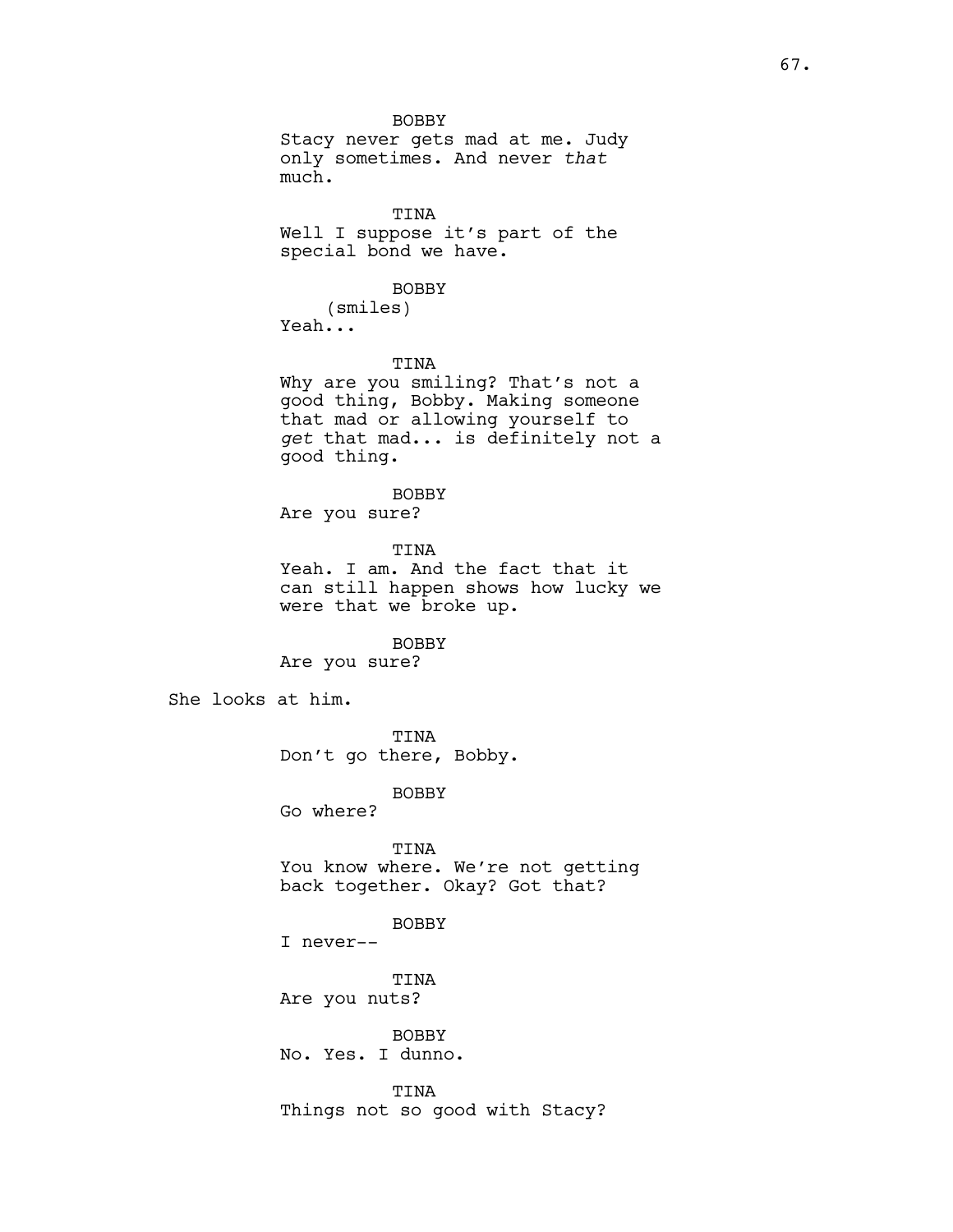BOBBY

Stacy never gets mad at me. Judy only sometimes. And never *that* much.

TINA

Well I suppose it's part of the special bond we have.

BOBBY

(smiles)

Yeah...

TINA

Why are you smiling? That's not a good thing, Bobby. Making someone that mad or allowing yourself to *get* that mad... is definitely not a good thing.

BOBBY

Are you sure?

TINA

Yeah. I am. And the fact that it can still happen shows how lucky we were that we broke up.

BOBBY

Are you sure?

She looks at him.

TINA

Don't go there, Bobby.

BOBBY

Go where?

TINA

You know where. We're not getting back together. Okay? Got that?

BOBBY

I never--

TINA

Are you nuts?

BOBBY

No. Yes. I dunno.

TINA

Things not so good with Stacy?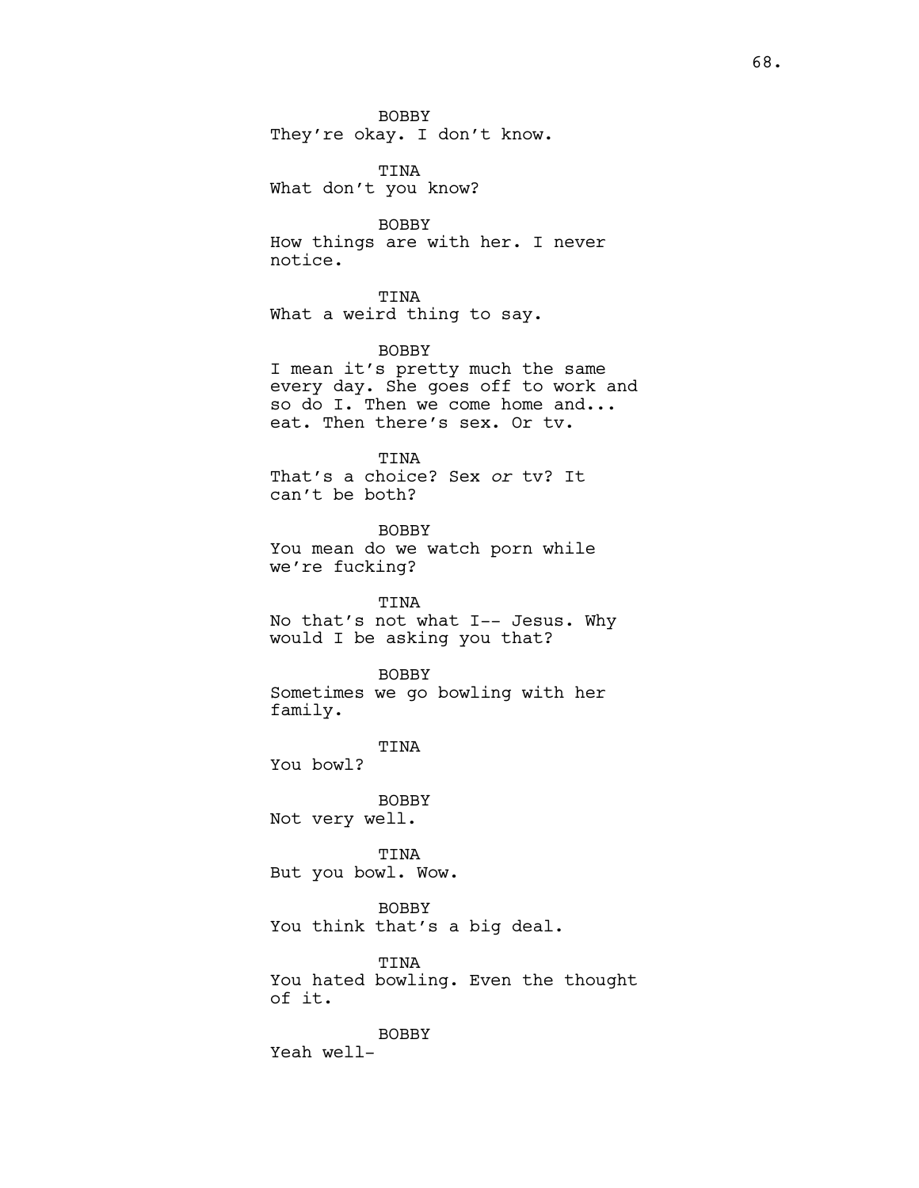BOBBY
They're okay. I don't know.

TINA
What don't you know?

BOBBY
How things are with her. I never notice.

TINA
What a weird thing to say.

BOBBY
I mean it's pretty much the same every day. She goes off to work and so do I. Then we come home and... eat. Then there's sex. Or tv.

TINA
That's a choice? Sex *or* tv? It can't be both?

BOBBY
You mean do we watch porn while we're fucking?

TINA
No that's not what I-- Jesus. Why would I be asking you that?

BOBBY
Sometimes we go bowling with her family.

TINA
You bowl?

BOBBY
Not very well.

TINA
But you bowl. Wow.

BOBBY
You think that's a big deal.

TINA
You hated bowling. Even the thought of it.

BOBBY
Yeah well-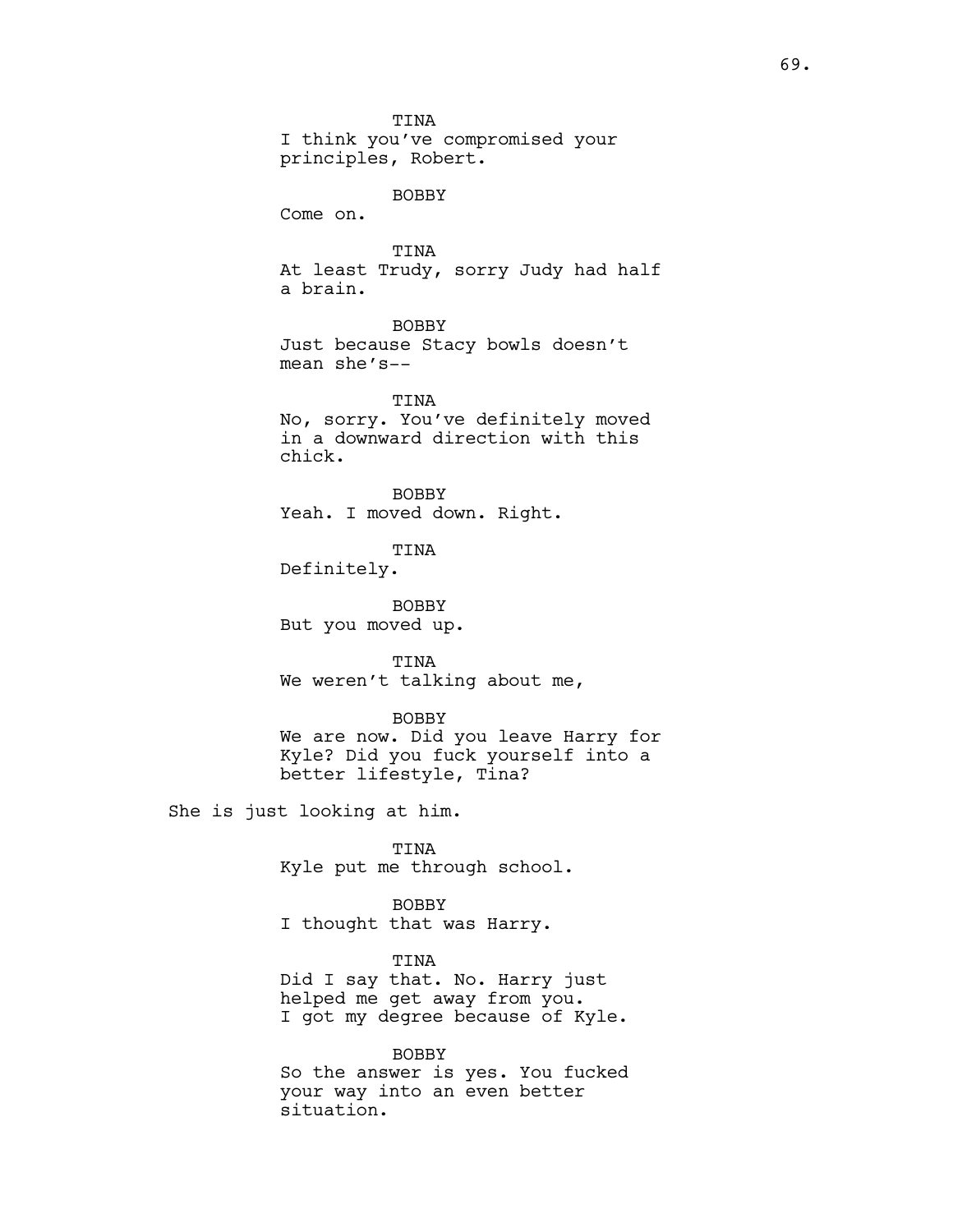TINA
I think you've compromised your principles, Robert.

BOBBY
Come on.

TINA
At least Trudy, sorry Judy had half a brain.

BOBBY
Just because Stacy bowls doesn't mean she's--

TINA
No, sorry. You've definitely moved in a downward direction with this chick.

BOBBY
Yeah. I moved down. Right.

TINA
Definitely.

BOBBY
But you moved up.

TINA
We weren't talking about me,

BOBBY
We are now. Did you leave Harry for Kyle? Did you fuck yourself into a better lifestyle, Tina?

She is just looking at him.

TINA
Kyle put me through school.

BOBBY
I thought that was Harry.

TINA
Did I say that. No. Harry just helped me get away from you. I got my degree because of Kyle.

BOBBY
So the answer is yes. You fucked your way into an even better situation.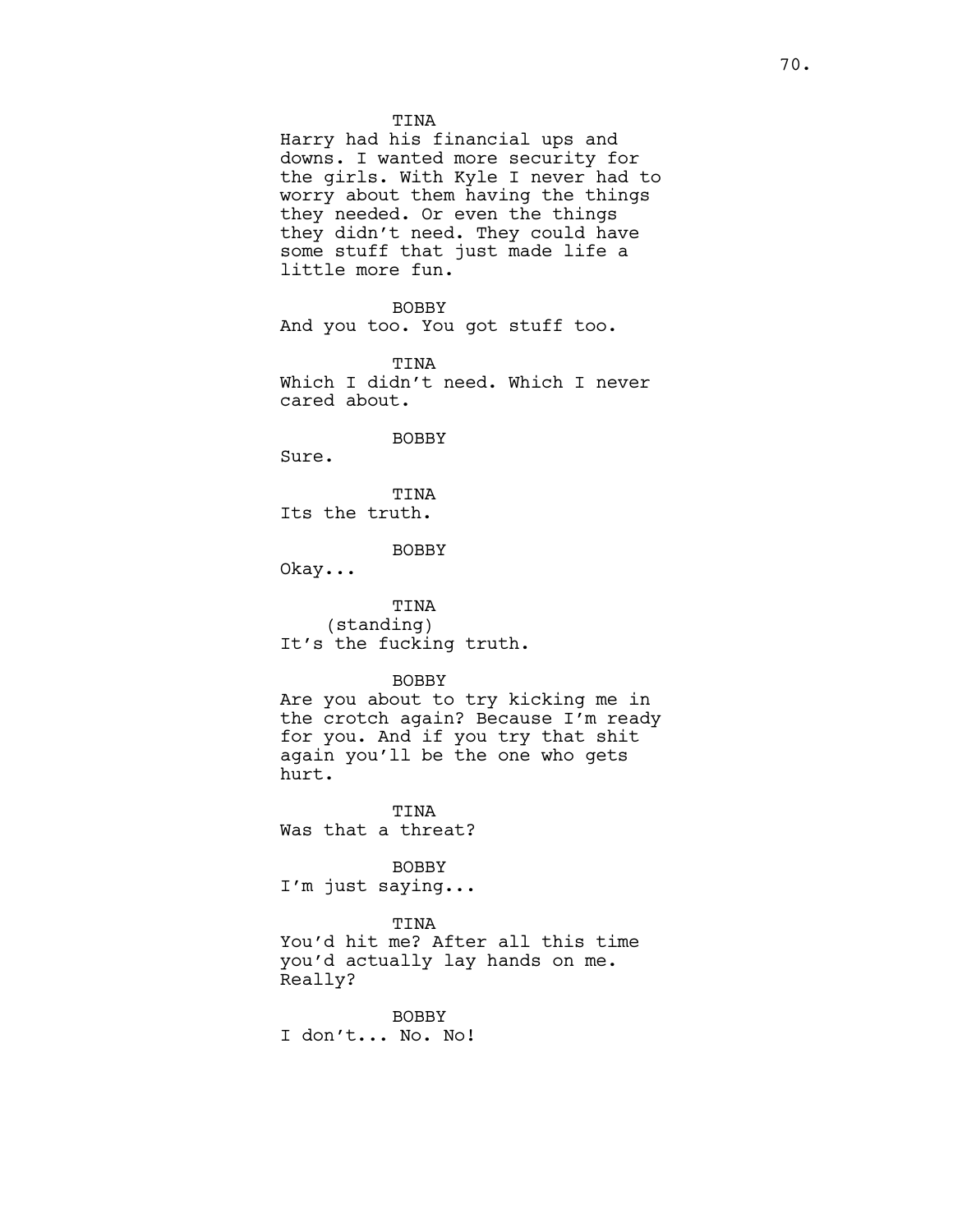TINA
Harry had his financial ups and downs. I wanted more security for the girls. With Kyle I never had to worry about them having the things they needed. Or even the things they didn't need. They could have some stuff that just made life a little more fun.

BOBBY
And you too. You got stuff too.

TINA
Which I didn't need. Which I never cared about.

BOBBY
Sure.

TINA
Its the truth.

BOBBY
Okay...

TINA
(standing)
It's the fucking truth.

BOBBY
Are you about to try kicking me in the crotch again? Because I'm ready for you. And if you try that shit again you'll be the one who gets hurt.

TINA
Was that a threat?

BOBBY
I'm just saying...

TINA
You'd hit me? After all this time you'd actually lay hands on me. Really?

BOBBY
I don't... No. No!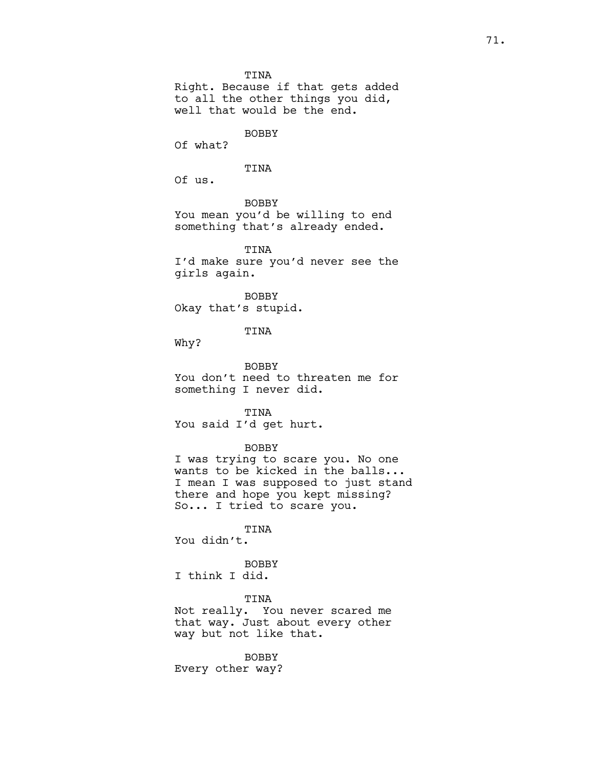TINA
Right. Because if that gets added to all the other things you did, well that would be the end.

BOBBY
Of what?

TINA
Of us.

BOBBY
You mean you'd be willing to end something that's already ended.

TINA
I'd make sure you'd never see the girls again.

BOBBY
Okay that's stupid.

TINA
Why?

BOBBY
You don't need to threaten me for something I never did.

TINA
You said I'd get hurt.

BOBBY
I was trying to scare you. No one wants to be kicked in the balls...
I mean I was supposed to just stand there and hope you kept missing?
So... I tried to scare you.

TINA
You didn't.

BOBBY
I think I did.

TINA
Not really. You never scared me that way. Just about every other way but not like that.

BOBBY
Every other way?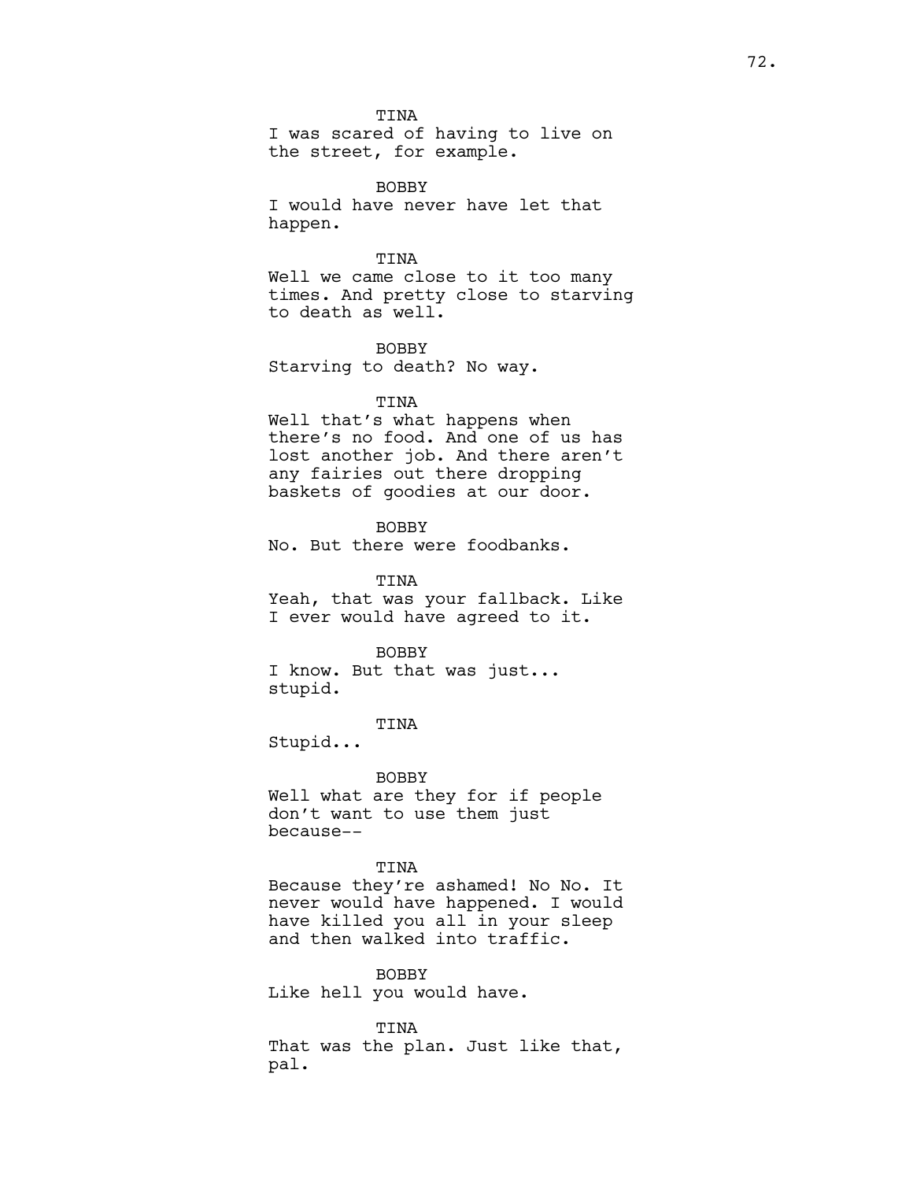TINA

I was scared of having to live on the street, for example.

BOBBY

I would have never have let that happen.

TINA

Well we came close to it too many times. And pretty close to starving to death as well.

BOBBY

Starving to death? No way.

TINA

Well that's what happens when there's no food. And one of us has lost another job. And there aren't any fairies out there dropping baskets of goodies at our door.

BOBBY

No. But there were foodbanks.

TINA

Yeah, that was your fallback. Like I ever would have agreed to it.

BOBBY

I know. But that was just... stupid.

TINA

Stupid...

BOBBY

Well what are they for if people don't want to use them just because--

TINA

Because they're ashamed! No No. It never would have happened. I would have killed you all in your sleep and then walked into traffic.

BOBBY

Like hell you would have.

TINA

That was the plan. Just like that, pal.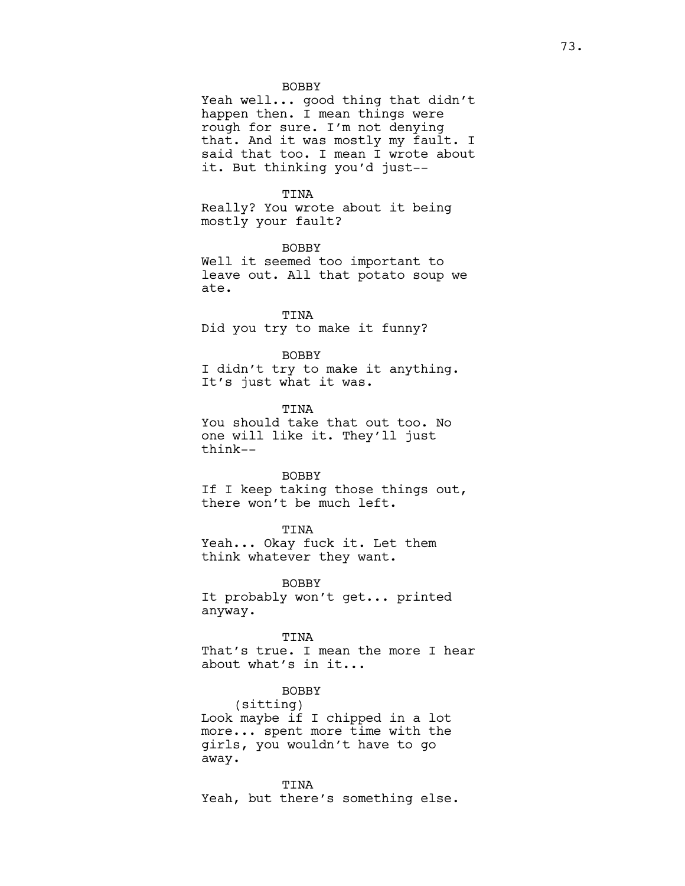BOBBY

Yeah well... good thing that didn't happen then. I mean things were rough for sure. I'm not denying that. And it was mostly my fault. I said that too. I mean I wrote about it. But thinking you'd just--

TINA

Really? You wrote about it being mostly your fault?

BOBBY

Well it seemed too important to leave out. All that potato soup we ate.

TINA

Did you try to make it funny?

BOBBY

I didn't try to make it anything. It's just what it was.

TINA

You should take that out too. No one will like it. They'll just think--

BOBBY

If I keep taking those things out, there won't be much left.

TINA

Yeah... Okay fuck it. Let them think whatever they want.

BOBBY

It probably won't get... printed anyway.

TINA

That's true. I mean the more I hear about what's in it...

BOBBY

(sitting)

Look maybe if I chipped in a lot more... spent more time with the girls, you wouldn't have to go away.

TINA

Yeah, but there's something else.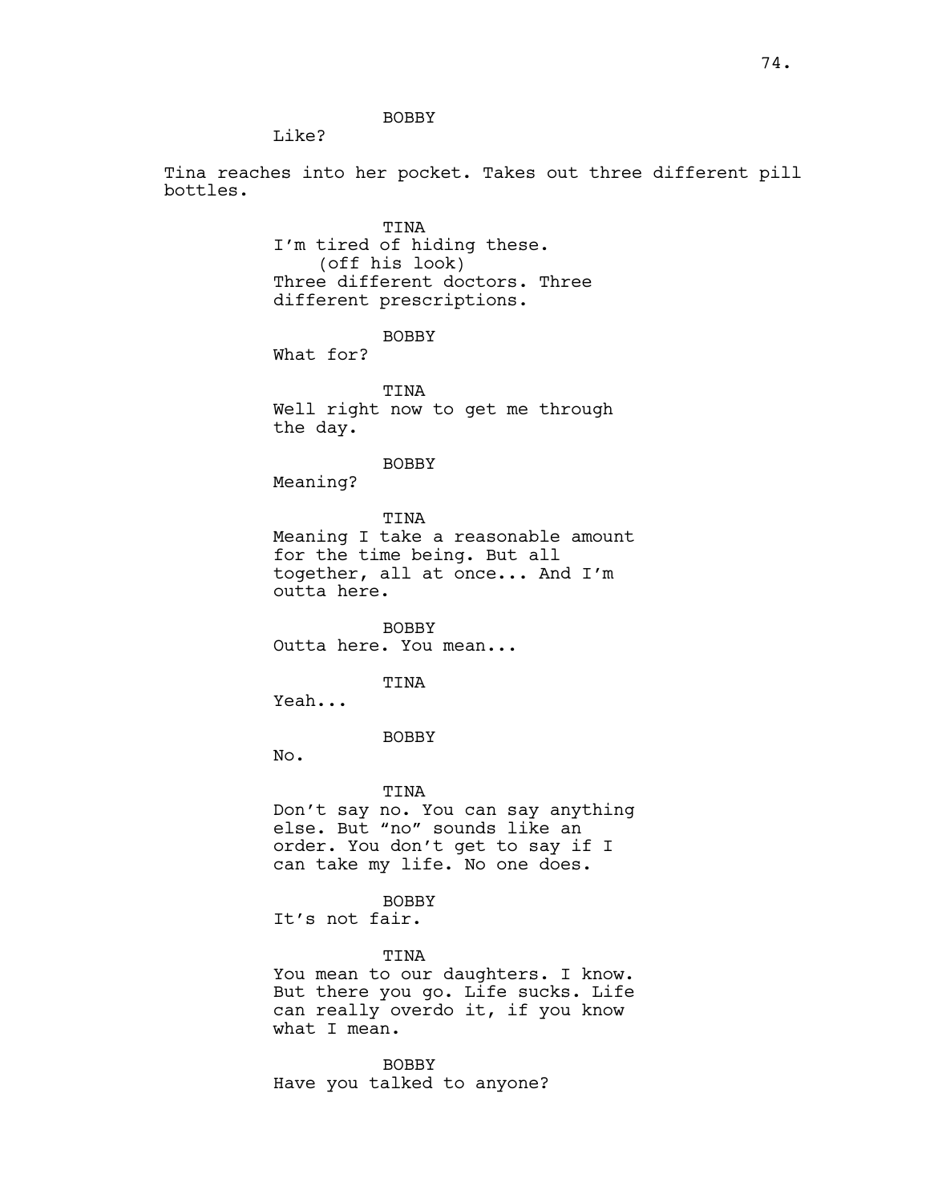BOBBY

Like?

Tina reaches into her pocket. Takes out three different pill bottles.

TINA

I'm tired of hiding these.

(off his look)

Three different doctors. Three different prescriptions.

BOBBY

What for?

TINA

Well right now to get me through the day.

BOBBY

Meaning?

TINA

Meaning I take a reasonable amount for the time being. But all together, all at once... And I'm outta here.

BOBBY

Outta here. You mean...

TINA

Yeah...

BOBBY

No.

TINA

Don't say no. You can say anything else. But "no" sounds like an order. You don't get to say if I can take my life. No one does.

BOBBY

It's not fair.

TINA

You mean to our daughters. I know. But there you go. Life sucks. Life can really overdo it, if you know what I mean.

BOBBY

Have you talked to anyone?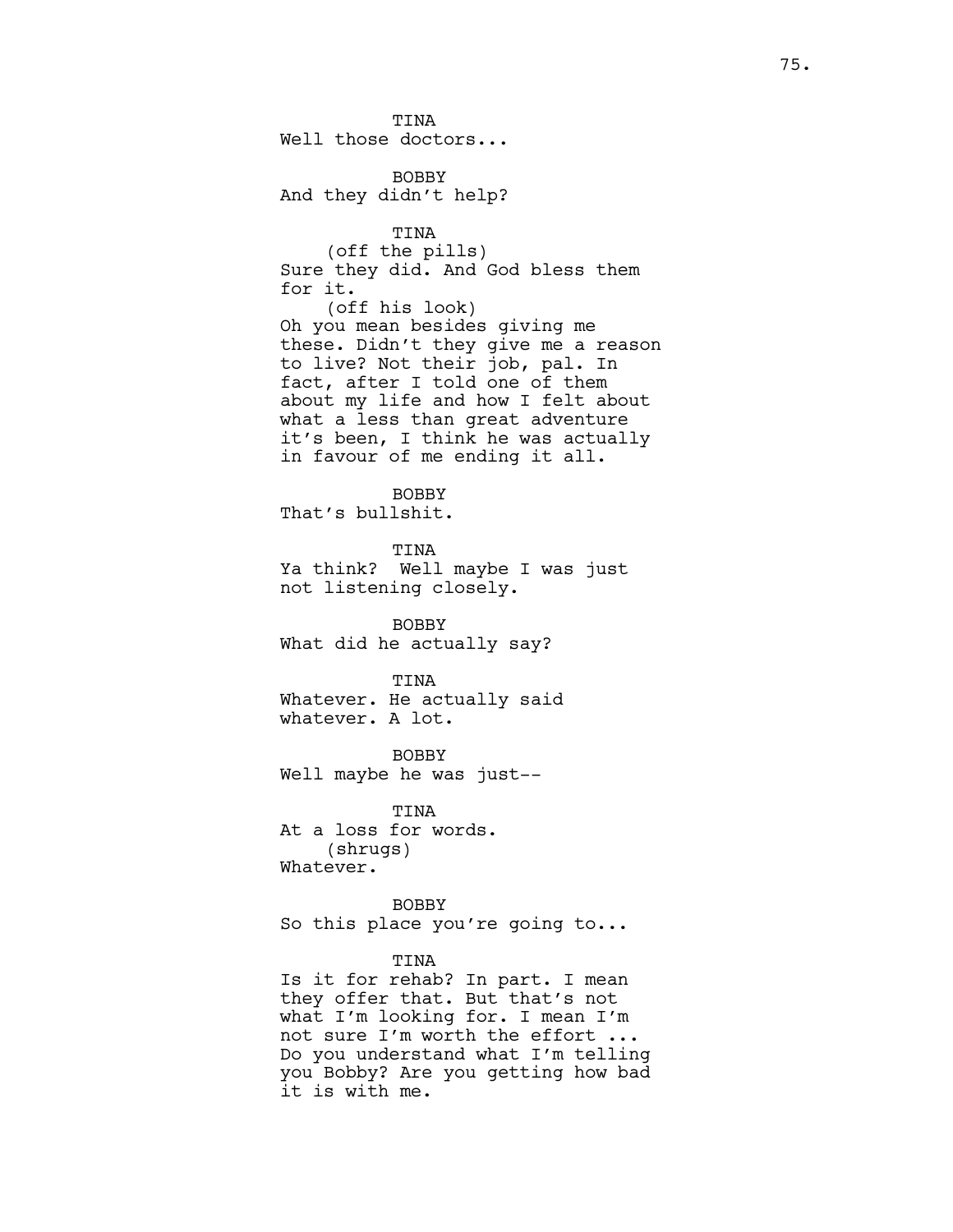TINA
Well those doctors...

BOBBY
And they didn't help?

TINA
(off the pills)
Sure they did. And God bless them for it.
(off his look)
Oh you mean besides giving me these. Didn't they give me a reason to live? Not their job, pal. In fact, after I told one of them about my life and how I felt about what a less than great adventure it's been, I think he was actually in favour of me ending it all.

BOBBY
That's bullshit.

TINA
Ya think? Well maybe I was just not listening closely.

BOBBY
What did he actually say?

TINA
Whatever. He actually said whatever. A lot.

BOBBY
Well maybe he was just--

TINA
At a loss for words.
(shrugs)
Whatever.

BOBBY
So this place you're going to...

TINA
Is it for rehab? In part. I mean they offer that. But that's not what I'm looking for. I mean I'm not sure I'm worth the effort ... Do you understand what I'm telling you Bobby? Are you getting how bad it is with me.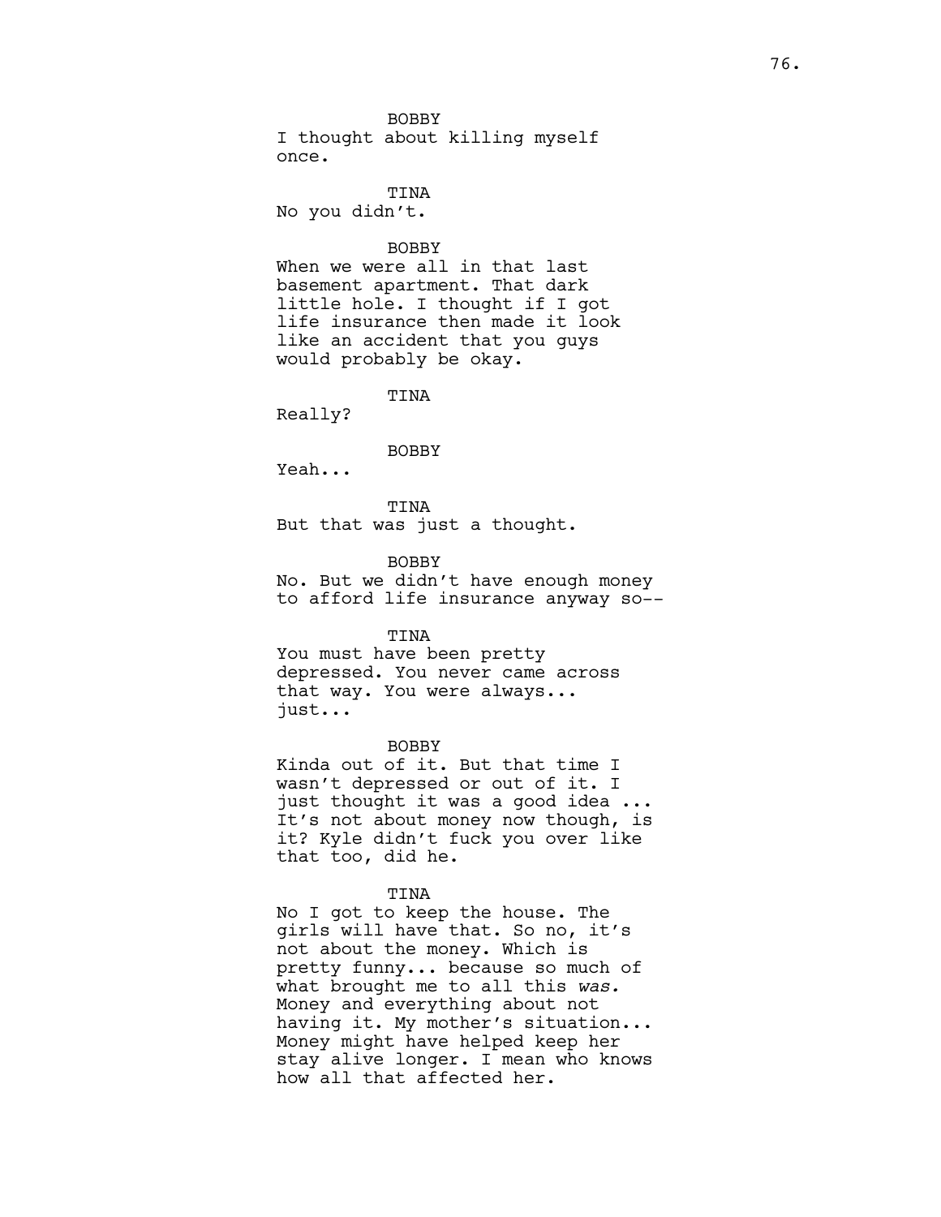BOBBY

I thought about killing myself once.

TINA

No you didn't.

BOBBY

When we were all in that last basement apartment. That dark little hole. I thought if I got life insurance then made it look like an accident that you guys would probably be okay.

TINA

Really?

BOBBY

Yeah...

TINA

But that was just a thought.

BOBBY

No. But we didn't have enough money to afford life insurance anyway so--

TINA

You must have been pretty depressed. You never came across that way. You were always... just...

BOBBY

Kinda out of it. But that time I wasn't depressed or out of it. I just thought it was a good idea ... It's not about money now though, is it? Kyle didn't fuck you over like that too, did he.

TINA

No I got to keep the house. The girls will have that. So no, it's not about the money. Which is pretty funny... because so much of what brought me to all this *was.* Money and everything about not having it. My mother's situation... Money might have helped keep her stay alive longer. I mean who knows how all that affected her.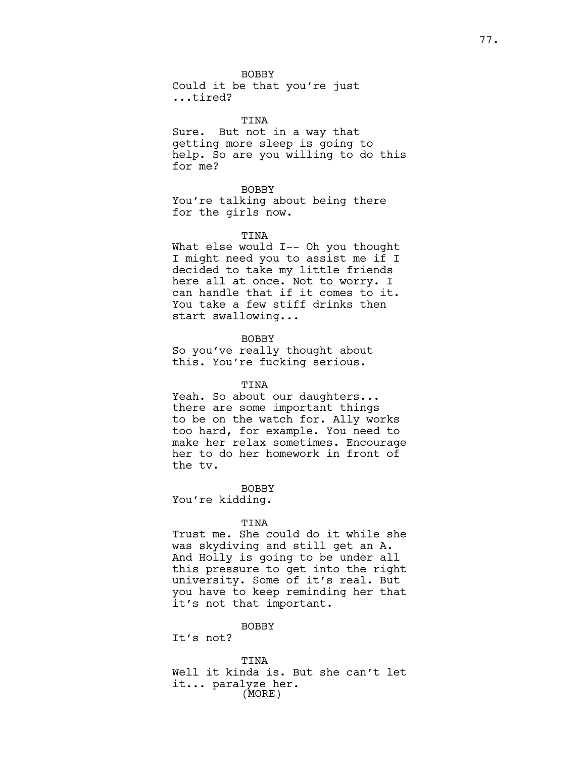BOBBY
Could it be that you're just ...tired?

TINA
Sure. But not in a way that getting more sleep is going to help. So are you willing to do this for me?

BOBBY
You're talking about being there for the girls now.

TINA
What else would I-- Oh you thought I might need you to assist me if I decided to take my little friends here all at once. Not to worry. I can handle that if it comes to it. You take a few stiff drinks then start swallowing...

BOBBY
So you've really thought about this. You're fucking serious.

TINA
Yeah. So about our daughters... there are some important things to be on the watch for. Ally works too hard, for example. You need to make her relax sometimes. Encourage her to do her homework in front of the tv.

BOBBY
You're kidding.

TINA
Trust me. She could do it while she was skydiving and still get an A. And Holly is going to be under all this pressure to get into the right university. Some of it's real. But you have to keep reminding her that it's not that important.

BOBBY
It's not?

TINA
Well it kinda is. But she can't let it... paralyze her.
(MORE)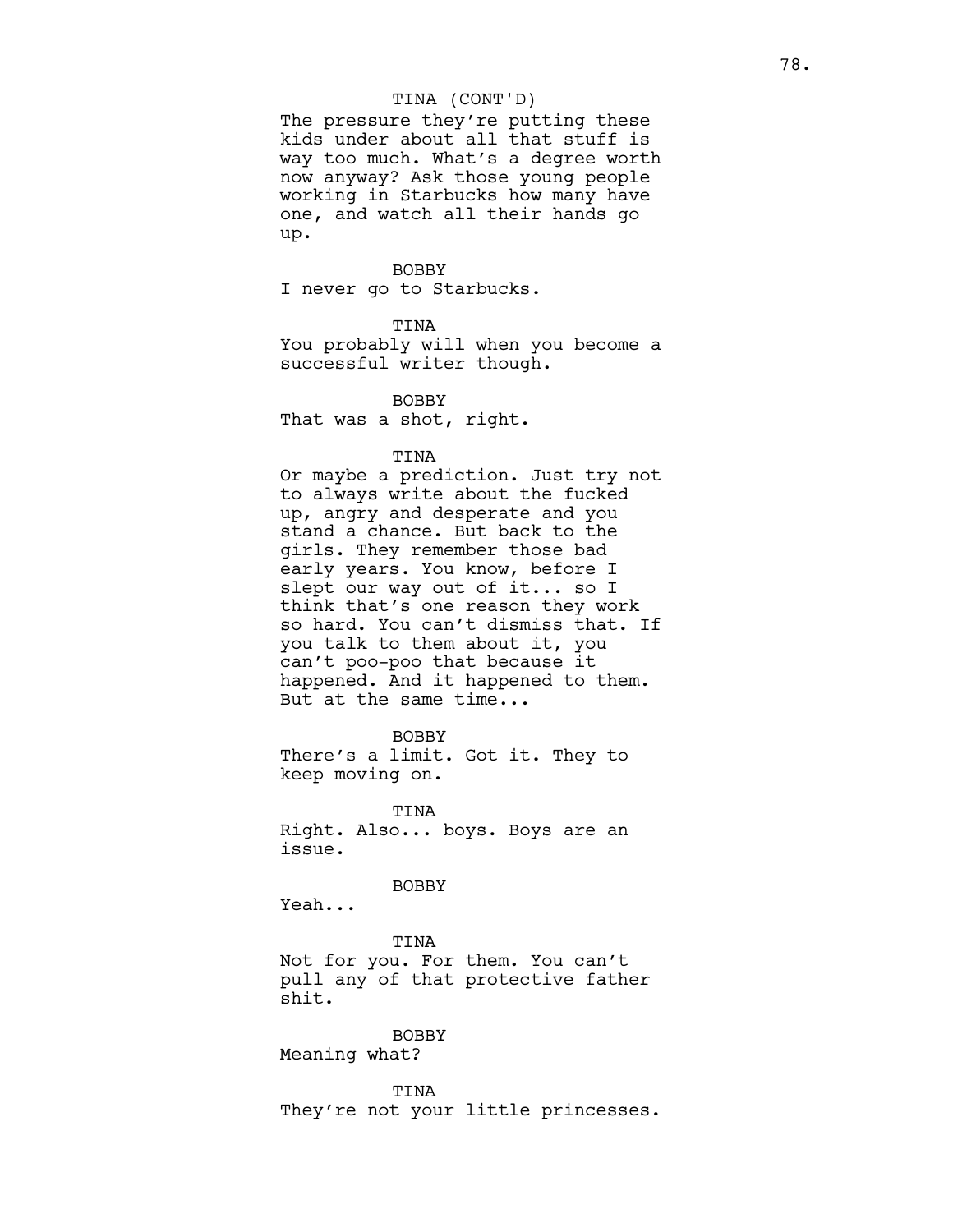TINA (CONT'D)
The pressure they're putting these kids under about all that stuff is way too much. What's a degree worth now anyway? Ask those young people working in Starbucks how many have one, and watch all their hands go up.

BOBBY
I never go to Starbucks.

TINA
You probably will when you become a successful writer though.

BOBBY
That was a shot, right.

TINA
Or maybe a prediction. Just try not to always write about the fucked up, angry and desperate and you stand a chance. But back to the girls. They remember those bad early years. You know, before I slept our way out of it... so I think that's one reason they work so hard. You can't dismiss that. If you talk to them about it, you can't poo-poo that because it happened. And it happened to them. But at the same time...

BOBBY
There's a limit. Got it. They to keep moving on.

TINA
Right. Also... boys. Boys are an issue.

BOBBY
Yeah...

TINA
Not for you. For them. You can't pull any of that protective father shit.

BOBBY
Meaning what?

TINA
They're not your little princesses.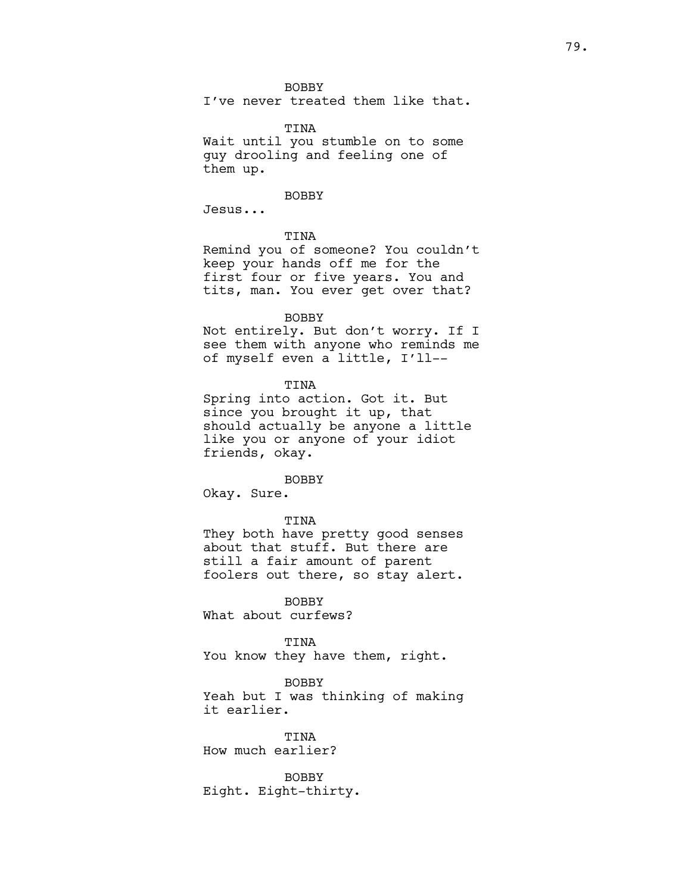BOBBY
I've never treated them like that.

TINA
Wait until you stumble on to some guy drooling and feeling one of them up.

BOBBY
Jesus...

TINA
Remind you of someone? You couldn't keep your hands off me for the first four or five years. You and tits, man. You ever get over that?

BOBBY
Not entirely. But don't worry. If I see them with anyone who reminds me of myself even a little, I'll--

TINA
Spring into action. Got it. But since you brought it up, that should actually be anyone a little like you or anyone of your idiot friends, okay.

BOBBY
Okay. Sure.

TINA
They both have pretty good senses about that stuff. But there are still a fair amount of parent foolers out there, so stay alert.

BOBBY
What about curfews?

TINA
You know they have them, right.

BOBBY
Yeah but I was thinking of making it earlier.

TINA
How much earlier?

BOBBY
Eight. Eight-thirty.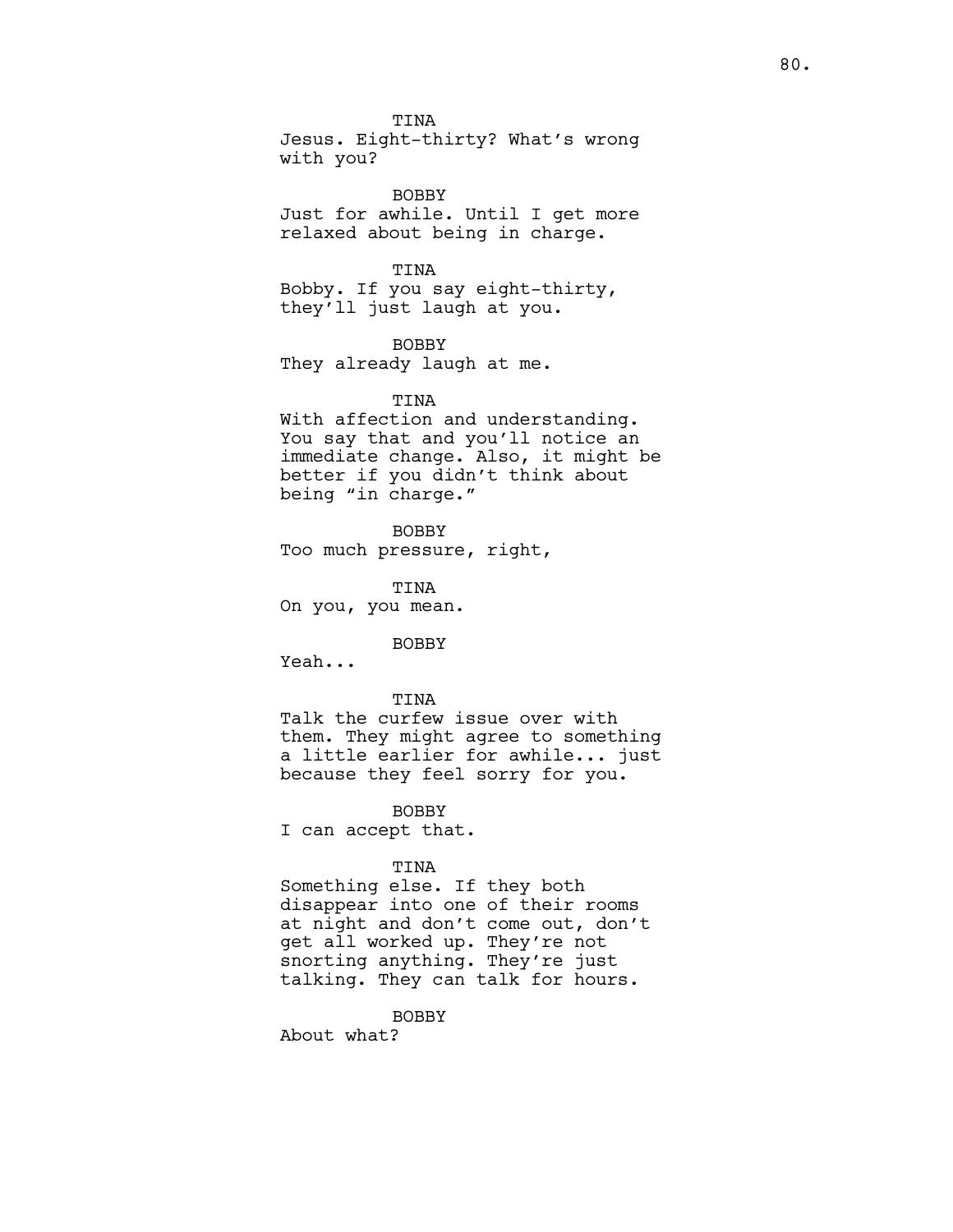TINA
Jesus. Eight-thirty? What's wrong with you?

BOBBY
Just for awhile. Until I get more relaxed about being in charge.

TINA
Bobby. If you say eight-thirty, they'll just laugh at you.

BOBBY
They already laugh at me.

TINA
With affection and understanding. You say that and you'll notice an immediate change. Also, it might be better if you didn't think about being "in charge."

BOBBY
Too much pressure, right,

TINA
On you, you mean.

BOBBY
Yeah...

TINA
Talk the curfew issue over with them. They might agree to something a little earlier for awhile... just because they feel sorry for you.

BOBBY
I can accept that.

TINA
Something else. If they both disappear into one of their rooms at night and don't come out, don't get all worked up. They're not snorting anything. They're just talking. They can talk for hours.

BOBBY
About what?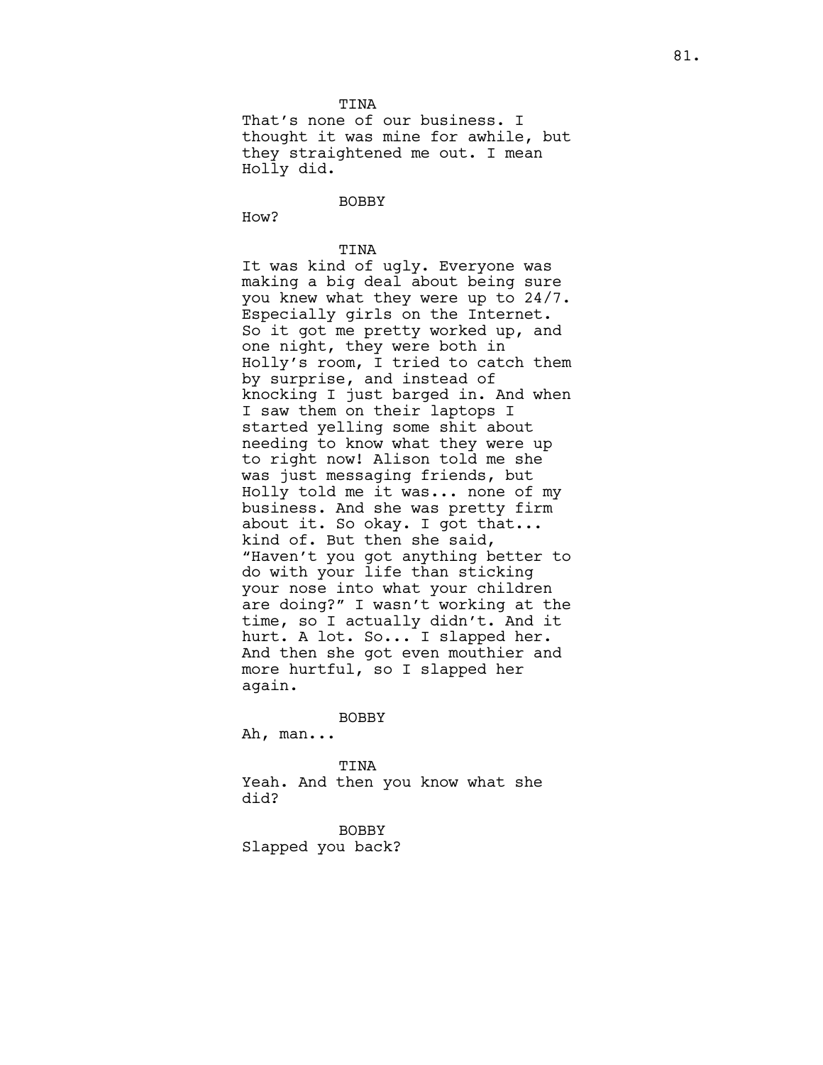TINA

That's none of our business. I thought it was mine for awhile, but they straightened me out. I mean Holly did.

BOBBY

How?

TINA

It was kind of ugly. Everyone was making a big deal about being sure you knew what they were up to 24/7. Especially girls on the Internet. So it got me pretty worked up, and one night, they were both in Holly's room, I tried to catch them by surprise, and instead of knocking I just barged in. And when I saw them on their laptops I started yelling some shit about needing to know what they were up to right now! Alison told me she was just messaging friends, but Holly told me it was... none of my business. And she was pretty firm about it. So okay. I got that... kind of. But then she said, "Haven't you got anything better to do with your life than sticking your nose into what your children are doing?" I wasn't working at the time, so I actually didn't. And it hurt. A lot. So... I slapped her. And then she got even mouthier and more hurtful, so I slapped her again.

BOBBY

Ah, man...

TINA

Yeah. And then you know what she did?

BOBBY

Slapped you back?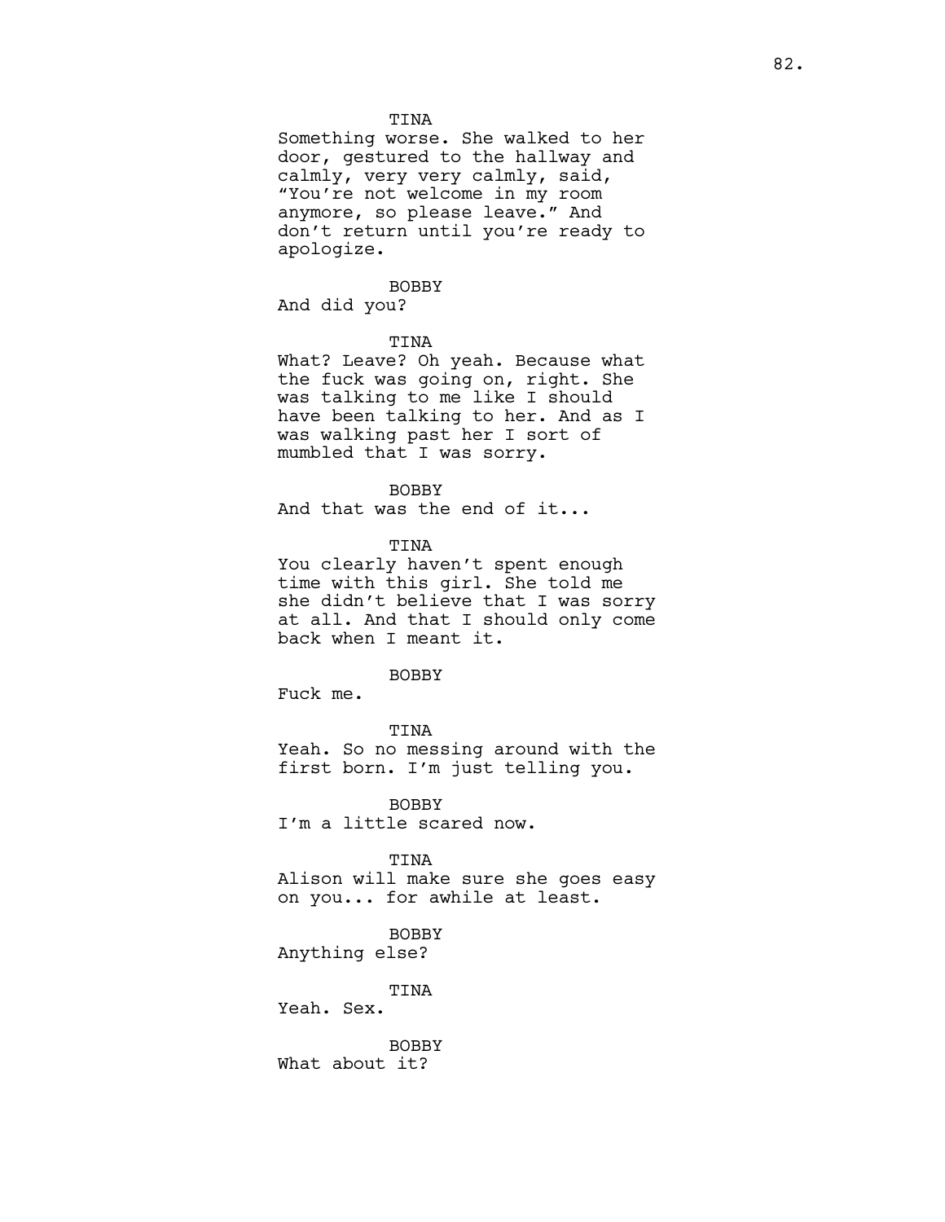TINA

Something worse. She walked to her door, gestured to the hallway and calmly, very very calmly, said, "You're not welcome in my room anymore, so please leave." And don't return until you're ready to apologize.

BOBBY

And did you?

TINA

What? Leave? Oh yeah. Because what the fuck was going on, right. She was talking to me like I should have been talking to her. And as I was walking past her I sort of mumbled that I was sorry.

BOBBY

And that was the end of it...

TINA

You clearly haven't spent enough time with this girl. She told me she didn't believe that I was sorry at all. And that I should only come back when I meant it.

BOBBY

Fuck me.

TINA

Yeah. So no messing around with the first born. I'm just telling you.

BOBBY

I'm a little scared now.

TINA

Alison will make sure she goes easy on you... for awhile at least.

BOBBY

Anything else?

TINA

Yeah. Sex.

BOBBY

What about it?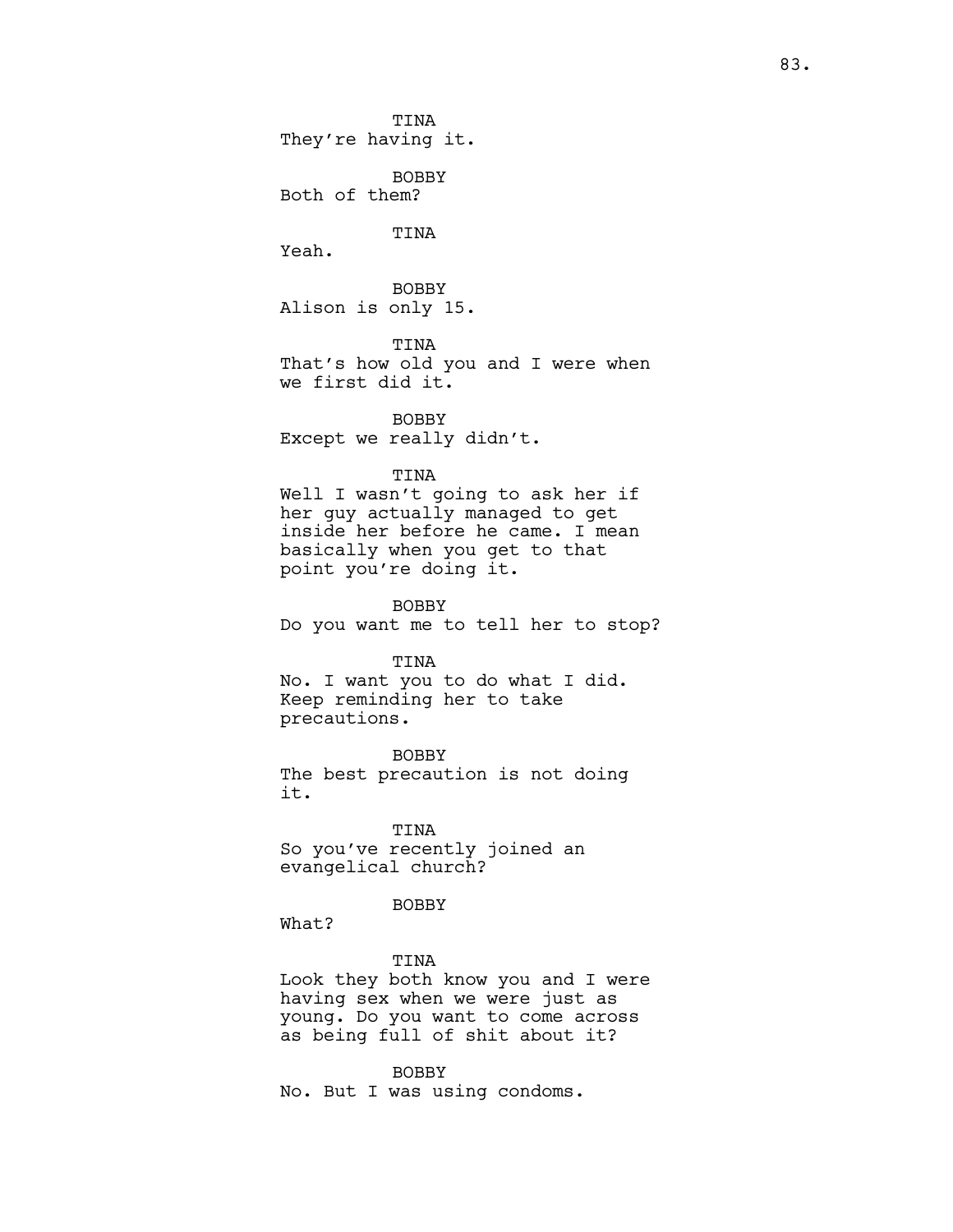TINA
They're having it.

BOBBY
Both of them?

TINA
Yeah.

BOBBY
Alison is only 15.

TINA
That's how old you and I were when we first did it.

BOBBY
Except we really didn't.

TINA
Well I wasn't going to ask her if her guy actually managed to get inside her before he came. I mean basically when you get to that point you're doing it.

BOBBY
Do you want me to tell her to stop?

TINA
No. I want you to do what I did. Keep reminding her to take precautions.

BOBBY
The best precaution is not doing it.

TINA
So you've recently joined an evangelical church?

BOBBY
What?

TINA
Look they both know you and I were having sex when we were just as young. Do you want to come across as being full of shit about it?

BOBBY
No. But I was using condoms.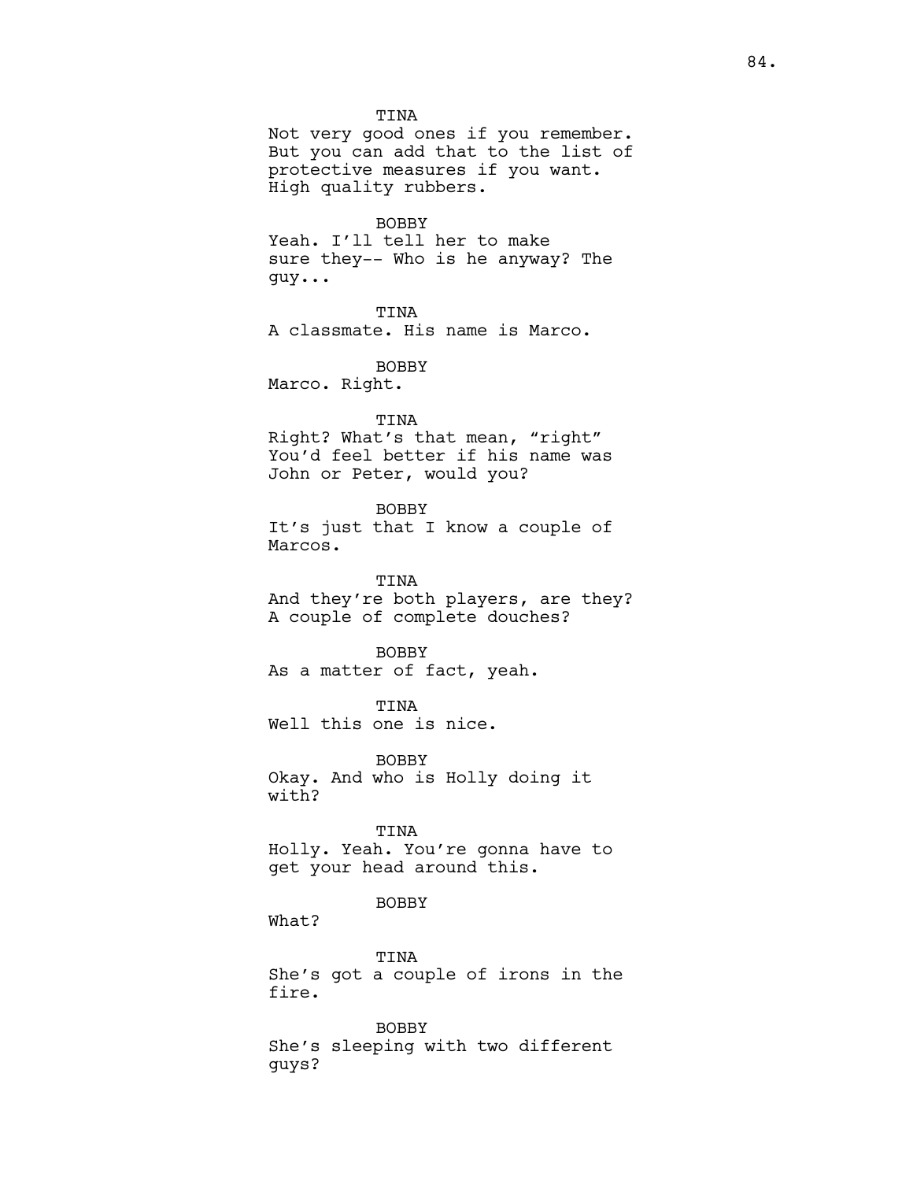TINA

Not very good ones if you remember. But you can add that to the list of protective measures if you want. High quality rubbers.

BOBBY

Yeah. I'll tell her to make sure they-- Who is he anyway? The guy...

TINA

A classmate. His name is Marco.

BOBBY

Marco. Right.

TINA

Right? What's that mean, "right" You'd feel better if his name was John or Peter, would you?

BOBBY

It's just that I know a couple of Marcos.

TINA

And they're both players, are they? A couple of complete douches?

BOBBY

As a matter of fact, yeah.

TINA

Well this one is nice.

BOBBY

Okay. And who is Holly doing it with?

TINA

Holly. Yeah. You're gonna have to get your head around this.

BOBBY

What?

TINA

She's got a couple of irons in the fire.

BOBBY

She's sleeping with two different guys?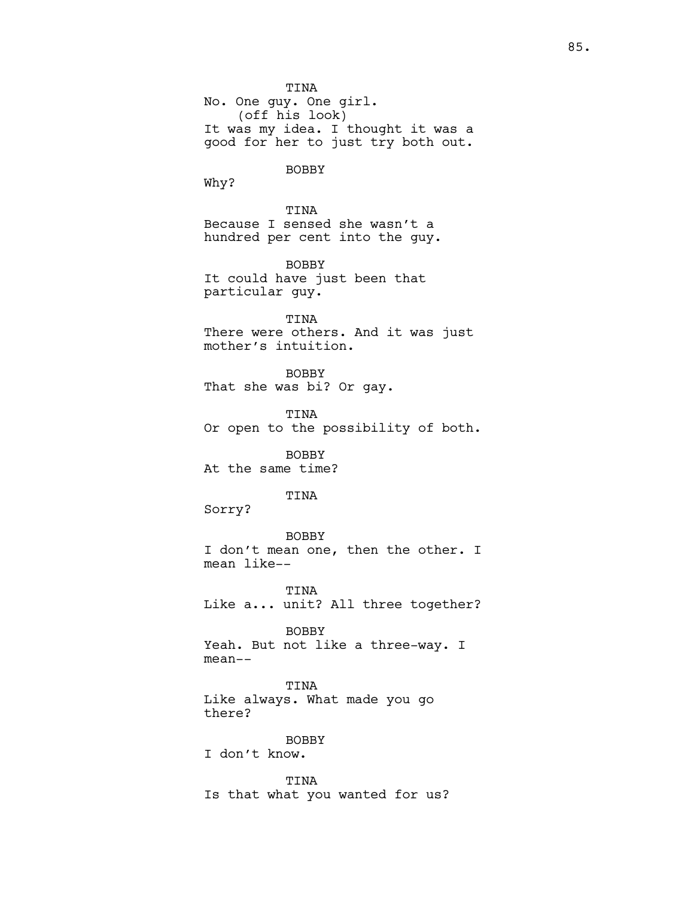TINA
No. One guy. One girl.
(off his look)
It was my idea. I thought it was a good for her to just try both out.

BOBBY
Why?

TINA
Because I sensed she wasn't a hundred per cent into the guy.

BOBBY
It could have just been that particular guy.

TINA
There were others. And it was just mother's intuition.

BOBBY
That she was bi? Or gay.

TINA
Or open to the possibility of both.

BOBBY
At the same time?

TINA
Sorry?

BOBBY
I don't mean one, then the other. I mean like--

TINA
Like a... unit? All three together?

BOBBY
Yeah. But not like a three-way. I mean--

TINA
Like always. What made you go there?

BOBBY
I don't know.

TINA
Is that what you wanted for us?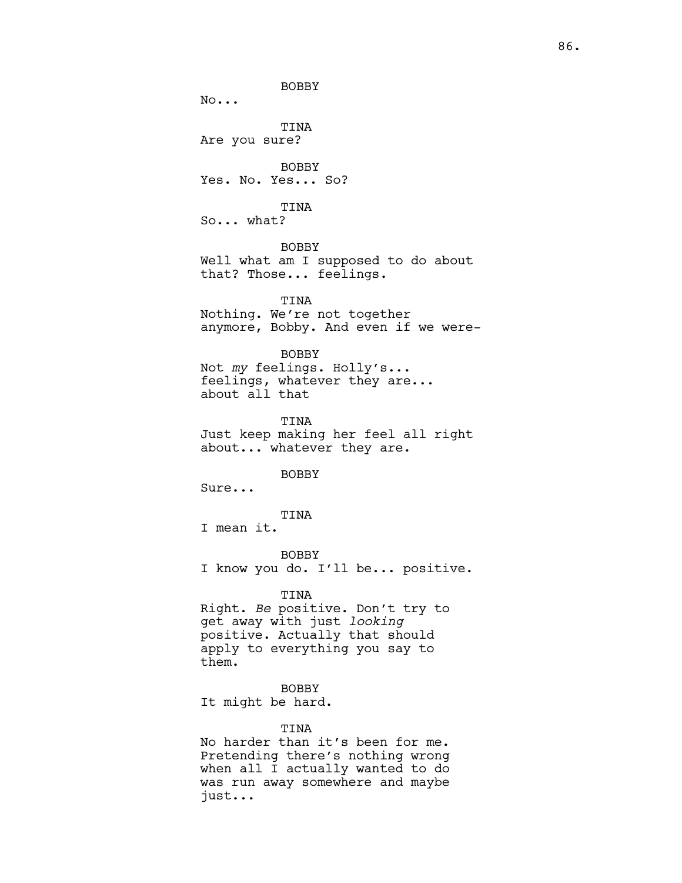BOBBY

No...

TINA

Are you sure?

BOBBY

Yes. No. Yes... So?

TINA

So... what?

BOBBY

Well what am I supposed to do about that? Those... feelings.

TINA

Nothing. We're not together anymore, Bobby. And even if we were-

BOBBY

Not *my* feelings. Holly's... feelings, whatever they are... about all that

TINA

Just keep making her feel all right about... whatever they are.

BOBBY

Sure...

TINA

I mean it.

BOBBY

I know you do. I'll be... positive.

TINA

Right. *Be* positive. Don't try to get away with just *looking* positive. Actually that should apply to everything you say to them.

BOBBY

It might be hard.

TINA

No harder than it's been for me. Pretending there's nothing wrong when all I actually wanted to do was run away somewhere and maybe just...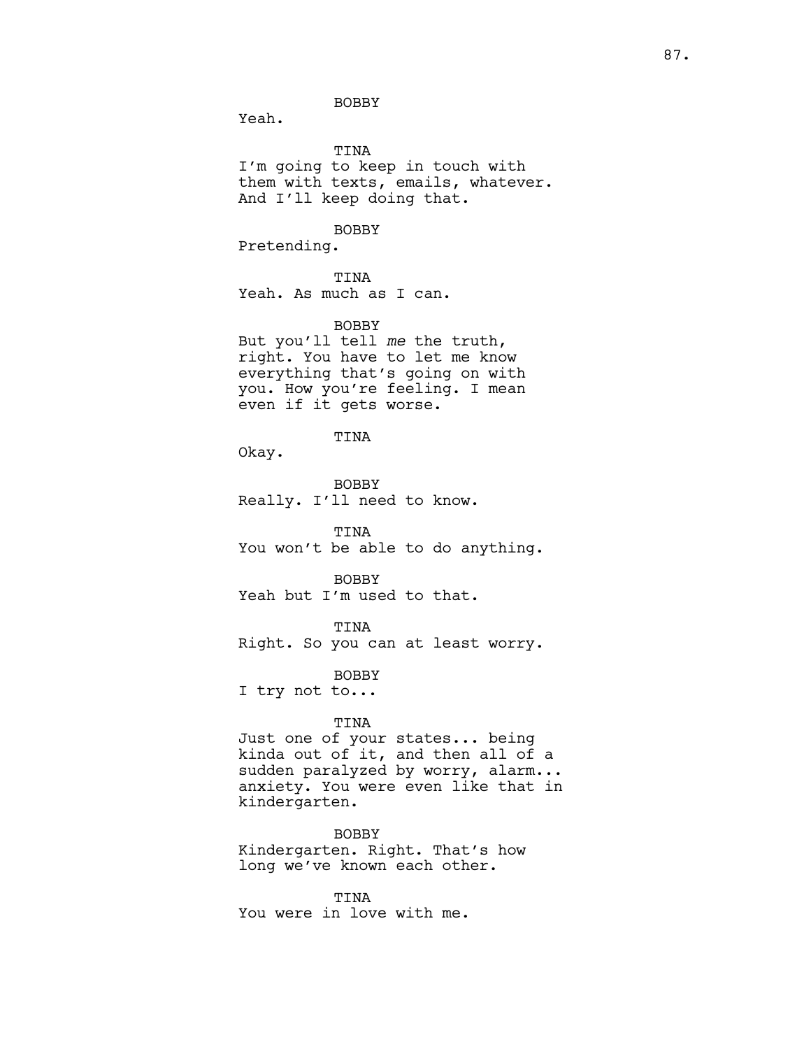BOBBY

Yeah.

TINA

I'm going to keep in touch with them with texts, emails, whatever. And I'll keep doing that.

BOBBY

Pretending.

TINA

Yeah. As much as I can.

BOBBY

But you'll tell *me* the truth, right. You have to let me know everything that's going on with you. How you're feeling. I mean even if it gets worse.

TINA

Okay.

BOBBY

Really. I'll need to know.

TINA

You won't be able to do anything.

BOBBY

Yeah but I'm used to that.

TINA

Right. So you can at least worry.

BOBBY

I try not to...

TINA

Just one of your states... being kinda out of it, and then all of a sudden paralyzed by worry, alarm... anxiety. You were even like that in kindergarten.

BOBBY

Kindergarten. Right. That's how long we've known each other.

TINA

You were in love with me.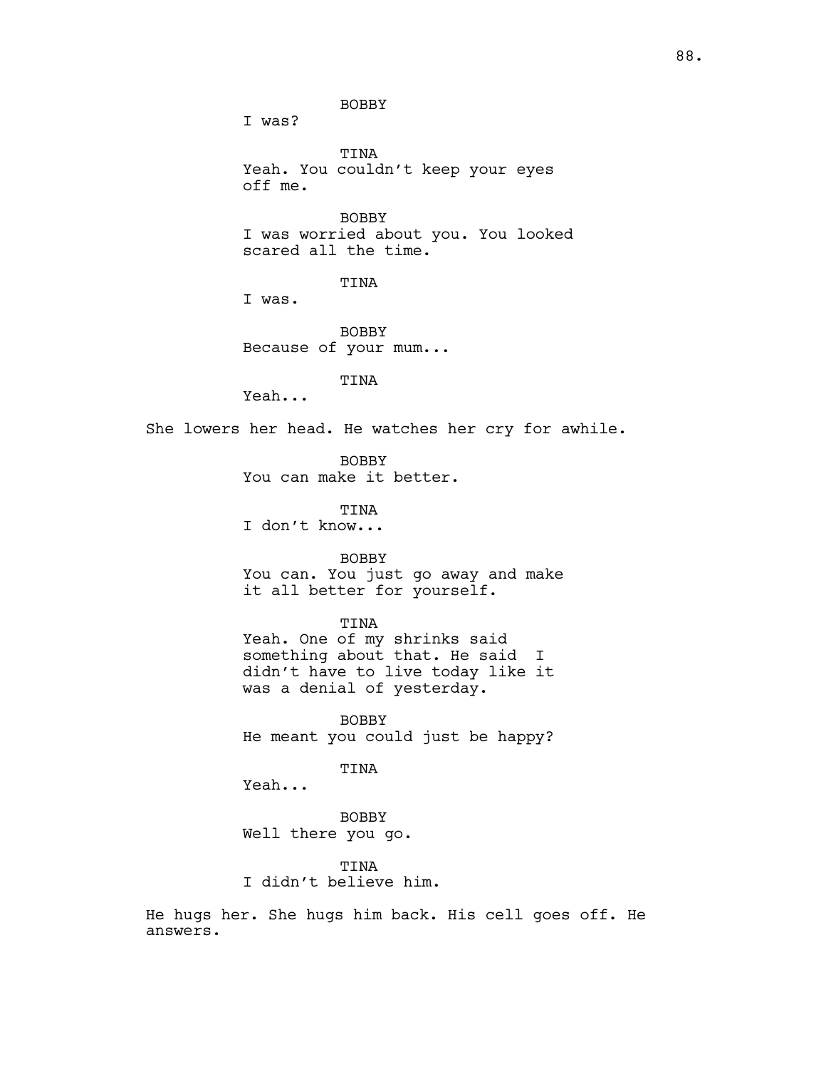BOBBY
I was?

TINA
Yeah. You couldn't keep your eyes off me.

BOBBY
I was worried about you. You looked scared all the time.

TINA
I was.

BOBBY
Because of your mum...

TINA
Yeah...

She lowers her head. He watches her cry for awhile.

BOBBY
You can make it better.

TINA
I don't know...

BOBBY
You can. You just go away and make it all better for yourself.

TINA
Yeah. One of my shrinks said something about that. He said I didn't have to live today like it was a denial of yesterday.

BOBBY
He meant you could just be happy?

TINA
Yeah...

BOBBY
Well there you go.

TINA
I didn't believe him.

He hugs her. She hugs him back. His cell goes off. He answers.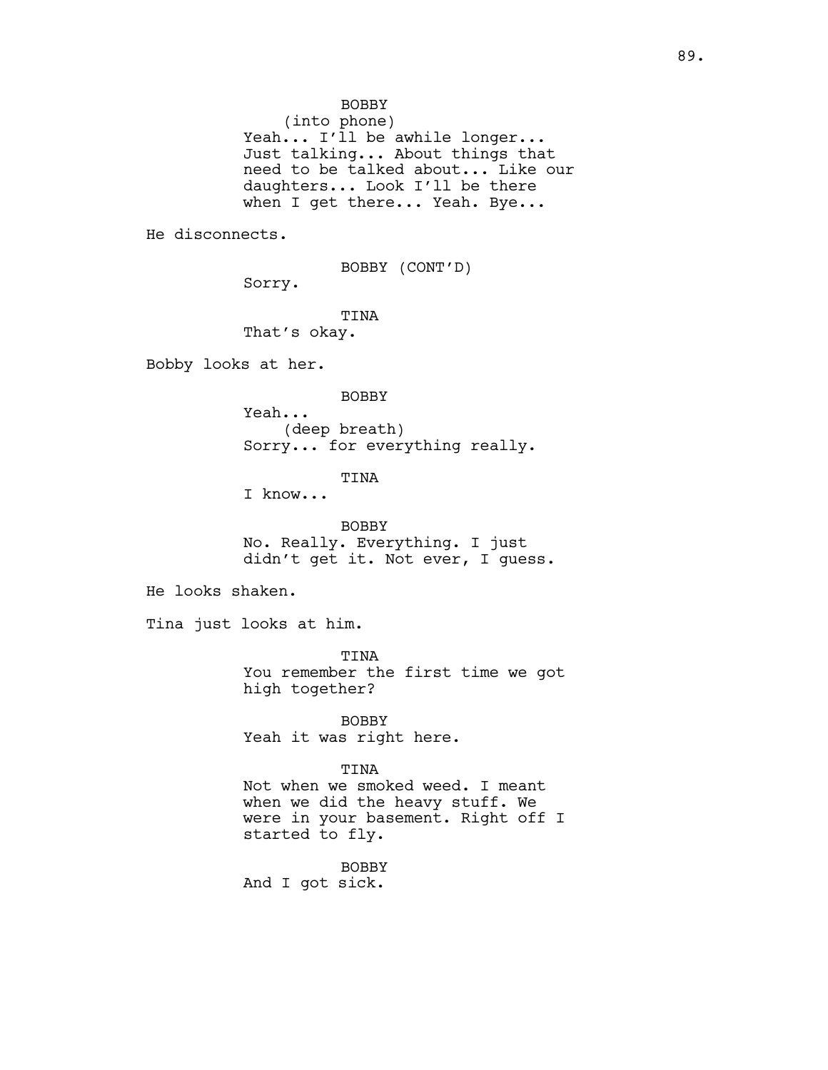BOBBY
(into phone)
Yeah... I'll be awhile longer... Just talking... About things that need to be talked about... Like our daughters... Look I'll be there when I get there... Yeah. Bye...

He disconnects.

BOBBY (CONT'D)
Sorry.

TINA
That's okay.

Bobby looks at her.

BOBBY
Yeah...
(deep breath)
Sorry... for everything really.

TINA
I know...

BOBBY
No. Really. Everything. I just didn't get it. Not ever, I guess.

He looks shaken.

Tina just looks at him.

TINA
You remember the first time we got high together?

BOBBY
Yeah it was right here.

TINA
Not when we smoked weed. I meant when we did the heavy stuff. We were in your basement. Right off I started to fly.

BOBBY
And I got sick.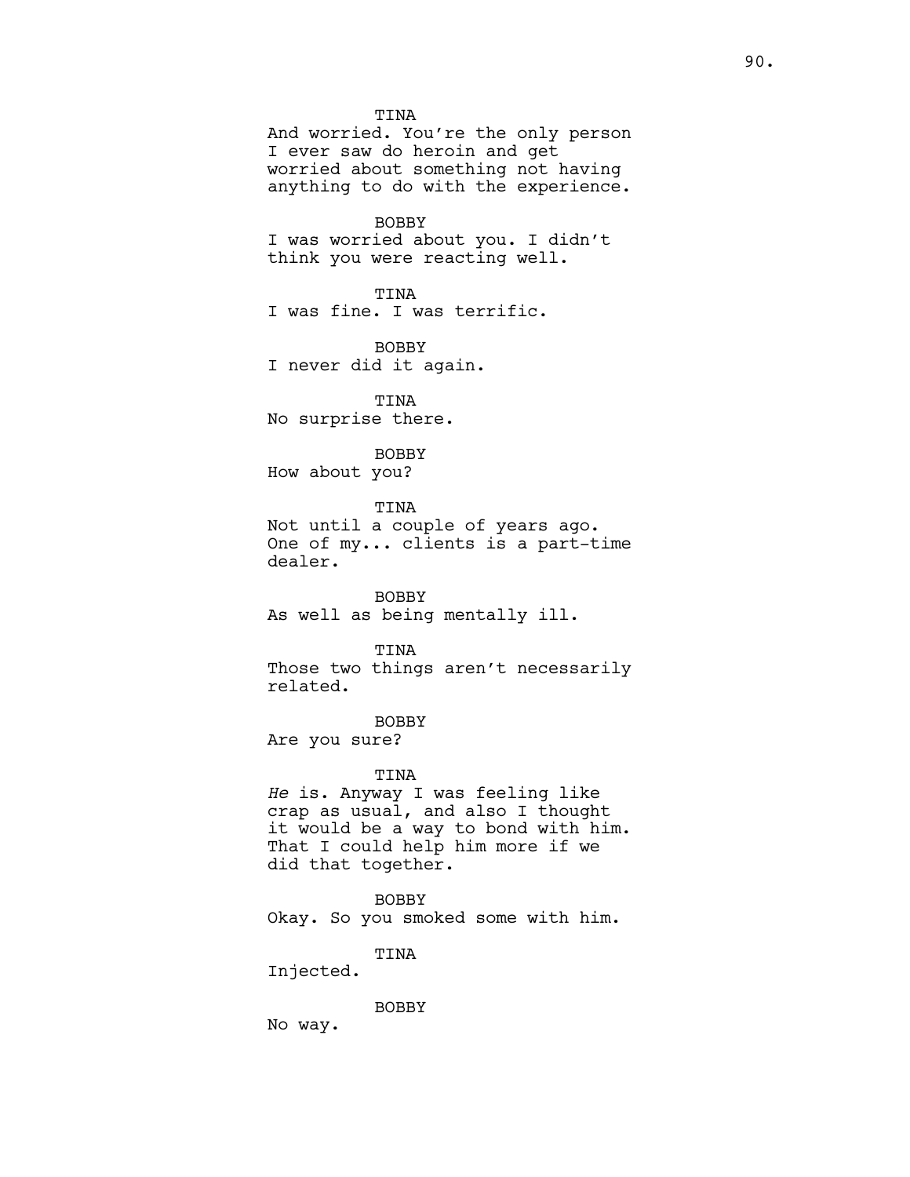TINA

And worried. You're the only person I ever saw do heroin and get worried about something not having anything to do with the experience.

BOBBY

I was worried about you. I didn't think you were reacting well.

TINA

I was fine. I was terrific.

BOBBY

I never did it again.

TINA

No surprise there.

BOBBY

How about you?

TINA

Not until a couple of years ago. One of my... clients is a part-time dealer.

BOBBY

As well as being mentally ill.

TINA

Those two things aren't necessarily related.

BOBBY

Are you sure?

TINA

*He* is. Anyway I was feeling like crap as usual, and also I thought it would be a way to bond with him. That I could help him more if we did that together.

BOBBY

Okay. So you smoked some with him.

TINA

Injected.

BOBBY

No way.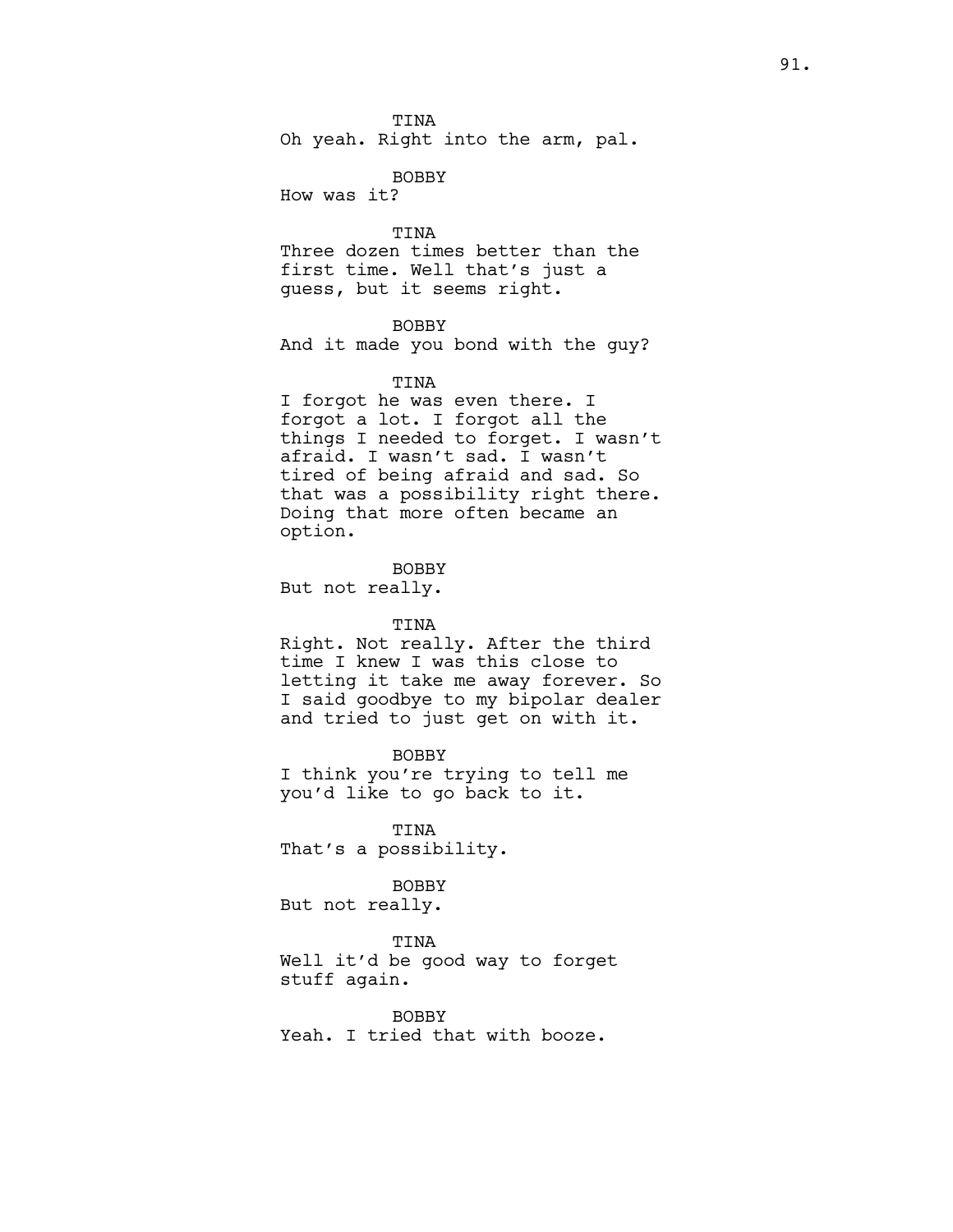TINA
Oh yeah. Right into the arm, pal.

BOBBY
How was it?

TINA
Three dozen times better than the first time. Well that's just a guess, but it seems right.

BOBBY
And it made you bond with the guy?

TINA
I forgot he was even there. I forgot a lot. I forgot all the things I needed to forget. I wasn't afraid. I wasn't sad. I wasn't tired of being afraid and sad. So that was a possibility right there. Doing that more often became an option.

BOBBY
But not really.

TINA
Right. Not really. After the third time I knew I was this close to letting it take me away forever. So I said goodbye to my bipolar dealer and tried to just get on with it.

BOBBY
I think you're trying to tell me you'd like to go back to it.

TINA
That's a possibility.

BOBBY
But not really.

TINA
Well it'd be good way to forget stuff again.

BOBBY
Yeah. I tried that with booze.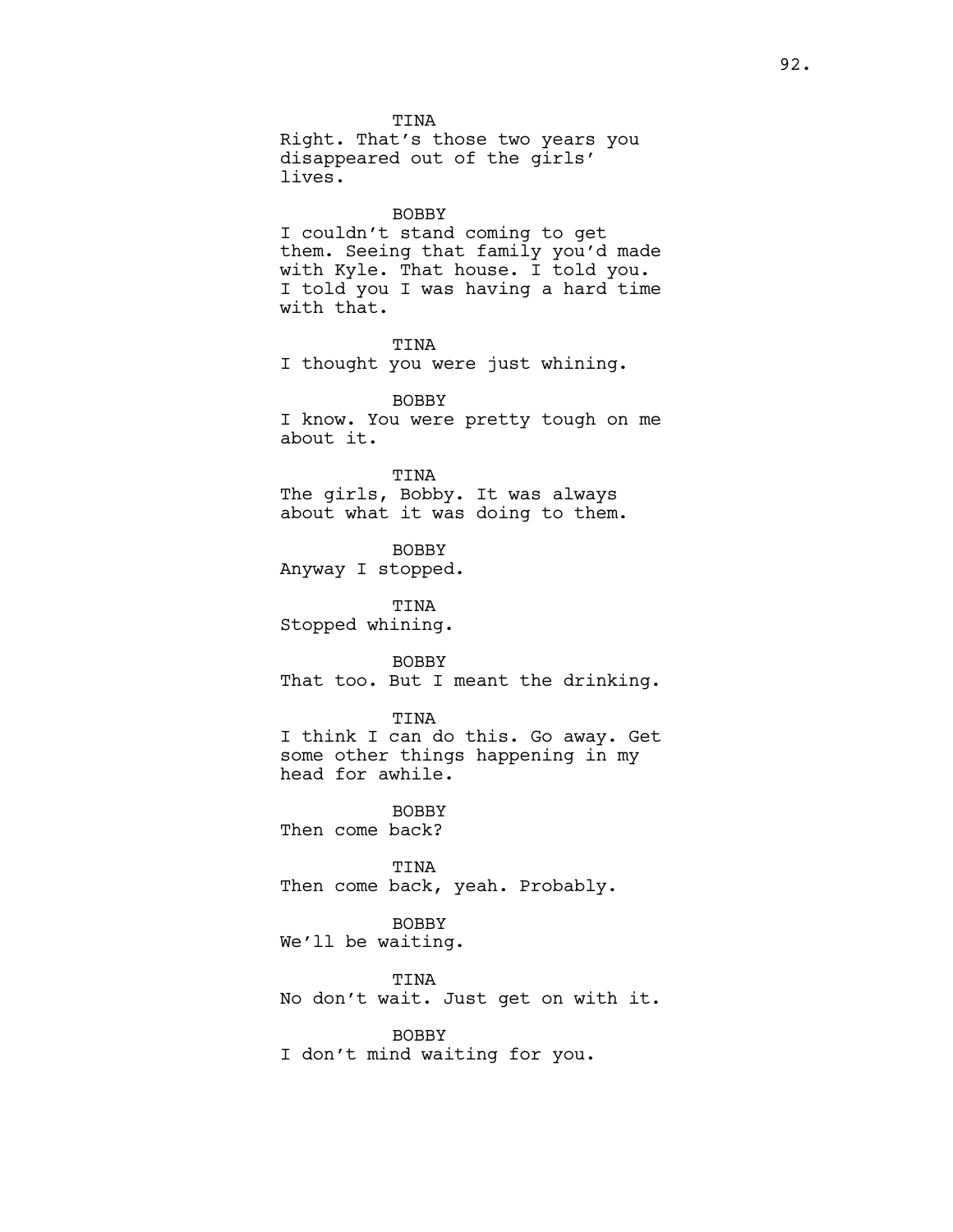TINA
Right. That's those two years you disappeared out of the girls' lives.

BOBBY
I couldn't stand coming to get them. Seeing that family you'd made with Kyle. That house. I told you. I told you I was having a hard time with that.

TINA
I thought you were just whining.

BOBBY
I know. You were pretty tough on me about it.

TINA
The girls, Bobby. It was always about what it was doing to them.

BOBBY
Anyway I stopped.

TINA
Stopped whining.

BOBBY
That too. But I meant the drinking.

TINA
I think I can do this. Go away. Get some other things happening in my head for awhile.

BOBBY
Then come back?

TINA
Then come back, yeah. Probably.

BOBBY
We'll be waiting.

TINA
No don't wait. Just get on with it.

BOBBY
I don't mind waiting for you.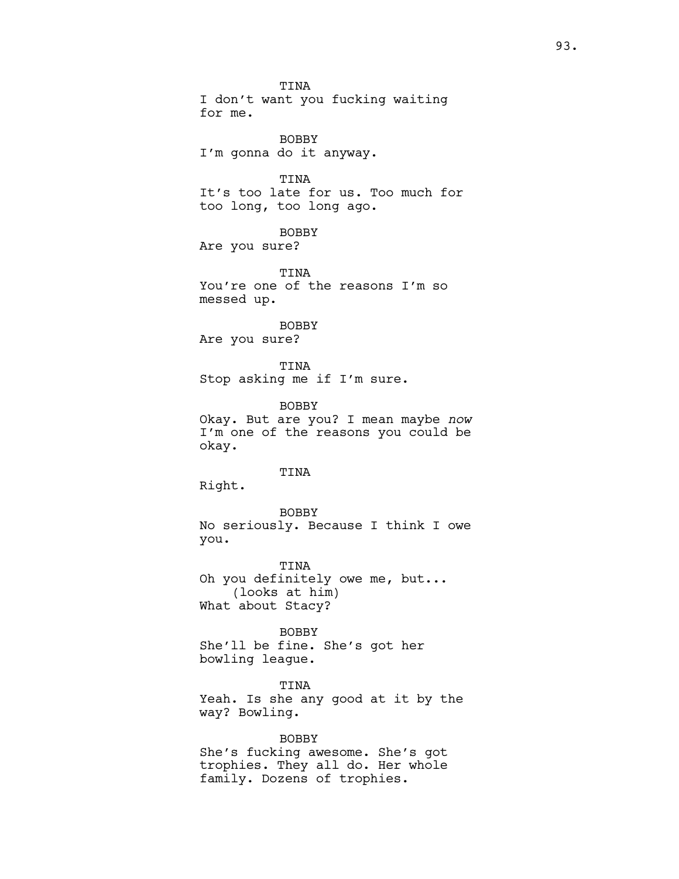TINA
I don't want you fucking waiting for me.

BOBBY
I'm gonna do it anyway.

TINA
It's too late for us. Too much for too long, too long ago.

BOBBY
Are you sure?

TINA
You're one of the reasons I'm so messed up.

BOBBY
Are you sure?

TINA
Stop asking me if I'm sure.

BOBBY
Okay. But are you? I mean maybe *now* I'm one of the reasons you could be okay.

TINA
Right.

BOBBY
No seriously. Because I think I owe you.

TINA
Oh you definitely owe me, but...
(looks at him)
What about Stacy?

BOBBY
She'll be fine. She's got her bowling league.

TINA
Yeah. Is she any good at it by the way? Bowling.

BOBBY
She's fucking awesome. She's got trophies. They all do. Her whole family. Dozens of trophies.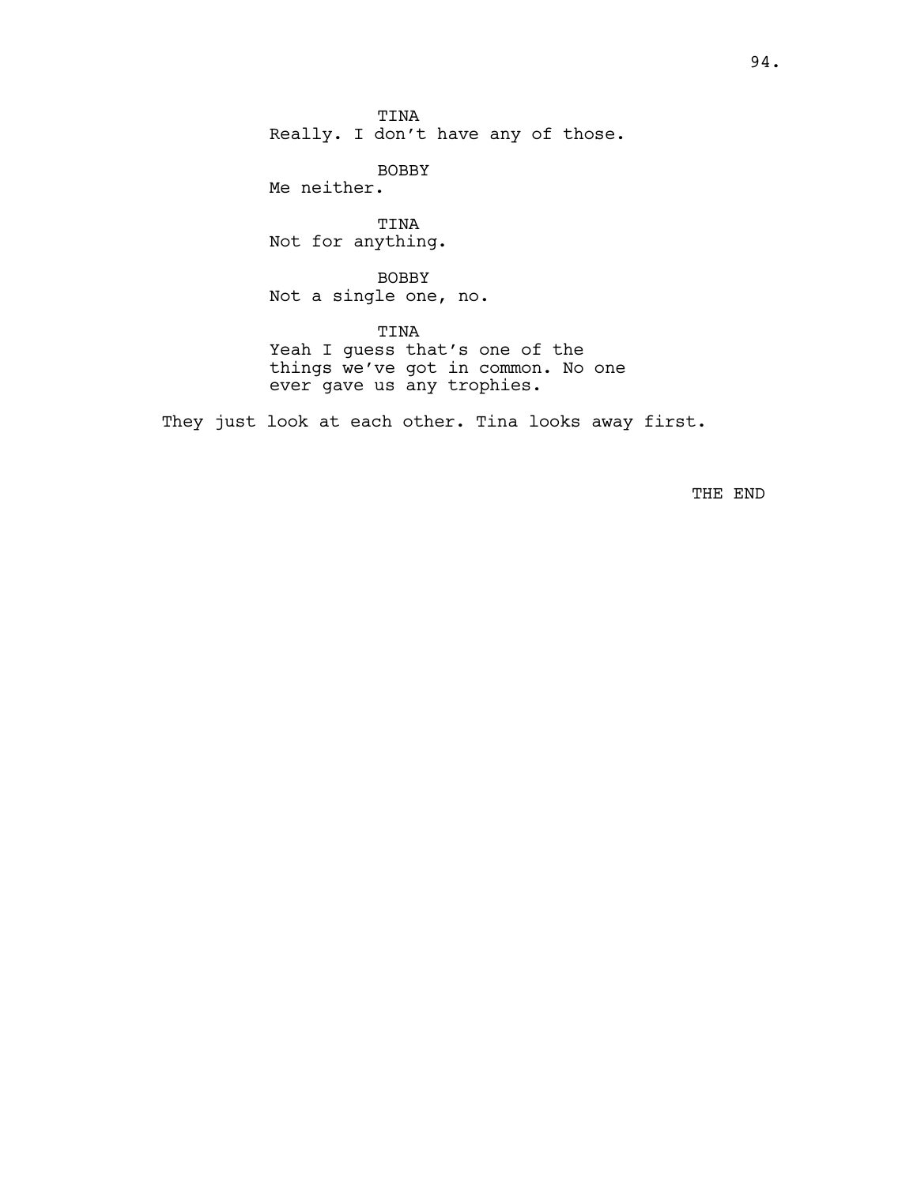TINA
Really. I don't have any of those.

BOBBY
Me neither.

TINA
Not for anything.

BOBBY
Not a single one, no.

TINA
Yeah I guess that's one of the things we've got in common. No one ever gave us any trophies.

They just look at each other. Tina looks away first.

THE END